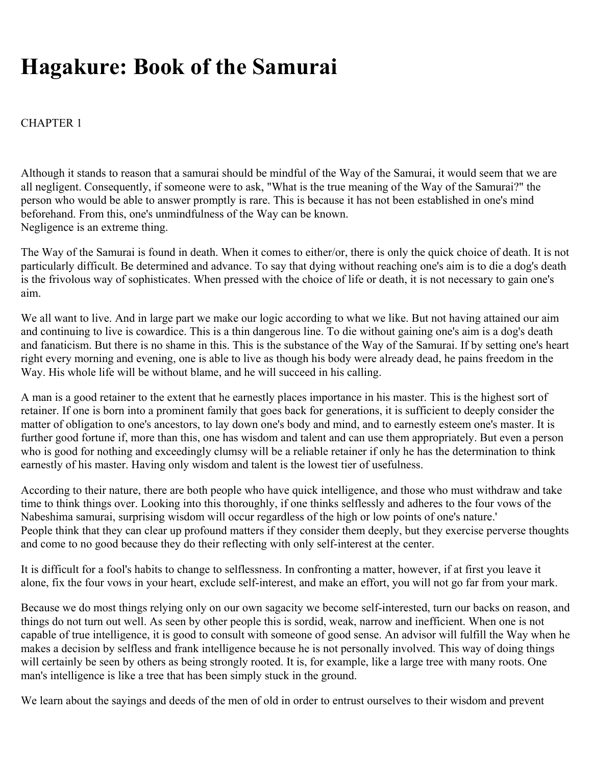# Hagakure: Book of the Samurai

CHAPTER 1

Although it stands to reason that a samurai should be mindful of the Way of the Samurai, it would seem that we are all negligent. Consequently, if someone were to ask, "What is the true meaning of the Way of the Samurai?" the person who would be able to answer promptly is rare. This is because it has not been established in one's mind beforehand. From this, one's unmindfulness of the Way can be known.
Negligence is an extreme thing.

The Way of the Samurai is found in death. When it comes to either/or, there is only the quick choice of death. It is not particularly difficult. Be determined and advance. To say that dying without reaching one's aim is to die a dog's death is the frivolous way of sophisticates. When pressed with the choice of life or death, it is not necessary to gain one's aim.

We all want to live. And in large part we make our logic according to what we like. But not having attained our aim and continuing to live is cowardice. This is a thin dangerous line. To die without gaining one's aim is a dog's death and fanaticism. But there is no shame in this. This is the substance of the Way of the Samurai. If by setting one's heart right every morning and evening, one is able to live as though his body were already dead, he pains freedom in the Way. His whole life will be without blame, and he will succeed in his calling.

A man is a good retainer to the extent that he earnestly places importance in his master. This is the highest sort of retainer. If one is born into a prominent family that goes back for generations, it is sufficient to deeply consider the matter of obligation to one's ancestors, to lay down one's body and mind, and to earnestly esteem one's master. It is further good fortune if, more than this, one has wisdom and talent and can use them appropriately. But even a person who is good for nothing and exceedingly clumsy will be a reliable retainer if only he has the determination to think earnestly of his master. Having only wisdom and talent is the lowest tier of usefulness.

According to their nature, there are both people who have quick intelligence, and those who must withdraw and take time to think things over. Looking into this thoroughly, if one thinks selflessly and adheres to the four vows of the Nabeshima samurai, surprising wisdom will occur regardless of the high or low points of one's nature.'
People think that they can clear up profound matters if they consider them deeply, but they exercise perverse thoughts and come to no good because they do their reflecting with only self-interest at the center.

It is difficult for a fool's habits to change to selflessness. In confronting a matter, however, if at first you leave it alone, fix the four vows in your heart, exclude self-interest, and make an effort, you will not go far from your mark.

Because we do most things relying only on our own sagacity we become self-interested, turn our backs on reason, and things do not turn out well. As seen by other people this is sordid, weak, narrow and inefficient. When one is not capable of true intelligence, it is good to consult with someone of good sense. An advisor will fulfill the Way when he makes a decision by selfless and frank intelligence because he is not personally involved. This way of doing things will certainly be seen by others as being strongly rooted. It is, for example, like a large tree with many roots. One man's intelligence is like a tree that has been simply stuck in the ground.

We learn about the sayings and deeds of the men of old in order to entrust ourselves to their wisdom and prevent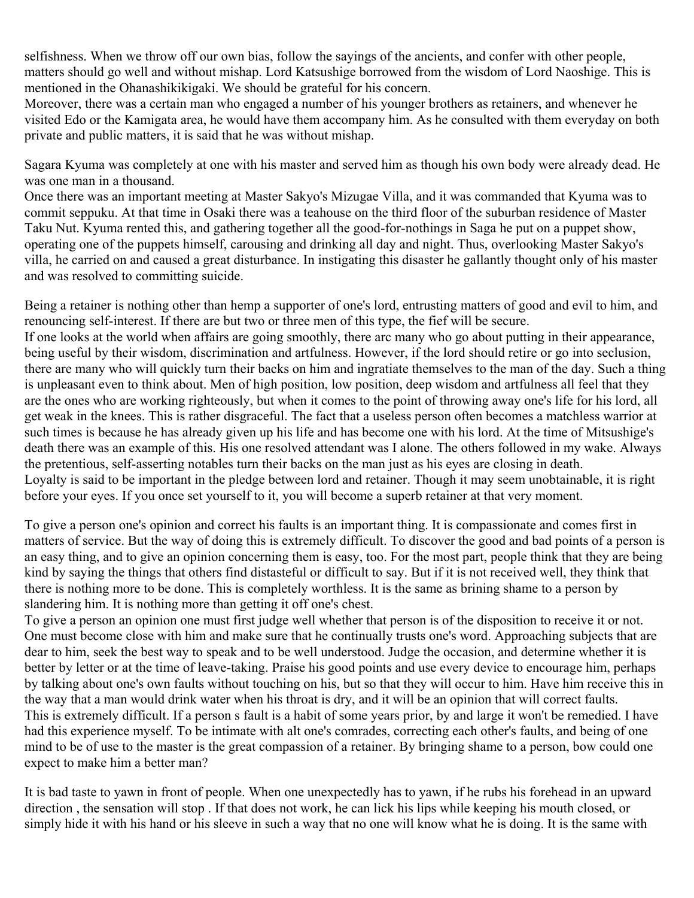selfishness. When we throw off our own bias, follow the sayings of the ancients, and confer with other people, matters should go well and without mishap. Lord Katsushige borrowed from the wisdom of Lord Naoshige. This is mentioned in the Ohanashikikigaki. We should be grateful for his concern.
Moreover, there was a certain man who engaged a number of his younger brothers as retainers, and whenever he visited Edo or the Kamigata area, he would have them accompany him. As he consulted with them everyday on both private and public matters, it is said that he was without mishap.

Sagara Kyuma was completely at one with his master and served him as though his own body were already dead. He was one man in a thousand.
Once there was an important meeting at Master Sakyo's Mizugae Villa, and it was commanded that Kyuma was to commit seppuku. At that time in Osaki there was a teahouse on the third floor of the suburban residence of Master Taku Nut. Kyuma rented this, and gathering together all the good-for-nothings in Saga he put on a puppet show, operating one of the puppets himself, carousing and drinking all day and night. Thus, overlooking Master Sakyo's villa, he carried on and caused a great disturbance. In instigating this disaster he gallantly thought only of his master and was resolved to committing suicide.

Being a retainer is nothing other than hemp a supporter of one's lord, entrusting matters of good and evil to him, and renouncing self-interest. If there are but two or three men of this type, the fief will be secure.
If one looks at the world when affairs are going smoothly, there arc many who go about putting in their appearance, being useful by their wisdom, discrimination and artfulness. However, if the lord should retire or go into seclusion, there are many who will quickly turn their backs on him and ingratiate themselves to the man of the day. Such a thing is unpleasant even to think about. Men of high position, low position, deep wisdom and artfulness all feel that they are the ones who are working righteously, but when it comes to the point of throwing away one's life for his lord, all get weak in the knees. This is rather disgraceful. The fact that a useless person often becomes a matchless warrior at such times is because he has already given up his life and has become one with his lord. At the time of Mitsushige's death there was an example of this. His one resolved attendant was I alone. The others followed in my wake. Always the pretentious, self-asserting notables turn their backs on the man just as his eyes are closing in death.
Loyalty is said to be important in the pledge between lord and retainer. Though it may seem unobtainable, it is right before your eyes. If you once set yourself to it, you will become a superb retainer at that very moment.

To give a person one's opinion and correct his faults is an important thing. It is compassionate and comes first in matters of service. But the way of doing this is extremely difficult. To discover the good and bad points of a person is an easy thing, and to give an opinion concerning them is easy, too. For the most part, people think that they are being kind by saying the things that others find distasteful or difficult to say. But if it is not received well, they think that there is nothing more to be done. This is completely worthless. It is the same as brining shame to a person by slandering him. It is nothing more than getting it off one's chest.
To give a person an opinion one must first judge well whether that person is of the disposition to receive it or not. One must become close with him and make sure that he continually trusts one's word. Approaching subjects that are dear to him, seek the best way to speak and to be well understood. Judge the occasion, and determine whether it is better by letter or at the time of leave-taking. Praise his good points and use every device to encourage him, perhaps by talking about one's own faults without touching on his, but so that they will occur to him. Have him receive this in the way that a man would drink water when his throat is dry, and it will be an opinion that will correct faults.
This is extremely difficult. If a person s fault is a habit of some years prior, by and large it won't be remedied. I have had this experience myself. To be intimate with alt one's comrades, correcting each other's faults, and being of one mind to be of use to the master is the great compassion of a retainer. By bringing shame to a person, bow could one expect to make him a better man?

It is bad taste to yawn in front of people. When one unexpectedly has to yawn, if he rubs his forehead in an upward direction , the sensation will stop . If that does not work, he can lick his lips while keeping his mouth closed, or simply hide it with his hand or his sleeve in such a way that no one will know what he is doing. It is the same with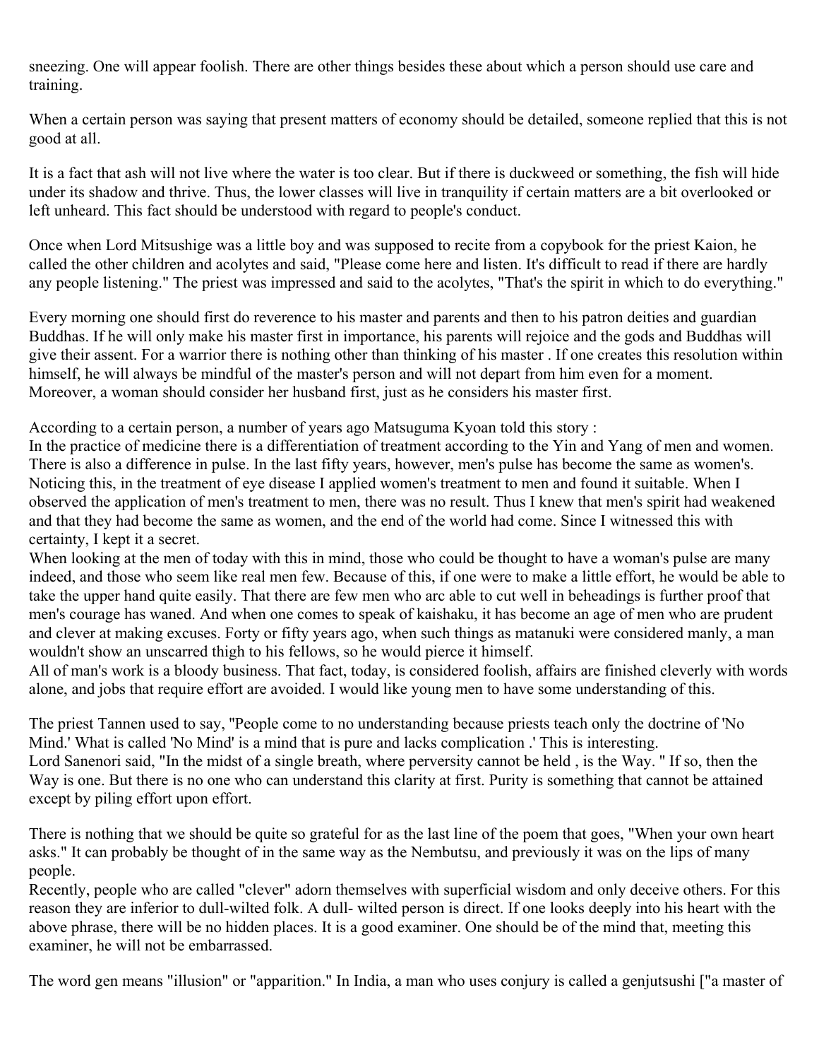sneezing. One will appear foolish. There are other things besides these about which a person should use care and training.

When a certain person was saying that present matters of economy should be detailed, someone replied that this is not good at all.

It is a fact that ash will not live where the water is too clear. But if there is duckweed or something, the fish will hide under its shadow and thrive. Thus, the lower classes will live in tranquility if certain matters are a bit overlooked or left unheard. This fact should be understood with regard to people's conduct.

Once when Lord Mitsushige was a little boy and was supposed to recite from a copybook for the priest Kaion, he called the other children and acolytes and said, "Please come here and listen. It's difficult to read if there are hardly any people listening." The priest was impressed and said to the acolytes, "That's the spirit in which to do everything."

Every morning one should first do reverence to his master and parents and then to his patron deities and guardian Buddhas. If he will only make his master first in importance, his parents will rejoice and the gods and Buddhas will give their assent. For a warrior there is nothing other than thinking of his master . If one creates this resolution within himself, he will always be mindful of the master's person and will not depart from him even for a moment. Moreover, a woman should consider her husband first, just as he considers his master first.

According to a certain person, a number of years ago Matsuguma Kyoan told this story :
In the practice of medicine there is a differentiation of treatment according to the Yin and Yang of men and women. There is also a difference in pulse. In the last fifty years, however, men's pulse has become the same as women's. Noticing this, in the treatment of eye disease I applied women's treatment to men and found it suitable. When I observed the application of men's treatment to men, there was no result. Thus I knew that men's spirit had weakened and that they had become the same as women, and the end of the world had come. Since I witnessed this with certainty, I kept it a secret.
When looking at the men of today with this in mind, those who could be thought to have a woman's pulse are many indeed, and those who seem like real men few. Because of this, if one were to make a little effort, he would be able to take the upper hand quite easily. That there are few men who arc able to cut well in beheadings is further proof that men's courage has waned. And when one comes to speak of kaishaku, it has become an age of men who are prudent and clever at making excuses. Forty or fifty years ago, when such things as matanuki were considered manly, a man wouldn't show an unscarred thigh to his fellows, so he would pierce it himself.
All of man's work is a bloody business. That fact, today, is considered foolish, affairs are finished cleverly with words alone, and jobs that require effort are avoided. I would like young men to have some understanding of this.

The priest Tannen used to say, "People come to no understanding because priests teach only the doctrine of 'No Mind.' What is called 'No Mind' is a mind that is pure and lacks complication .' This is interesting.
Lord Sanenori said, "In the midst of a single breath, where perversity cannot be held , is the Way. " If so, then the Way is one. But there is no one who can understand this clarity at first. Purity is something that cannot be attained except by piling effort upon effort.

There is nothing that we should be quite so grateful for as the last line of the poem that goes, "When your own heart asks." It can probably be thought of in the same way as the Nembutsu, and previously it was on the lips of many people.
Recently, people who are called "clever" adorn themselves with superficial wisdom and only deceive others. For this reason they are inferior to dull-wilted folk. A dull- wilted person is direct. If one looks deeply into his heart with the above phrase, there will be no hidden places. It is a good examiner. One should be of the mind that, meeting this examiner, he will not be embarrassed.

The word gen means "illusion" or "apparition." In India, a man who uses conjury is called a genjutsushi ["a master of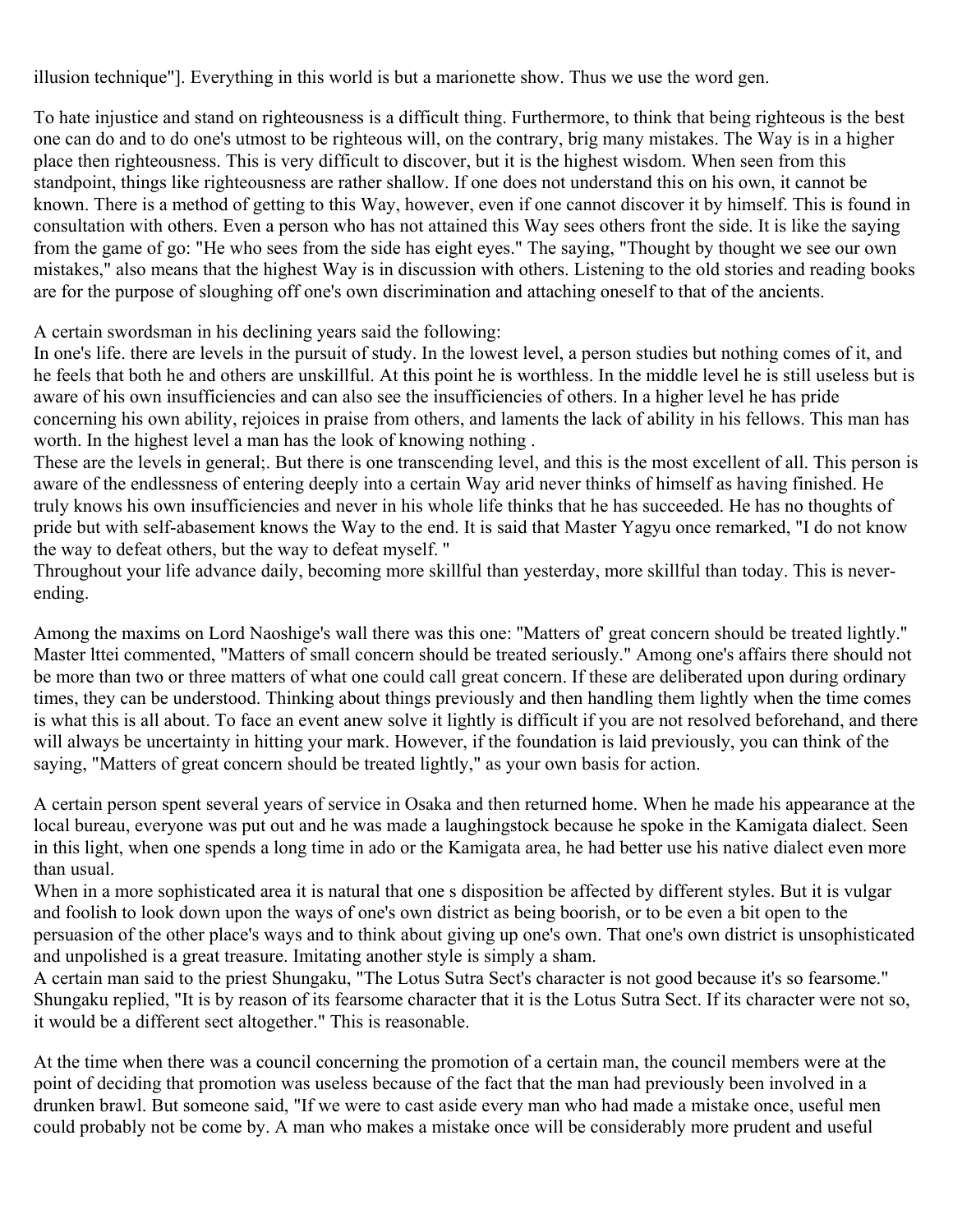illusion technique"]. Everything in this world is but a marionette show. Thus we use the word gen.

To hate injustice and stand on righteousness is a difficult thing. Furthermore, to think that being righteous is the best one can do and to do one's utmost to be righteous will, on the contrary, brig many mistakes. The Way is in a higher place then righteousness. This is very difficult to discover, but it is the highest wisdom. When seen from this standpoint, things like righteousness are rather shallow. If one does not understand this on his own, it cannot be known. There is a method of getting to this Way, however, even if one cannot discover it by himself. This is found in consultation with others. Even a person who has not attained this Way sees others front the side. It is like the saying from the game of go: "He who sees from the side has eight eyes." The saying, "Thought by thought we see our own mistakes," also means that the highest Way is in discussion with others. Listening to the old stories and reading books are for the purpose of sloughing off one's own discrimination and attaching oneself to that of the ancients.

A certain swordsman in his declining years said the following:
In one's life. there are levels in the pursuit of study. In the lowest level, a person studies but nothing comes of it, and he feels that both he and others are unskillful. At this point he is worthless. In the middle level he is still useless but is aware of his own insufficiencies and can also see the insufficiencies of others. In a higher level he has pride concerning his own ability, rejoices in praise from others, and laments the lack of ability in his fellows. This man has worth. In the highest level a man has the look of knowing nothing .
These are the levels in general;. But there is one transcending level, and this is the most excellent of all. This person is aware of the endlessness of entering deeply into a certain Way arid never thinks of himself as having finished. He truly knows his own insufficiencies and never in his whole life thinks that he has succeeded. He has no thoughts of pride but with self-abasement knows the Way to the end. It is said that Master Yagyu once remarked, "I do not know the way to defeat others, but the way to defeat myself. "
Throughout your life advance daily, becoming more skillful than yesterday, more skillful than today. This is never-ending.

Among the maxims on Lord Naoshige's wall there was this one: "Matters of' great concern should be treated lightly." Master lttei commented, "Matters of small concern should be treated seriously." Among one's affairs there should not be more than two or three matters of what one could call great concern. If these are deliberated upon during ordinary times, they can be understood. Thinking about things previously and then handling them lightly when the time comes is what this is all about. To face an event anew solve it lightly is difficult if you are not resolved beforehand, and there will always be uncertainty in hitting your mark. However, if the foundation is laid previously, you can think of the saying, "Matters of great concern should be treated lightly," as your own basis for action.

A certain person spent several years of service in Osaka and then returned home. When he made his appearance at the local bureau, everyone was put out and he was made a laughingstock because he spoke in the Kamigata dialect. Seen in this light, when one spends a long time in ado or the Kamigata area, he had better use his native dialect even more than usual.
When in a more sophisticated area it is natural that one s disposition be affected by different styles. But it is vulgar and foolish to look down upon the ways of one's own district as being boorish, or to be even a bit open to the persuasion of the other place's ways and to think about giving up one's own. That one's own district is unsophisticated and unpolished is a great treasure. Imitating another style is simply a sham.
A certain man said to the priest Shungaku, "The Lotus Sutra Sect's character is not good because it's so fearsome." Shungaku replied, "It is by reason of its fearsome character that it is the Lotus Sutra Sect. If its character were not so, it would be a different sect altogether." This is reasonable.

At the time when there was a council concerning the promotion of a certain man, the council members were at the point of deciding that promotion was useless because of the fact that the man had previously been involved in a drunken brawl. But someone said, "If we were to cast aside every man who had made a mistake once, useful men could probably not be come by. A man who makes a mistake once will be considerably more prudent and useful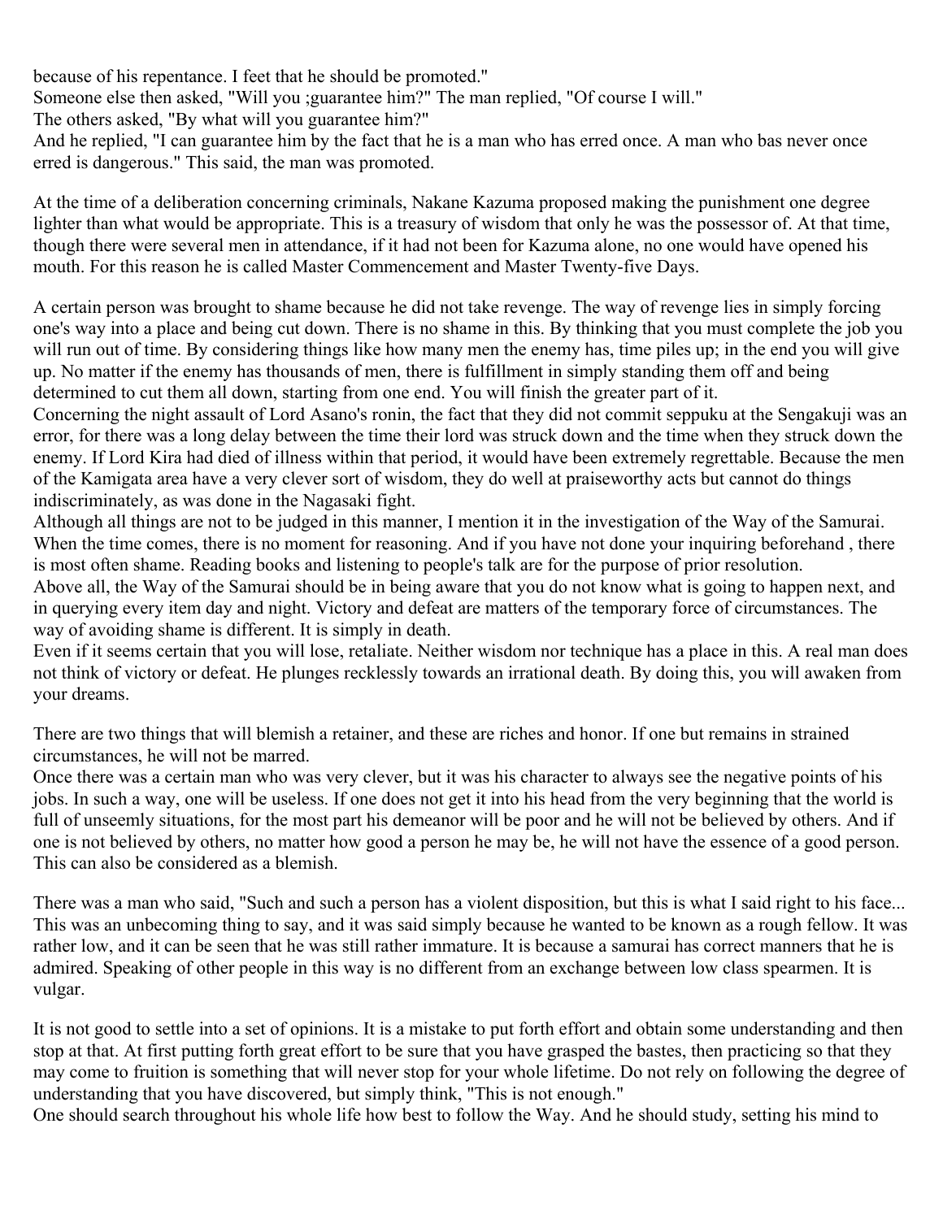because of his repentance. I feet that he should be promoted."
Someone else then asked, "Will you ;guarantee him?" The man replied, "Of course I will."
The others asked, "By what will you guarantee him?"
And he replied, "I can guarantee him by the fact that he is a man who has erred once. A man who bas never once erred is dangerous." This said, the man was promoted.

At the time of a deliberation concerning criminals, Nakane Kazuma proposed making the punishment one degree lighter than what would be appropriate. This is a treasury of wisdom that only he was the possessor of. At that time, though there were several men in attendance, if it had not been for Kazuma alone, no one would have opened his mouth. For this reason he is called Master Commencement and Master Twenty-five Days.

A certain person was brought to shame because he did not take revenge. The way of revenge lies in simply forcing one's way into a place and being cut down. There is no shame in this. By thinking that you must complete the job you will run out of time. By considering things like how many men the enemy has, time piles up; in the end you will give up. No matter if the enemy has thousands of men, there is fulfillment in simply standing them off and being determined to cut them all down, starting from one end. You will finish the greater part of it.
Concerning the night assault of Lord Asano's ronin, the fact that they did not commit seppuku at the Sengakuji was an error, for there was a long delay between the time their lord was struck down and the time when they struck down the enemy. If Lord Kira had died of illness within that period, it would have been extremely regrettable. Because the men of the Kamigata area have a very clever sort of wisdom, they do well at praiseworthy acts but cannot do things indiscriminately, as was done in the Nagasaki fight.
Although all things are not to be judged in this manner, I mention it in the investigation of the Way of the Samurai. When the time comes, there is no moment for reasoning. And if you have not done your inquiring beforehand , there is most often shame. Reading books and listening to people's talk are for the purpose of prior resolution.
Above all, the Way of the Samurai should be in being aware that you do not know what is going to happen next, and in querying every item day and night. Victory and defeat are matters of the temporary force of circumstances. The way of avoiding shame is different. It is simply in death.
Even if it seems certain that you will lose, retaliate. Neither wisdom nor technique has a place in this. A real man does not think of victory or defeat. He plunges recklessly towards an irrational death. By doing this, you will awaken from your dreams.

There are two things that will blemish a retainer, and these are riches and honor. If one but remains in strained circumstances, he will not be marred.
Once there was a certain man who was very clever, but it was his character to always see the negative points of his jobs. In such a way, one will be useless. If one does not get it into his head from the very beginning that the world is full of unseemly situations, for the most part his demeanor will be poor and he will not be believed by others. And if one is not believed by others, no matter how good a person he may be, he will not have the essence of a good person. This can also be considered as a blemish.

There was a man who said, "Such and such a person has a violent disposition, but this is what I said right to his face... This was an unbecoming thing to say, and it was said simply because he wanted to be known as a rough fellow. It was rather low, and it can be seen that he was still rather immature. It is because a samurai has correct manners that he is admired. Speaking of other people in this way is no different from an exchange between low class spearmen. It is vulgar.

It is not good to settle into a set of opinions. It is a mistake to put forth effort and obtain some understanding and then stop at that. At first putting forth great effort to be sure that you have grasped the bastes, then practicing so that they may come to fruition is something that will never stop for your whole lifetime. Do not rely on following the degree of understanding that you have discovered, but simply think, "This is not enough."
One should search throughout his whole life how best to follow the Way. And he should study, setting his mind to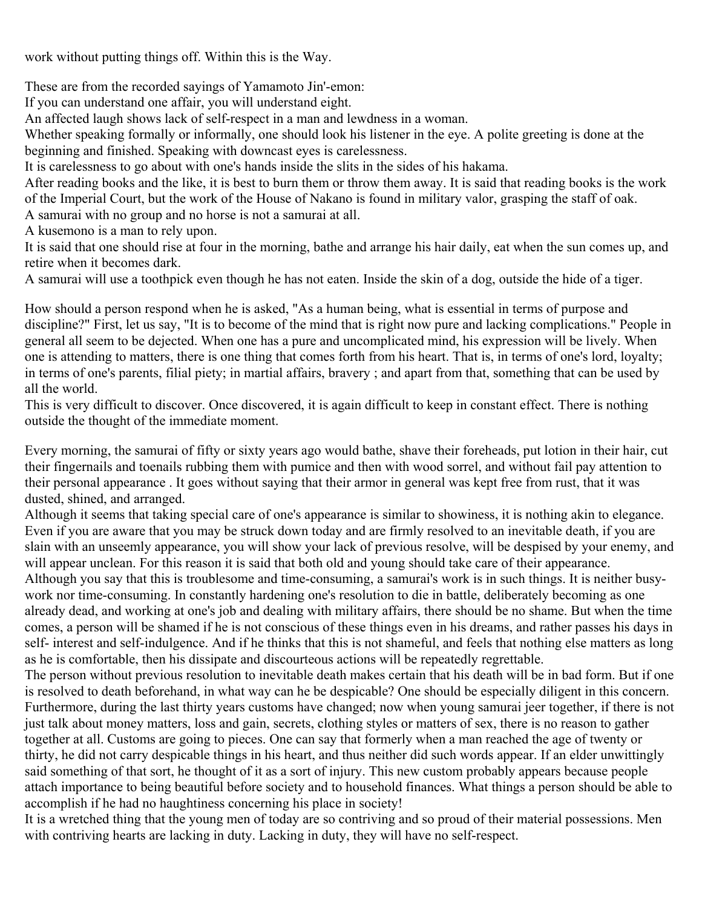work without putting things off. Within this is the Way.

These are from the recorded sayings of Yamamoto Jin'-emon:
If you can understand one affair, you will understand eight.
An affected laugh shows lack of self-respect in a man and lewdness in a woman.
Whether speaking formally or informally, one should look his listener in the eye. A polite greeting is done at the beginning and finished. Speaking with downcast eyes is carelessness.
It is carelessness to go about with one's hands inside the slits in the sides of his hakama.
After reading books and the like, it is best to burn them or throw them away. It is said that reading books is the work of the Imperial Court, but the work of the House of Nakano is found in military valor, grasping the staff of oak.
A samurai with no group and no horse is not a samurai at all.
A kusemono is a man to rely upon.
It is said that one should rise at four in the morning, bathe and arrange his hair daily, eat when the sun comes up, and retire when it becomes dark.
A samurai will use a toothpick even though he has not eaten. Inside the skin of a dog, outside the hide of a tiger.

How should a person respond when he is asked, "As a human being, what is essential in terms of purpose and discipline?" First, let us say, "It is to become of the mind that is right now pure and lacking complications." People in general all seem to be dejected. When one has a pure and uncomplicated mind, his expression will be lively. When one is attending to matters, there is one thing that comes forth from his heart. That is, in terms of one's lord, loyalty; in terms of one's parents, filial piety; in martial affairs, bravery ; and apart from that, something that can be used by all the world.
This is very difficult to discover. Once discovered, it is again difficult to keep in constant effect. There is nothing outside the thought of the immediate moment.

Every morning, the samurai of fifty or sixty years ago would bathe, shave their foreheads, put lotion in their hair, cut their fingernails and toenails rubbing them with pumice and then with wood sorrel, and without fail pay attention to their personal appearance . It goes without saying that their armor in general was kept free from rust, that it was dusted, shined, and arranged.
Although it seems that taking special care of one's appearance is similar to showiness, it is nothing akin to elegance. Even if you are aware that you may be struck down today and are firmly resolved to an inevitable death, if you are slain with an unseemly appearance, you will show your lack of previous resolve, will be despised by your enemy, and will appear unclean. For this reason it is said that both old and young should take care of their appearance.
Although you say that this is troublesome and time-consuming, a samurai's work is in such things. It is neither busy-work nor time-consuming. In constantly hardening one's resolution to die in battle, deliberately becoming as one already dead, and working at one's job and dealing with military affairs, there should be no shame. But when the time comes, a person will be shamed if he is not conscious of these things even in his dreams, and rather passes his days in self- interest and self-indulgence. And if he thinks that this is not shameful, and feels that nothing else matters as long as he is comfortable, then his dissipate and discourteous actions will be repeatedly regrettable.
The person without previous resolution to inevitable death makes certain that his death will be in bad form. But if one is resolved to death beforehand, in what way can he be despicable? One should be especially diligent in this concern.
Furthermore, during the last thirty years customs have changed; now when young samurai jeer together, if there is not just talk about money matters, loss and gain, secrets, clothing styles or matters of sex, there is no reason to gather together at all. Customs are going to pieces. One can say that formerly when a man reached the age of twenty or thirty, he did not carry despicable things in his heart, and thus neither did such words appear. If an elder unwittingly said something of that sort, he thought of it as a sort of injury. This new custom probably appears because people attach importance to being beautiful before society and to household finances. What things a person should be able to accomplish if he had no haughtiness concerning his place in society!
It is a wretched thing that the young men of today are so contriving and so proud of their material possessions. Men with contriving hearts are lacking in duty. Lacking in duty, they will have no self-respect.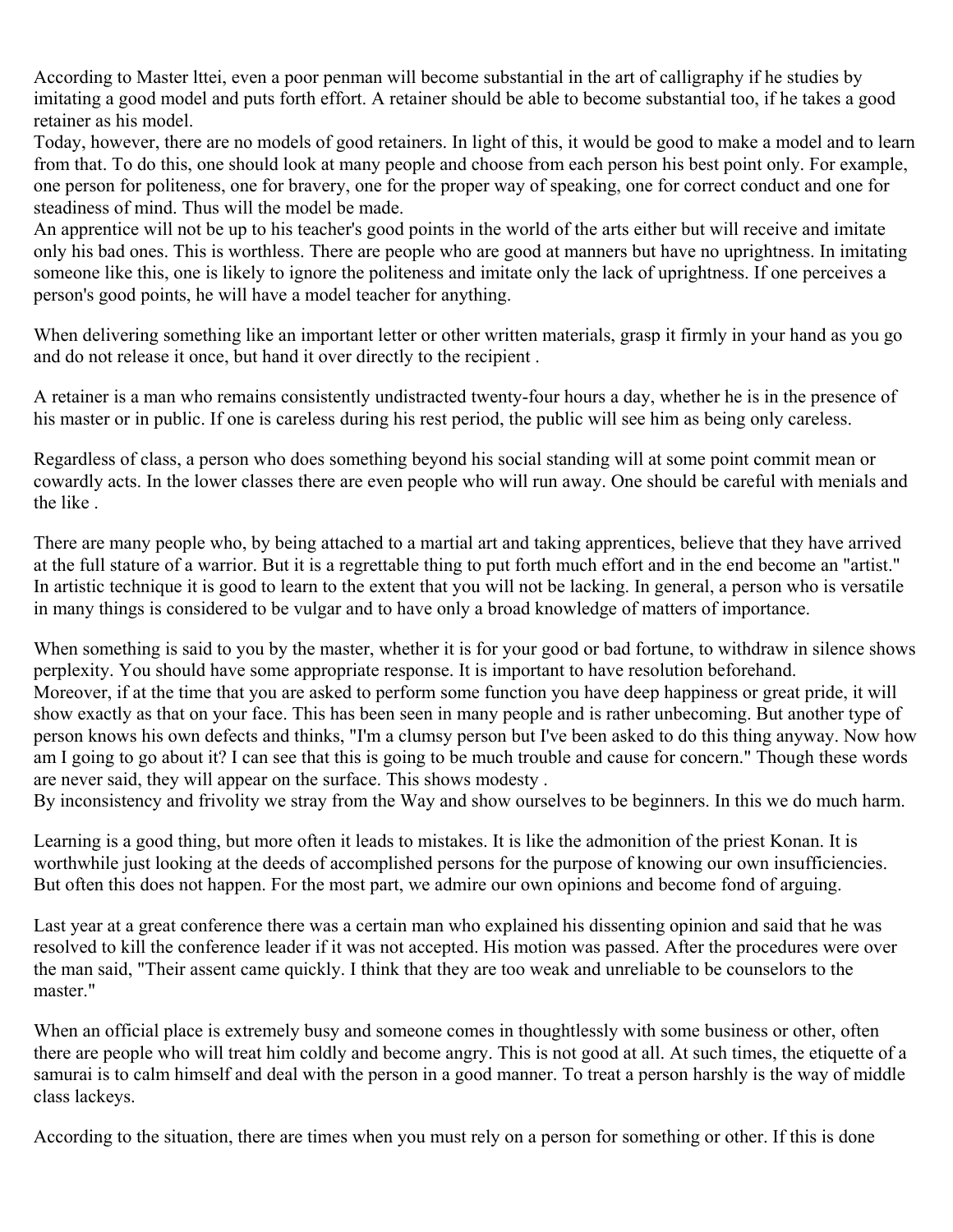According to Master lttei, even a poor penman will become substantial in the art of calligraphy if he studies by imitating a good model and puts forth effort. A retainer should be able to become substantial too, if he takes a good retainer as his model.

Today, however, there are no models of good retainers. In light of this, it would be good to make a model and to learn from that. To do this, one should look at many people and choose from each person his best point only. For example, one person for politeness, one for bravery, one for the proper way of speaking, one for correct conduct and one for steadiness of mind. Thus will the model be made.

An apprentice will not be up to his teacher's good points in the world of the arts either but will receive and imitate only his bad ones. This is worthless. There are people who are good at manners but have no uprightness. In imitating someone like this, one is likely to ignore the politeness and imitate only the lack of uprightness. If one perceives a person's good points, he will have a model teacher for anything.

When delivering something like an important letter or other written materials, grasp it firmly in your hand as you go and do not release it once, but hand it over directly to the recipient .

A retainer is a man who remains consistently undistracted twenty-four hours a day, whether he is in the presence of his master or in public. If one is careless during his rest period, the public will see him as being only careless.

Regardless of class, a person who does something beyond his social standing will at some point commit mean or cowardly acts. In the lower classes there are even people who will run away. One should be careful with menials and the like .

There are many people who, by being attached to a martial art and taking apprentices, believe that they have arrived at the full stature of a warrior. But it is a regrettable thing to put forth much effort and in the end become an "artist." In artistic technique it is good to learn to the extent that you will not be lacking. In general, a person who is versatile in many things is considered to be vulgar and to have only a broad knowledge of matters of importance.

When something is said to you by the master, whether it is for your good or bad fortune, to withdraw in silence shows perplexity. You should have some appropriate response. It is important to have resolution beforehand.

Moreover, if at the time that you are asked to perform some function you have deep happiness or great pride, it will show exactly as that on your face. This has been seen in many people and is rather unbecoming. But another type of person knows his own defects and thinks, "I'm a clumsy person but I've been asked to do this thing anyway. Now how am I going to go about it? I can see that this is going to be much trouble and cause for concern." Though these words are never said, they will appear on the surface. This shows modesty .

By inconsistency and frivolity we stray from the Way and show ourselves to be beginners. In this we do much harm.

Learning is a good thing, but more often it leads to mistakes. It is like the admonition of the priest Konan. It is worthwhile just looking at the deeds of accomplished persons for the purpose of knowing our own insufficiencies. But often this does not happen. For the most part, we admire our own opinions and become fond of arguing.

Last year at a great conference there was a certain man who explained his dissenting opinion and said that he was resolved to kill the conference leader if it was not accepted. His motion was passed. After the procedures were over the man said, "Their assent came quickly. I think that they are too weak and unreliable to be counselors to the master."

When an official place is extremely busy and someone comes in thoughtlessly with some business or other, often there are people who will treat him coldly and become angry. This is not good at all. At such times, the etiquette of a samurai is to calm himself and deal with the person in a good manner. To treat a person harshly is the way of middle class lackeys.

According to the situation, there are times when you must rely on a person for something or other. If this is done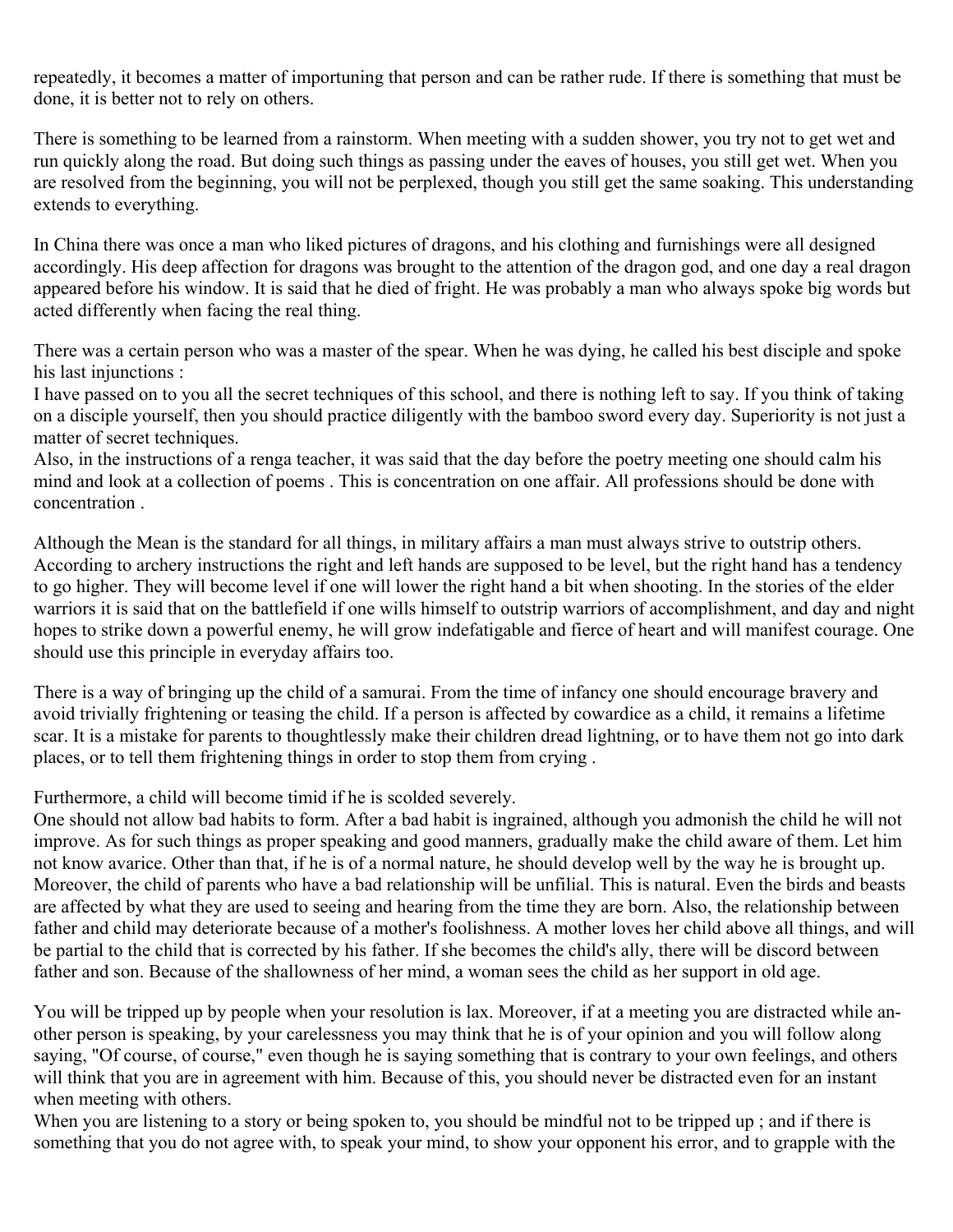repeatedly, it becomes a matter of importuning that person and can be rather rude. If there is something that must be done, it is better not to rely on others.

There is something to be learned from a rainstorm. When meeting with a sudden shower, you try not to get wet and run quickly along the road. But doing such things as passing under the eaves of houses, you still get wet. When you are resolved from the beginning, you will not be perplexed, though you still get the same soaking. This understanding extends to everything.

In China there was once a man who liked pictures of dragons, and his clothing and furnishings were all designed accordingly. His deep affection for dragons was brought to the attention of the dragon god, and one day a real dragon appeared before his window. It is said that he died of fright. He was probably a man who always spoke big words but acted differently when facing the real thing.

There was a certain person who was a master of the spear. When he was dying, he called his best disciple and spoke his last injunctions :
I have passed on to you all the secret techniques of this school, and there is nothing left to say. If you think of taking on a disciple yourself, then you should practice diligently with the bamboo sword every day. Superiority is not just a matter of secret techniques.
Also, in the instructions of a renga teacher, it was said that the day before the poetry meeting one should calm his mind and look at a collection of poems . This is concentration on one affair. All professions should be done with concentration .

Although the Mean is the standard for all things, in military affairs a man must always strive to outstrip others. According to archery instructions the right and left hands are supposed to be level, but the right hand has a tendency to go higher. They will become level if one will lower the right hand a bit when shooting. In the stories of the elder warriors it is said that on the battlefield if one wills himself to outstrip warriors of accomplishment, and day and night hopes to strike down a powerful enemy, he will grow indefatigable and fierce of heart and will manifest courage. One should use this principle in everyday affairs too.

There is a way of bringing up the child of a samurai. From the time of infancy one should encourage bravery and avoid trivially frightening or teasing the child. If a person is affected by cowardice as a child, it remains a lifetime scar. It is a mistake for parents to thoughtlessly make their children dread lightning, or to have them not go into dark places, or to tell them frightening things in order to stop them from crying .

Furthermore, a child will become timid if he is scolded severely.
One should not allow bad habits to form. After a bad habit is ingrained, although you admonish the child he will not improve. As for such things as proper speaking and good manners, gradually make the child aware of them. Let him not know avarice. Other than that, if he is of a normal nature, he should develop well by the way he is brought up. Moreover, the child of parents who have a bad relationship will be unfilial. This is natural. Even the birds and beasts are affected by what they are used to seeing and hearing from the time they are born. Also, the relationship between father and child may deteriorate because of a mother's foolishness. A mother loves her child above all things, and will be partial to the child that is corrected by his father. If she becomes the child's ally, there will be discord between father and son. Because of the shallowness of her mind, a woman sees the child as her support in old age.

You will be tripped up by people when your resolution is lax. Moreover, if at a meeting you are distracted while another person is speaking, by your carelessness you may think that he is of your opinion and you will follow along saying, "Of course, of course," even though he is saying something that is contrary to your own feelings, and others will think that you are in agreement with him. Because of this, you should never be distracted even for an instant when meeting with others.
When you are listening to a story or being spoken to, you should be mindful not to be tripped up ; and if there is something that you do not agree with, to speak your mind, to show your opponent his error, and to grapple with the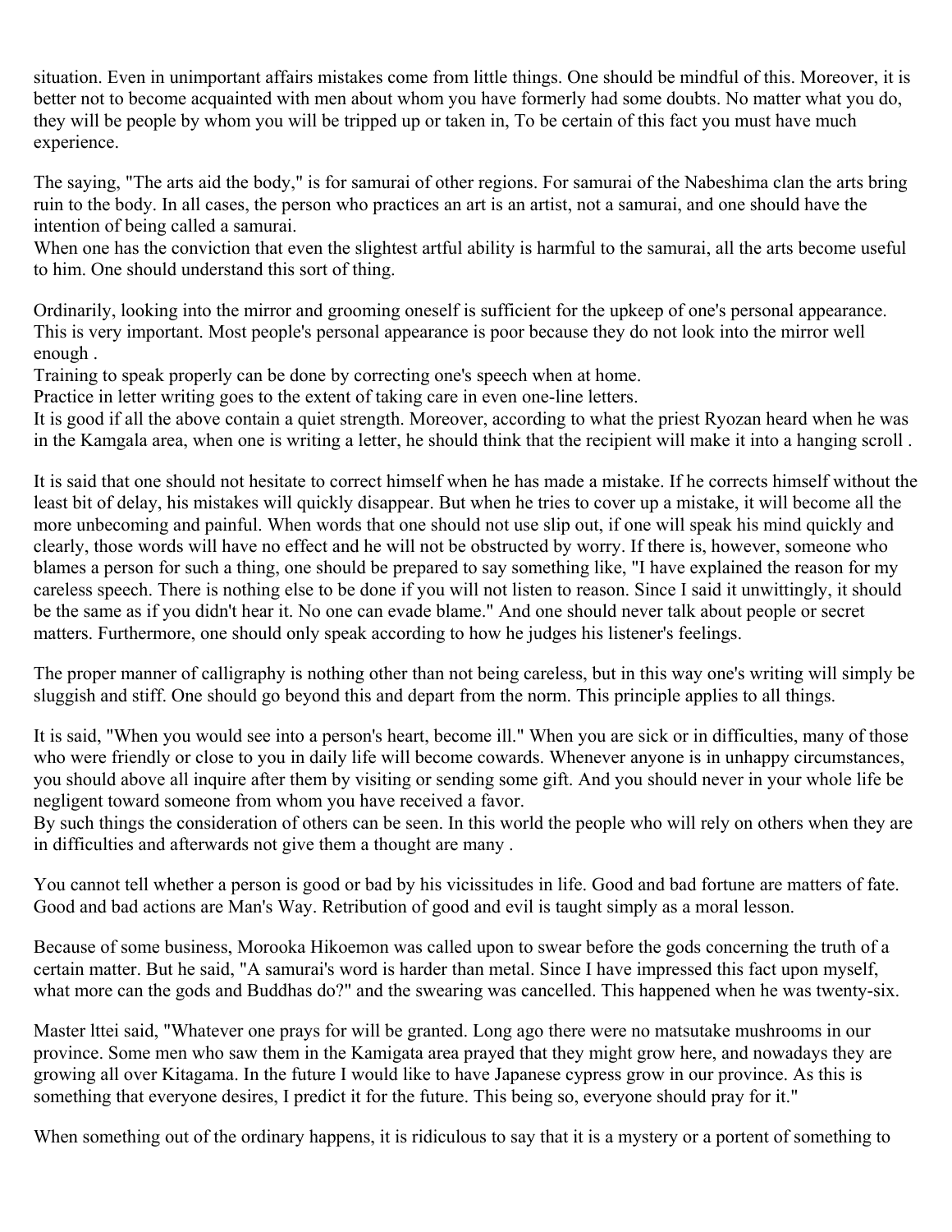situation. Even in unimportant affairs mistakes come from little things. One should be mindful of this. Moreover, it is better not to become acquainted with men about whom you have formerly had some doubts. No matter what you do, they will be people by whom you will be tripped up or taken in, To be certain of this fact you must have much experience.

The saying, "The arts aid the body," is for samurai of other regions. For samurai of the Nabeshima clan the arts bring ruin to the body. In all cases, the person who practices an art is an artist, not a samurai, and one should have the intention of being called a samurai.
When one has the conviction that even the slightest artful ability is harmful to the samurai, all the arts become useful to him. One should understand this sort of thing.

Ordinarily, looking into the mirror and grooming oneself is sufficient for the upkeep of one's personal appearance. This is very important. Most people's personal appearance is poor because they do not look into the mirror well enough .
Training to speak properly can be done by correcting one's speech when at home.
Practice in letter writing goes to the extent of taking care in even one-line letters.
It is good if all the above contain a quiet strength. Moreover, according to what the priest Ryozan heard when he was in the Kamgala area, when one is writing a letter, he should think that the recipient will make it into a hanging scroll .

It is said that one should not hesitate to correct himself when he has made a mistake. If he corrects himself without the least bit of delay, his mistakes will quickly disappear. But when he tries to cover up a mistake, it will become all the more unbecoming and painful. When words that one should not use slip out, if one will speak his mind quickly and clearly, those words will have no effect and he will not be obstructed by worry. If there is, however, someone who blames a person for such a thing, one should be prepared to say something like, "I have explained the reason for my careless speech. There is nothing else to be done if you will not listen to reason. Since I said it unwittingly, it should be the same as if you didn't hear it. No one can evade blame." And one should never talk about people or secret matters. Furthermore, one should only speak according to how he judges his listener's feelings.

The proper manner of calligraphy is nothing other than not being careless, but in this way one's writing will simply be sluggish and stiff. One should go beyond this and depart from the norm. This principle applies to all things.

It is said, "When you would see into a person's heart, become ill." When you are sick or in difficulties, many of those who were friendly or close to you in daily life will become cowards. Whenever anyone is in unhappy circumstances, you should above all inquire after them by visiting or sending some gift. And you should never in your whole life be negligent toward someone from whom you have received a favor.
By such things the consideration of others can be seen. In this world the people who will rely on others when they are in difficulties and afterwards not give them a thought are many .

You cannot tell whether a person is good or bad by his vicissitudes in life. Good and bad fortune are matters of fate. Good and bad actions are Man's Way. Retribution of good and evil is taught simply as a moral lesson.

Because of some business, Morooka Hikoemon was called upon to swear before the gods concerning the truth of a certain matter. But he said, "A samurai's word is harder than metal. Since I have impressed this fact upon myself, what more can the gods and Buddhas do?" and the swearing was cancelled. This happened when he was twenty-six.

Master lttei said, "Whatever one prays for will be granted. Long ago there were no matsutake mushrooms in our province. Some men who saw them in the Kamigata area prayed that they might grow here, and nowadays they are growing all over Kitagama. In the future I would like to have Japanese cypress grow in our province. As this is something that everyone desires, I predict it for the future. This being so, everyone should pray for it."

When something out of the ordinary happens, it is ridiculous to say that it is a mystery or a portent of something to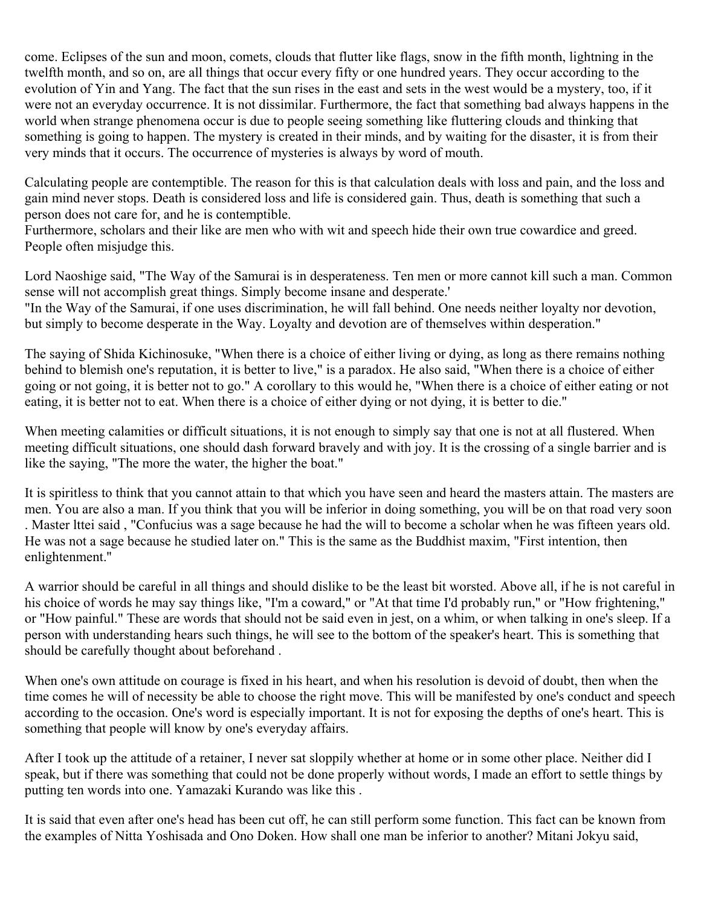come. Eclipses of the sun and moon, comets, clouds that flutter like flags, snow in the fifth month, lightning in the twelfth month, and so on, are all things that occur every fifty or one hundred years. They occur according to the evolution of Yin and Yang. The fact that the sun rises in the east and sets in the west would be a mystery, too, if it were not an everyday occurrence. It is not dissimilar. Furthermore, the fact that something bad always happens in the world when strange phenomena occur is due to people seeing something like fluttering clouds and thinking that something is going to happen. The mystery is created in their minds, and by waiting for the disaster, it is from their very minds that it occurs. The occurrence of mysteries is always by word of mouth.

Calculating people are contemptible. The reason for this is that calculation deals with loss and pain, and the loss and gain mind never stops. Death is considered loss and life is considered gain. Thus, death is something that such a person does not care for, and he is contemptible.
Furthermore, scholars and their like are men who with wit and speech hide their own true cowardice and greed. People often misjudge this.

Lord Naoshige said, "The Way of the Samurai is in desperateness. Ten men or more cannot kill such a man. Common sense will not accomplish great things. Simply become insane and desperate.'
"In the Way of the Samurai, if one uses discrimination, he will fall behind. One needs neither loyalty nor devotion, but simply to become desperate in the Way. Loyalty and devotion are of themselves within desperation."

The saying of Shida Kichinosuke, "When there is a choice of either living or dying, as long as there remains nothing behind to blemish one's reputation, it is better to live," is a paradox. He also said, "When there is a choice of either going or not going, it is better not to go." A corollary to this would he, "When there is a choice of either eating or not eating, it is better not to eat. When there is a choice of either dying or not dying, it is better to die."

When meeting calamities or difficult situations, it is not enough to simply say that one is not at all flustered. When meeting difficult situations, one should dash forward bravely and with joy. It is the crossing of a single barrier and is like the saying, "The more the water, the higher the boat."

It is spiritless to think that you cannot attain to that which you have seen and heard the masters attain. The masters are men. You are also a man. If you think that you will be inferior in doing something, you will be on that road very soon . Master lttei said , "Confucius was a sage because he had the will to become a scholar when he was fifteen years old. He was not a sage because he studied later on." This is the same as the Buddhist maxim, "First intention, then enlightenment."

A warrior should be careful in all things and should dislike to be the least bit worsted. Above all, if he is not careful in his choice of words he may say things like, "I'm a coward," or "At that time I'd probably run," or "How frightening," or "How painful." These are words that should not be said even in jest, on a whim, or when talking in one's sleep. If a person with understanding hears such things, he will see to the bottom of the speaker's heart. This is something that should be carefully thought about beforehand .

When one's own attitude on courage is fixed in his heart, and when his resolution is devoid of doubt, then when the time comes he will of necessity be able to choose the right move. This will be manifested by one's conduct and speech according to the occasion. One's word is especially important. It is not for exposing the depths of one's heart. This is something that people will know by one's everyday affairs.

After I took up the attitude of a retainer, I never sat sloppily whether at home or in some other place. Neither did I speak, but if there was something that could not be done properly without words, I made an effort to settle things by putting ten words into one. Yamazaki Kurando was like this .

It is said that even after one's head has been cut off, he can still perform some function. This fact can be known from the examples of Nitta Yoshisada and Ono Doken. How shall one man be inferior to another? Mitani Jokyu said,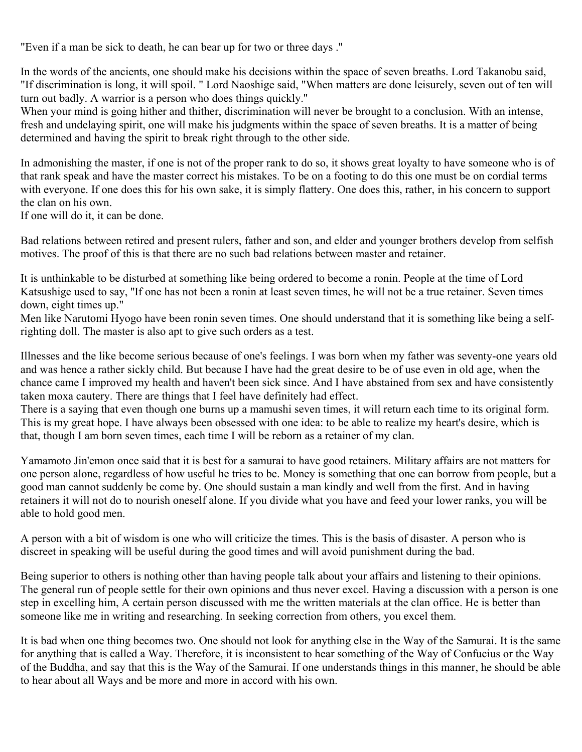"Even if a man be sick to death, he can bear up for two or three days ."

In the words of the ancients, one should make his decisions within the space of seven breaths. Lord Takanobu said, "If discrimination is long, it will spoil. " Lord Naoshige said, "When matters are done leisurely, seven out of ten will turn out badly. A warrior is a person who does things quickly."
When your mind is going hither and thither, discrimination will never be brought to a conclusion. With an intense, fresh and undelaying spirit, one will make his judgments within the space of seven breaths. It is a matter of being determined and having the spirit to break right through to the other side.

In admonishing the master, if one is not of the proper rank to do so, it shows great loyalty to have someone who is of that rank speak and have the master correct his mistakes. To be on a footing to do this one must be on cordial terms with everyone. If one does this for his own sake, it is simply flattery. One does this, rather, in his concern to support the clan on his own.
If one will do it, it can be done.

Bad relations between retired and present rulers, father and son, and elder and younger brothers develop from selfish motives. The proof of this is that there are no such bad relations between master and retainer.

It is unthinkable to be disturbed at something like being ordered to become a ronin. People at the time of Lord Katsushige used to say, "If one has not been a ronin at least seven times, he will not be a true retainer. Seven times down, eight times up."
Men like Narutomi Hyogo have been ronin seven times. One should understand that it is something like being a self-righting doll. The master is also apt to give such orders as a test.

Illnesses and the like become serious because of one's feelings. I was born when my father was seventy-one years old and was hence a rather sickly child. But because I have had the great desire to be of use even in old age, when the chance came I improved my health and haven't been sick since. And I have abstained from sex and have consistently taken moxa cautery. There are things that I feel have definitely had effect.
There is a saying that even though one burns up a mamushi seven times, it will return each time to its original form. This is my great hope. I have always been obsessed with one idea: to be able to realize my heart's desire, which is that, though I am born seven times, each time I will be reborn as a retainer of my clan.

Yamamoto Jin'emon once said that it is best for a samurai to have good retainers. Military affairs are not matters for one person alone, regardless of how useful he tries to be. Money is something that one can borrow from people, but a good man cannot suddenly be come by. One should sustain a man kindly and well from the first. And in having retainers it will not do to nourish oneself alone. If you divide what you have and feed your lower ranks, you will be able to hold good men.

A person with a bit of wisdom is one who will criticize the times. This is the basis of disaster. A person who is discreet in speaking will be useful during the good times and will avoid punishment during the bad.

Being superior to others is nothing other than having people talk about your affairs and listening to their opinions. The general run of people settle for their own opinions and thus never excel. Having a discussion with a person is one step in excelling him, A certain person discussed with me the written materials at the clan office. He is better than someone like me in writing and researching. In seeking correction from others, you excel them.

It is bad when one thing becomes two. One should not look for anything else in the Way of the Samurai. It is the same for anything that is called a Way. Therefore, it is inconsistent to hear something of the Way of Confucius or the Way of the Buddha, and say that this is the Way of the Samurai. If one understands things in this manner, he should be able to hear about all Ways and be more and more in accord with his own.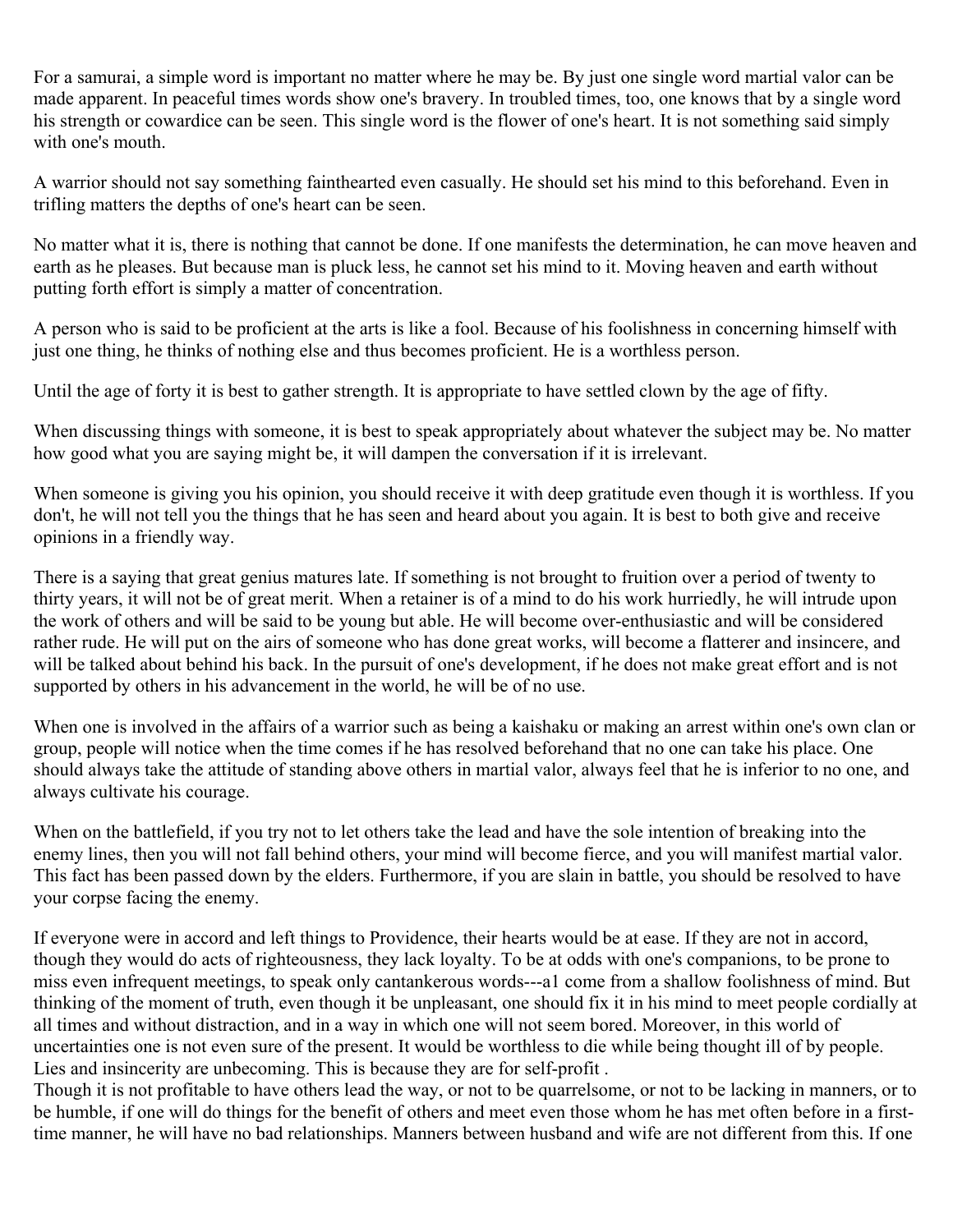For a samurai, a simple word is important no matter where he may be. By just one single word martial valor can be made apparent. In peaceful times words show one's bravery. In troubled times, too, one knows that by a single word his strength or cowardice can be seen. This single word is the flower of one's heart. It is not something said simply with one's mouth.

A warrior should not say something fainthearted even casually. He should set his mind to this beforehand. Even in trifling matters the depths of one's heart can be seen.

No matter what it is, there is nothing that cannot be done. If one manifests the determination, he can move heaven and earth as he pleases. But because man is pluck less, he cannot set his mind to it. Moving heaven and earth without putting forth effort is simply a matter of concentration.

A person who is said to be proficient at the arts is like a fool. Because of his foolishness in concerning himself with just one thing, he thinks of nothing else and thus becomes proficient. He is a worthless person.

Until the age of forty it is best to gather strength. It is appropriate to have settled clown by the age of fifty.

When discussing things with someone, it is best to speak appropriately about whatever the subject may be. No matter how good what you are saying might be, it will dampen the conversation if it is irrelevant.

When someone is giving you his opinion, you should receive it with deep gratitude even though it is worthless. If you don't, he will not tell you the things that he has seen and heard about you again. It is best to both give and receive opinions in a friendly way.

There is a saying that great genius matures late. If something is not brought to fruition over a period of twenty to thirty years, it will not be of great merit. When a retainer is of a mind to do his work hurriedly, he will intrude upon the work of others and will be said to be young but able. He will become over-enthusiastic and will be considered rather rude. He will put on the airs of someone who has done great works, will become a flatterer and insincere, and will be talked about behind his back. In the pursuit of one's development, if he does not make great effort and is not supported by others in his advancement in the world, he will be of no use.

When one is involved in the affairs of a warrior such as being a kaishaku or making an arrest within one's own clan or group, people will notice when the time comes if he has resolved beforehand that no one can take his place. One should always take the attitude of standing above others in martial valor, always feel that he is inferior to no one, and always cultivate his courage.

When on the battlefield, if you try not to let others take the lead and have the sole intention of breaking into the enemy lines, then you will not fall behind others, your mind will become fierce, and you will manifest martial valor. This fact has been passed down by the elders. Furthermore, if you are slain in battle, you should be resolved to have your corpse facing the enemy.

If everyone were in accord and left things to Providence, their hearts would be at ease. If they are not in accord, though they would do acts of righteousness, they lack loyalty. To be at odds with one's companions, to be prone to miss even infrequent meetings, to speak only cantankerous words---a1 come from a shallow foolishness of mind. But thinking of the moment of truth, even though it be unpleasant, one should fix it in his mind to meet people cordially at all times and without distraction, and in a way in which one will not seem bored. Moreover, in this world of uncertainties one is not even sure of the present. It would be worthless to die while being thought ill of by people. Lies and insincerity are unbecoming. This is because they are for self-profit .

Though it is not profitable to have others lead the way, or not to be quarrelsome, or not to be lacking in manners, or to be humble, if one will do things for the benefit of others and meet even those whom he has met often before in a first-time manner, he will have no bad relationships. Manners between husband and wife are not different from this. If one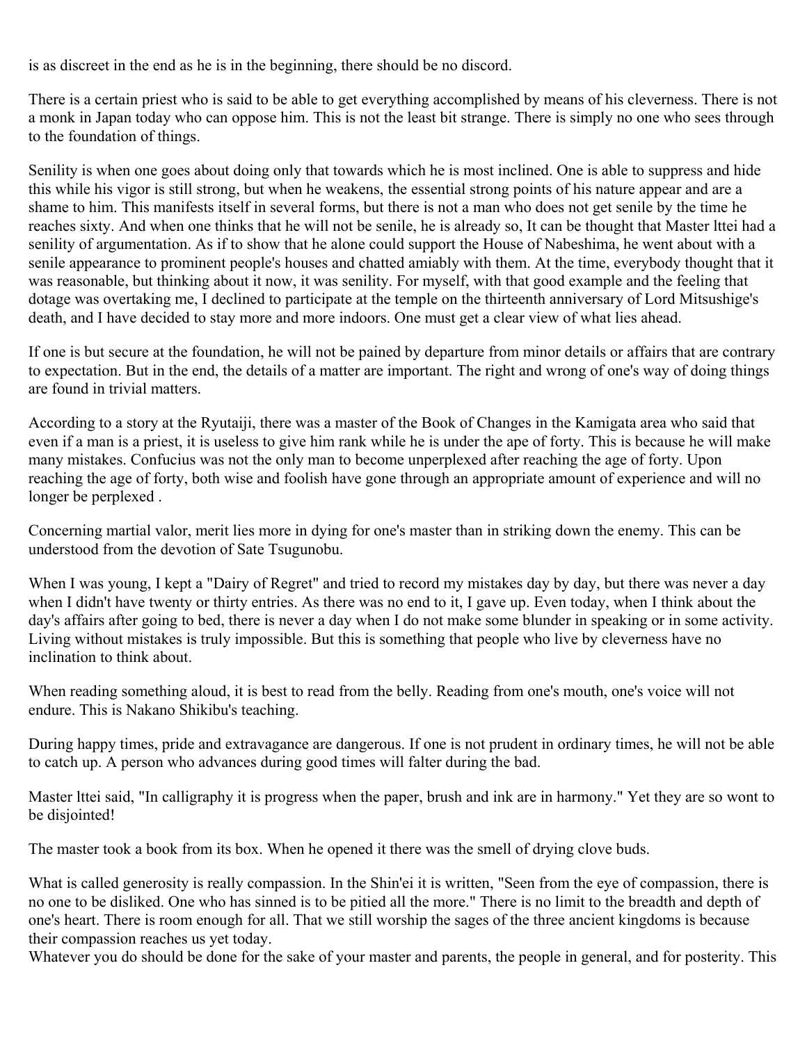is as discreet in the end as he is in the beginning, there should be no discord.

There is a certain priest who is said to be able to get everything accomplished by means of his cleverness. There is not a monk in Japan today who can oppose him. This is not the least bit strange. There is simply no one who sees through to the foundation of things.

Senility is when one goes about doing only that towards which he is most inclined. One is able to suppress and hide this while his vigor is still strong, but when he weakens, the essential strong points of his nature appear and are a shame to him. This manifests itself in several forms, but there is not a man who does not get senile by the time he reaches sixty. And when one thinks that he will not be senile, he is already so, It can be thought that Master lttei had a senility of argumentation. As if to show that he alone could support the House of Nabeshima, he went about with a senile appearance to prominent people's houses and chatted amiably with them. At the time, everybody thought that it was reasonable, but thinking about it now, it was senility. For myself, with that good example and the feeling that dotage was overtaking me, I declined to participate at the temple on the thirteenth anniversary of Lord Mitsushige's death, and I have decided to stay more and more indoors. One must get a clear view of what lies ahead.

If one is but secure at the foundation, he will not be pained by departure from minor details or affairs that are contrary to expectation. But in the end, the details of a matter are important. The right and wrong of one's way of doing things are found in trivial matters.

According to a story at the Ryutaiji, there was a master of the Book of Changes in the Kamigata area who said that even if a man is a priest, it is useless to give him rank while he is under the ape of forty. This is because he will make many mistakes. Confucius was not the only man to become unperplexed after reaching the age of forty. Upon reaching the age of forty, both wise and foolish have gone through an appropriate amount of experience and will no longer be perplexed .

Concerning martial valor, merit lies more in dying for one's master than in striking down the enemy. This can be understood from the devotion of Sate Tsugunobu.

When I was young, I kept a "Dairy of Regret" and tried to record my mistakes day by day, but there was never a day when I didn't have twenty or thirty entries. As there was no end to it, I gave up. Even today, when I think about the day's affairs after going to bed, there is never a day when I do not make some blunder in speaking or in some activity. Living without mistakes is truly impossible. But this is something that people who live by cleverness have no inclination to think about.

When reading something aloud, it is best to read from the belly. Reading from one's mouth, one's voice will not endure. This is Nakano Shikibu's teaching.

During happy times, pride and extravagance are dangerous. If one is not prudent in ordinary times, he will not be able to catch up. A person who advances during good times will falter during the bad.

Master lttei said, "In calligraphy it is progress when the paper, brush and ink are in harmony." Yet they are so wont to be disjointed!

The master took a book from its box. When he opened it there was the smell of drying clove buds.

What is called generosity is really compassion. In the Shin'ei it is written, "Seen from the eye of compassion, there is no one to be disliked. One who has sinned is to be pitied all the more." There is no limit to the breadth and depth of one's heart. There is room enough for all. That we still worship the sages of the three ancient kingdoms is because their compassion reaches us yet today.

Whatever you do should be done for the sake of your master and parents, the people in general, and for posterity. This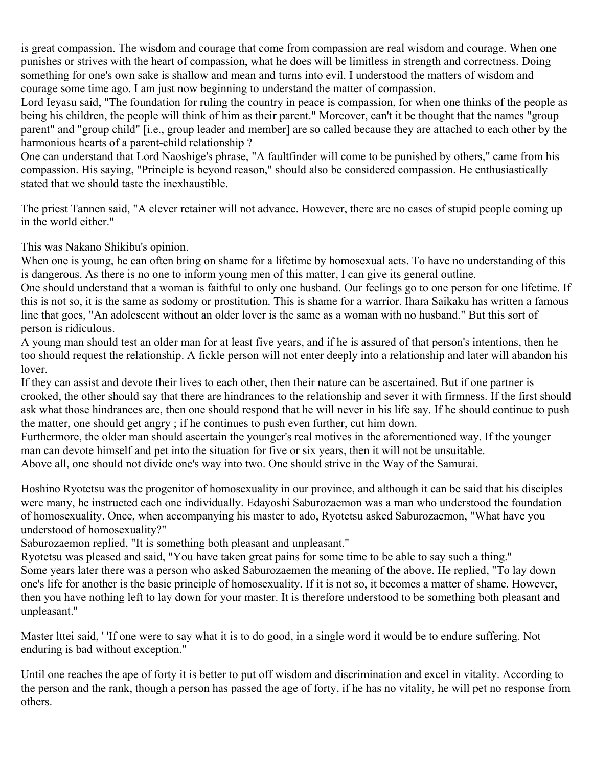is great compassion. The wisdom and courage that come from compassion are real wisdom and courage. When one punishes or strives with the heart of compassion, what he does will be limitless in strength and correctness. Doing something for one's own sake is shallow and mean and turns into evil. I understood the matters of wisdom and courage some time ago. I am just now beginning to understand the matter of compassion.
Lord Ieyasu said, "The foundation for ruling the country in peace is compassion, for when one thinks of the people as being his children, the people will think of him as their parent." Moreover, can't it be thought that the names "group parent" and "group child" [i.e., group leader and member] are so called because they are attached to each other by the harmonious hearts of a parent-child relationship ?
One can understand that Lord Naoshige's phrase, "A faultfinder will come to be punished by others," came from his compassion. His saying, "Principle is beyond reason," should also be considered compassion. He enthusiastically stated that we should taste the inexhaustible.

The priest Tannen said, "A clever retainer will not advance. However, there are no cases of stupid people coming up in the world either."

This was Nakano Shikibu's opinion.
When one is young, he can often bring on shame for a lifetime by homosexual acts. To have no understanding of this is dangerous. As there is no one to inform young men of this matter, I can give its general outline.
One should understand that a woman is faithful to only one husband. Our feelings go to one person for one lifetime. If this is not so, it is the same as sodomy or prostitution. This is shame for a warrior. Ihara Saikaku has written a famous line that goes, "An adolescent without an older lover is the same as a woman with no husband." But this sort of person is ridiculous.
A young man should test an older man for at least five years, and if he is assured of that person's intentions, then he too should request the relationship. A fickle person will not enter deeply into a relationship and later will abandon his lover.
If they can assist and devote their lives to each other, then their nature can be ascertained. But if one partner is crooked, the other should say that there are hindrances to the relationship and sever it with firmness. If the first should ask what those hindrances are, then one should respond that he will never in his life say. If he should continue to push the matter, one should get angry ; if he continues to push even further, cut him down.
Furthermore, the older man should ascertain the younger's real motives in the aforementioned way. If the younger man can devote himself and pet into the situation for five or six years, then it will not be unsuitable.
Above all, one should not divide one's way into two. One should strive in the Way of the Samurai.

Hoshino Ryotetsu was the progenitor of homosexuality in our province, and although it can be said that his disciples were many, he instructed each one individually. Edayoshi Saburozaemon was a man who understood the foundation of homosexuality. Once, when accompanying his master to ado, Ryotetsu asked Saburozaemon, "What have you understood of homosexuality?"
Saburozaemon replied, "It is something both pleasant and unpleasant."
Ryotetsu was pleased and said, "You have taken great pains for some time to be able to say such a thing."
Some years later there was a person who asked Saburozaemen the meaning of the above. He replied, "To lay down one's life for another is the basic principle of homosexuality. If it is not so, it becomes a matter of shame. However, then you have nothing left to lay down for your master. It is therefore understood to be something both pleasant and unpleasant."

Master lttei said, ' 'If one were to say what it is to do good, in a single word it would be to endure suffering. Not enduring is bad without exception."

Until one reaches the ape of forty it is better to put off wisdom and discrimination and excel in vitality. According to the person and the rank, though a person has passed the age of forty, if he has no vitality, he will pet no response from others.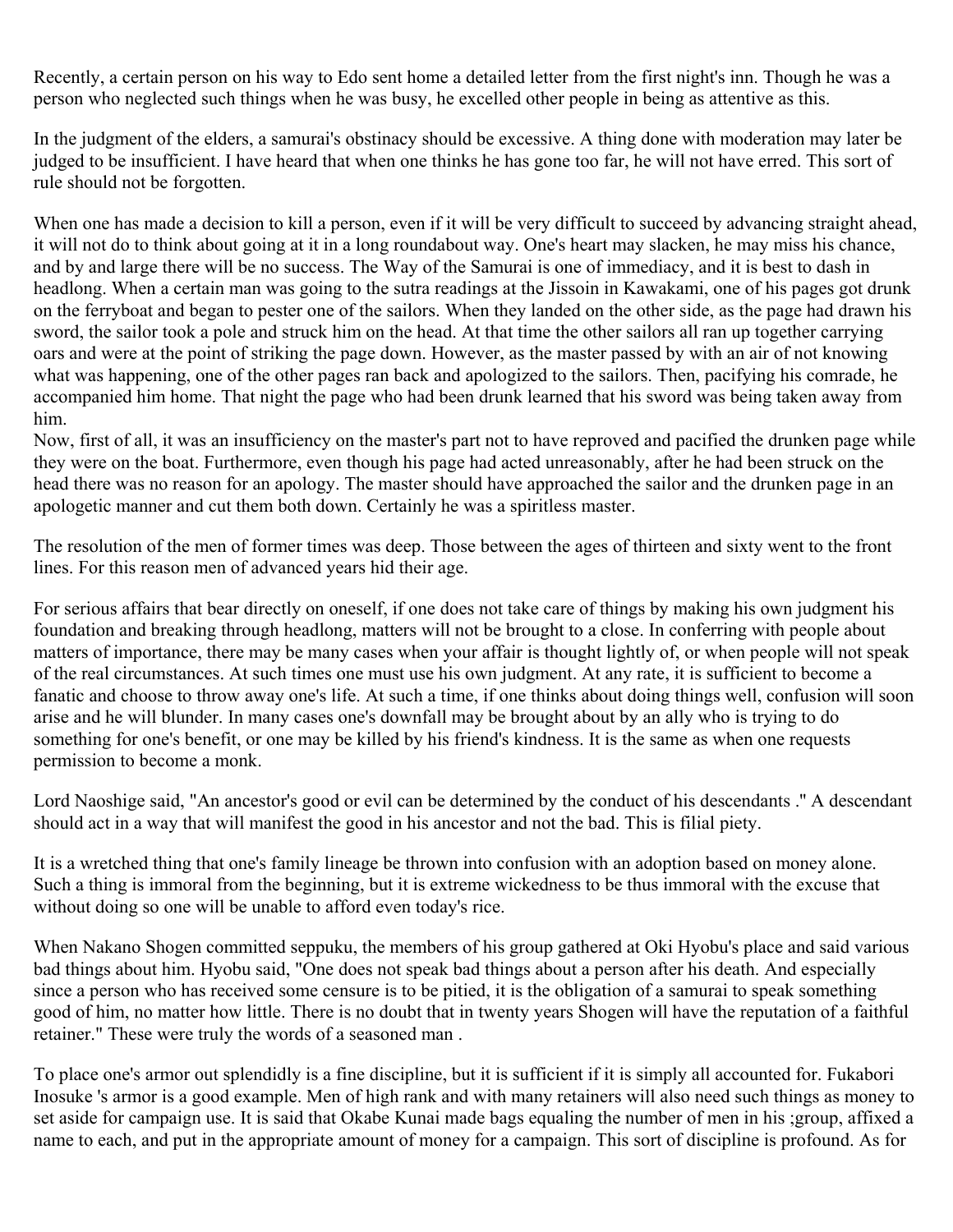Recently, a certain person on his way to Edo sent home a detailed letter from the first night's inn. Though he was a person who neglected such things when he was busy, he excelled other people in being as attentive as this.

In the judgment of the elders, a samurai's obstinacy should be excessive. A thing done with moderation may later be judged to be insufficient. I have heard that when one thinks he has gone too far, he will not have erred. This sort of rule should not be forgotten.

When one has made a decision to kill a person, even if it will be very difficult to succeed by advancing straight ahead, it will not do to think about going at it in a long roundabout way. One's heart may slacken, he may miss his chance, and by and large there will be no success. The Way of the Samurai is one of immediacy, and it is best to dash in headlong. When a certain man was going to the sutra readings at the Jissoin in Kawakami, one of his pages got drunk on the ferryboat and began to pester one of the sailors. When they landed on the other side, as the page had drawn his sword, the sailor took a pole and struck him on the head. At that time the other sailors all ran up together carrying oars and were at the point of striking the page down. However, as the master passed by with an air of not knowing what was happening, one of the other pages ran back and apologized to the sailors. Then, pacifying his comrade, he accompanied him home. That night the page who had been drunk learned that his sword was being taken away from him.
Now, first of all, it was an insufficiency on the master's part not to have reproved and pacified the drunken page while they were on the boat. Furthermore, even though his page had acted unreasonably, after he had been struck on the head there was no reason for an apology. The master should have approached the sailor and the drunken page in an apologetic manner and cut them both down. Certainly he was a spiritless master.

The resolution of the men of former times was deep. Those between the ages of thirteen and sixty went to the front lines. For this reason men of advanced years hid their age.

For serious affairs that bear directly on oneself, if one does not take care of things by making his own judgment his foundation and breaking through headlong, matters will not be brought to a close. In conferring with people about matters of importance, there may be many cases when your affair is thought lightly of, or when people will not speak of the real circumstances. At such times one must use his own judgment. At any rate, it is sufficient to become a fanatic and choose to throw away one's life. At such a time, if one thinks about doing things well, confusion will soon arise and he will blunder. In many cases one's downfall may be brought about by an ally who is trying to do something for one's benefit, or one may be killed by his friend's kindness. It is the same as when one requests permission to become a monk.

Lord Naoshige said, "An ancestor's good or evil can be determined by the conduct of his descendants ." A descendant should act in a way that will manifest the good in his ancestor and not the bad. This is filial piety.

It is a wretched thing that one's family lineage be thrown into confusion with an adoption based on money alone. Such a thing is immoral from the beginning, but it is extreme wickedness to be thus immoral with the excuse that without doing so one will be unable to afford even today's rice.

When Nakano Shogen committed seppuku, the members of his group gathered at Oki Hyobu's place and said various bad things about him. Hyobu said, "One does not speak bad things about a person after his death. And especially since a person who has received some censure is to be pitied, it is the obligation of a samurai to speak something good of him, no matter how little. There is no doubt that in twenty years Shogen will have the reputation of a faithful retainer." These were truly the words of a seasoned man .

To place one's armor out splendidly is a fine discipline, but it is sufficient if it is simply all accounted for. Fukabori Inosuke 's armor is a good example. Men of high rank and with many retainers will also need such things as money to set aside for campaign use. It is said that Okabe Kunai made bags equaling the number of men in his ;group, affixed a name to each, and put in the appropriate amount of money for a campaign. This sort of discipline is profound. As for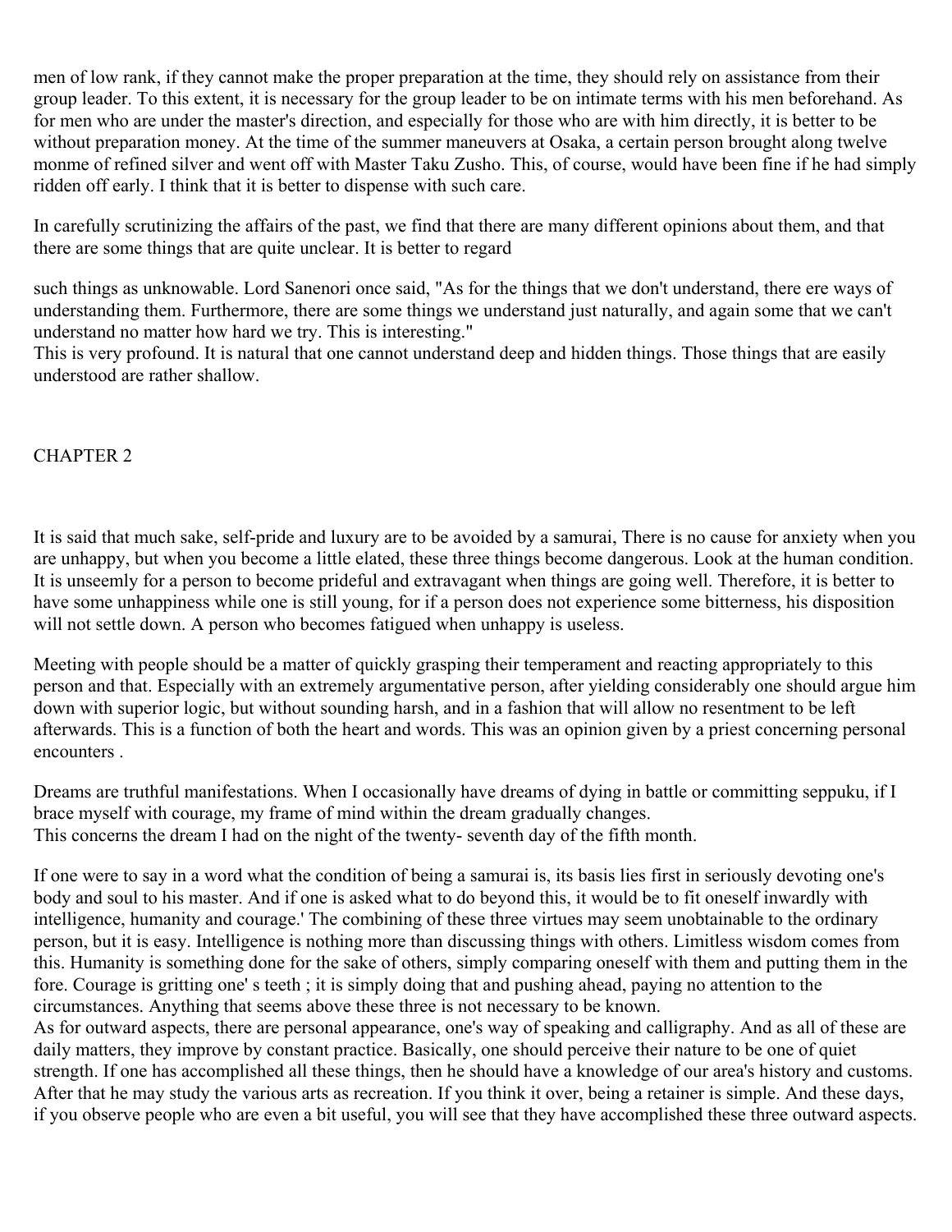men of low rank, if they cannot make the proper preparation at the time, they should rely on assistance from their group leader. To this extent, it is necessary for the group leader to be on intimate terms with his men beforehand. As for men who are under the master's direction, and especially for those who are with him directly, it is better to be without preparation money. At the time of the summer maneuvers at Osaka, a certain person brought along twelve monme of refined silver and went off with Master Taku Zusho. This, of course, would have been fine if he had simply ridden off early. I think that it is better to dispense with such care.

In carefully scrutinizing the affairs of the past, we find that there are many different opinions about them, and that there are some things that are quite unclear. It is better to regard

such things as unknowable. Lord Sanenori once said, "As for the things that we don't understand, there ere ways of understanding them. Furthermore, there are some things we understand just naturally, and again some that we can't understand no matter how hard we try. This is interesting."
This is very profound. It is natural that one cannot understand deep and hidden things. Those things that are easily understood are rather shallow.

## CHAPTER 2

It is said that much sake, self-pride and luxury are to be avoided by a samurai, There is no cause for anxiety when you are unhappy, but when you become a little elated, these three things become dangerous. Look at the human condition. It is unseemly for a person to become prideful and extravagant when things are going well. Therefore, it is better to have some unhappiness while one is still young, for if a person does not experience some bitterness, his disposition will not settle down. A person who becomes fatigued when unhappy is useless.

Meeting with people should be a matter of quickly grasping their temperament and reacting appropriately to this person and that. Especially with an extremely argumentative person, after yielding considerably one should argue him down with superior logic, but without sounding harsh, and in a fashion that will allow no resentment to be left afterwards. This is a function of both the heart and words. This was an opinion given by a priest concerning personal encounters .

Dreams are truthful manifestations. When I occasionally have dreams of dying in battle or committing seppuku, if I brace myself with courage, my frame of mind within the dream gradually changes.
This concerns the dream I had on the night of the twenty- seventh day of the fifth month.

If one were to say in a word what the condition of being a samurai is, its basis lies first in seriously devoting one's body and soul to his master. And if one is asked what to do beyond this, it would be to fit oneself inwardly with intelligence, humanity and courage.' The combining of these three virtues may seem unobtainable to the ordinary person, but it is easy. Intelligence is nothing more than discussing things with others. Limitless wisdom comes from this. Humanity is something done for the sake of others, simply comparing oneself with them and putting them in the fore. Courage is gritting one' s teeth ; it is simply doing that and pushing ahead, paying no attention to the circumstances. Anything that seems above these three is not necessary to be known.
As for outward aspects, there are personal appearance, one's way of speaking and calligraphy. And as all of these are daily matters, they improve by constant practice. Basically, one should perceive their nature to be one of quiet strength. If one has accomplished all these things, then he should have a knowledge of our area's history and customs. After that he may study the various arts as recreation. If you think it over, being a retainer is simple. And these days, if you observe people who are even a bit useful, you will see that they have accomplished these three outward aspects.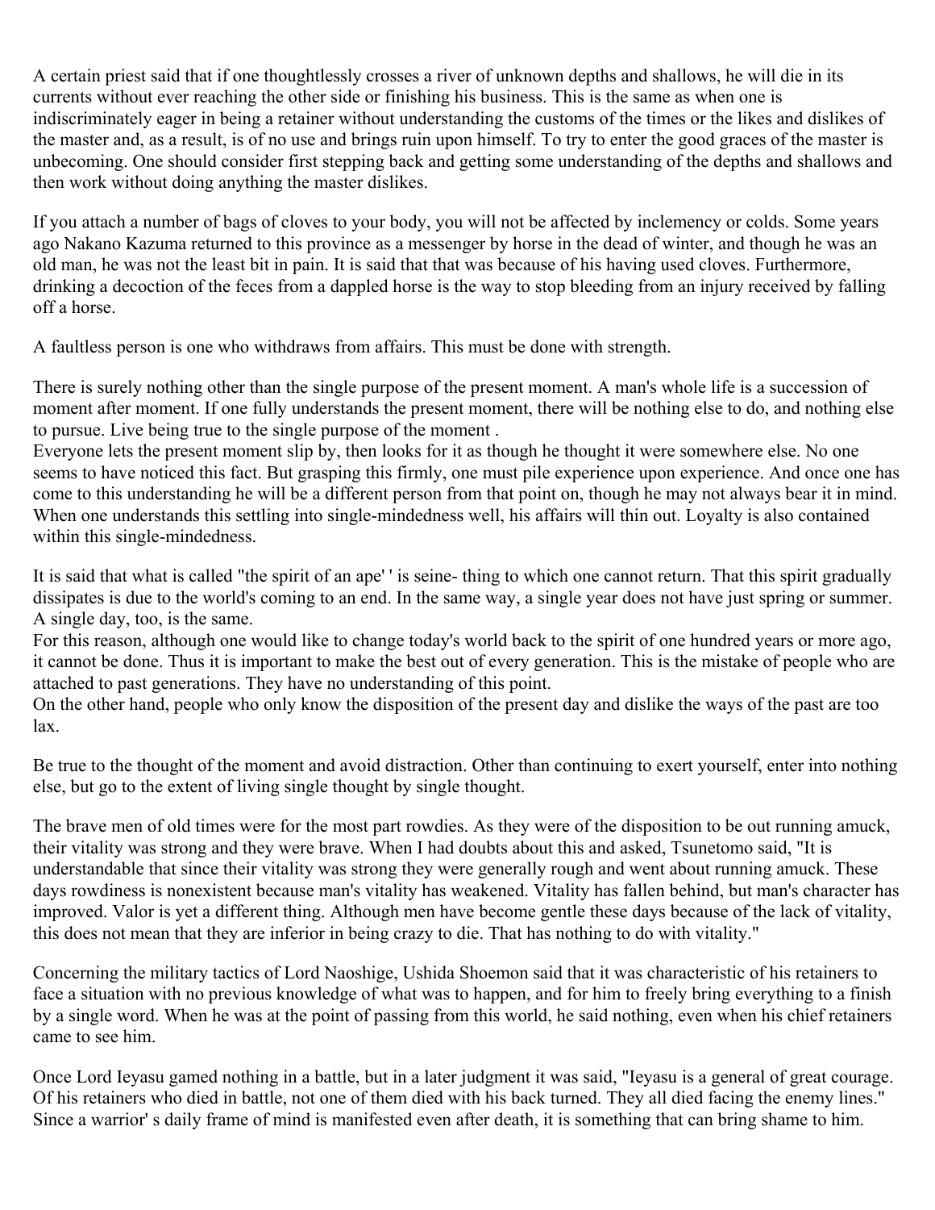A certain priest said that if one thoughtlessly crosses a river of unknown depths and shallows, he will die in its currents without ever reaching the other side or finishing his business. This is the same as when one is indiscriminately eager in being a retainer without understanding the customs of the times or the likes and dislikes of the master and, as a result, is of no use and brings ruin upon himself. To try to enter the good graces of the master is unbecoming. One should consider first stepping back and getting some understanding of the depths and shallows and then work without doing anything the master dislikes.

If you attach a number of bags of cloves to your body, you will not be affected by inclemency or colds. Some years ago Nakano Kazuma returned to this province as a messenger by horse in the dead of winter, and though he was an old man, he was not the least bit in pain. It is said that that was because of his having used cloves. Furthermore, drinking a decoction of the feces from a dappled horse is the way to stop bleeding from an injury received by falling off a horse.

A faultless person is one who withdraws from affairs. This must be done with strength.

There is surely nothing other than the single purpose of the present moment. A man's whole life is a succession of moment after moment. If one fully understands the present moment, there will be nothing else to do, and nothing else to pursue. Live being true to the single purpose of the moment .
Everyone lets the present moment slip by, then looks for it as though he thought it were somewhere else. No one seems to have noticed this fact. But grasping this firmly, one must pile experience upon experience. And once one has come to this understanding he will be a different person from that point on, though he may not always bear it in mind. When one understands this settling into single-mindedness well, his affairs will thin out. Loyalty is also contained within this single-mindedness.

It is said that what is called "the spirit of an ape' ' is seine- thing to which one cannot return. That this spirit gradually dissipates is due to the world's coming to an end. In the same way, a single year does not have just spring or summer. A single day, too, is the same.
For this reason, although one would like to change today's world back to the spirit of one hundred years or more ago, it cannot be done. Thus it is important to make the best out of every generation. This is the mistake of people who are attached to past generations. They have no understanding of this point.
On the other hand, people who only know the disposition of the present day and dislike the ways of the past are too lax.

Be true to the thought of the moment and avoid distraction. Other than continuing to exert yourself, enter into nothing else, but go to the extent of living single thought by single thought.

The brave men of old times were for the most part rowdies. As they were of the disposition to be out running amuck, their vitality was strong and they were brave. When I had doubts about this and asked, Tsunetomo said, "It is understandable that since their vitality was strong they were generally rough and went about running amuck. These days rowdiness is nonexistent because man's vitality has weakened. Vitality has fallen behind, but man's character has improved. Valor is yet a different thing. Although men have become gentle these days because of the lack of vitality, this does not mean that they are inferior in being crazy to die. That has nothing to do with vitality."

Concerning the military tactics of Lord Naoshige, Ushida Shoemon said that it was characteristic of his retainers to face a situation with no previous knowledge of what was to happen, and for him to freely bring everything to a finish by a single word. When he was at the point of passing from this world, he said nothing, even when his chief retainers came to see him.

Once Lord Ieyasu gamed nothing in a battle, but in a later judgment it was said, "Ieyasu is a general of great courage. Of his retainers who died in battle, not one of them died with his back turned. They all died facing the enemy lines." Since a warrior' s daily frame of mind is manifested even after death, it is something that can bring shame to him.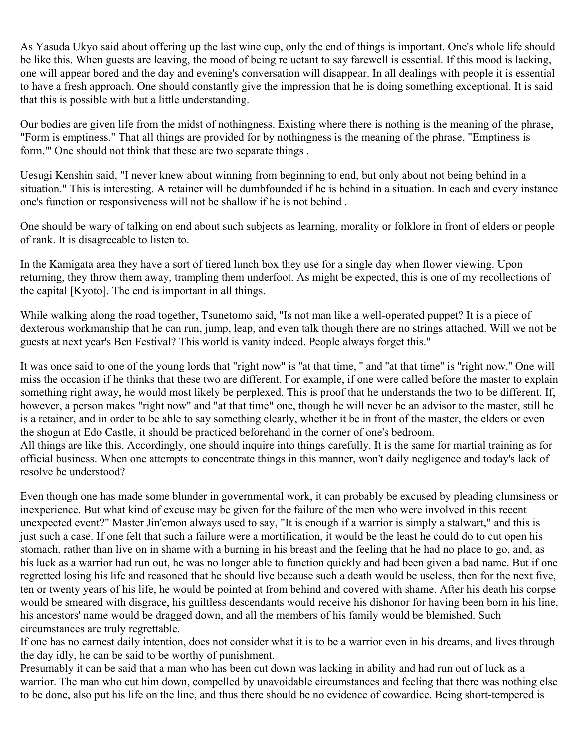As Yasuda Ukyo said about offering up the last wine cup, only the end of things is important. One's whole life should be like this. When guests are leaving, the mood of being reluctant to say farewell is essential. If this mood is lacking, one will appear bored and the day and evening's conversation will disappear. In all dealings with people it is essential to have a fresh approach. One should constantly give the impression that he is doing something exceptional. It is said that this is possible with but a little understanding.

Our bodies are given life from the midst of nothingness. Existing where there is nothing is the meaning of the phrase, "Form is emptiness." That all things are provided for by nothingness is the meaning of the phrase, "Emptiness is form."' One should not think that these are two separate things .

Uesugi Kenshin said, "I never knew about winning from beginning to end, but only about not being behind in a situation." This is interesting. A retainer will be dumbfounded if he is behind in a situation. In each and every instance one's function or responsiveness will not be shallow if he is not behind .

One should be wary of talking on end about such subjects as learning, morality or folklore in front of elders or people of rank. It is disagreeable to listen to.

In the Kamigata area they have a sort of tiered lunch box they use for a single day when flower viewing. Upon returning, they throw them away, trampling them underfoot. As might be expected, this is one of my recollections of the capital [Kyoto]. The end is important in all things.

While walking along the road together, Tsunetomo said, "Is not man like a well-operated puppet? It is a piece of dexterous workmanship that he can run, jump, leap, and even talk though there are no strings attached. Will we not be guests at next year's Ben Festival? This world is vanity indeed. People always forget this."

It was once said to one of the young lords that "right now" is "at that time, " and "at that time" is "right now." One will miss the occasion if he thinks that these two are different. For example, if one were called before the master to explain something right away, he would most likely be perplexed. This is proof that he understands the two to be different. If, however, a person makes "right now" and "at that time" one, though he will never be an advisor to the master, still he is a retainer, and in order to be able to say something clearly, whether it be in front of the master, the elders or even the shogun at Edo Castle, it should be practiced beforehand in the corner of one's bedroom.
All things are like this. Accordingly, one should inquire into things carefully. It is the same for martial training as for official business. When one attempts to concentrate things in this manner, won't daily negligence and today's lack of resolve be understood?

Even though one has made some blunder in governmental work, it can probably be excused by pleading clumsiness or inexperience. But what kind of excuse may be given for the failure of the men who were involved in this recent unexpected event?" Master Jin'emon always used to say, "It is enough if a warrior is simply a stalwart," and this is just such a case. If one felt that such a failure were a mortification, it would be the least he could do to cut open his stomach, rather than live on in shame with a burning in his breast and the feeling that he had no place to go, and, as his luck as a warrior had run out, he was no longer able to function quickly and had been given a bad name. But if one regretted losing his life and reasoned that he should live because such a death would be useless, then for the next five, ten or twenty years of his life, he would be pointed at from behind and covered with shame. After his death his corpse would be smeared with disgrace, his guiltless descendants would receive his dishonor for having been born in his line, his ancestors' name would be dragged down, and all the members of his family would be blemished. Such circumstances are truly regrettable.
If one has no earnest daily intention, does not consider what it is to be a warrior even in his dreams, and lives through the day idly, he can be said to be worthy of punishment.
Presumably it can be said that a man who has been cut down was lacking in ability and had run out of luck as a warrior. The man who cut him down, compelled by unavoidable circumstances and feeling that there was nothing else to be done, also put his life on the line, and thus there should be no evidence of cowardice. Being short-tempered is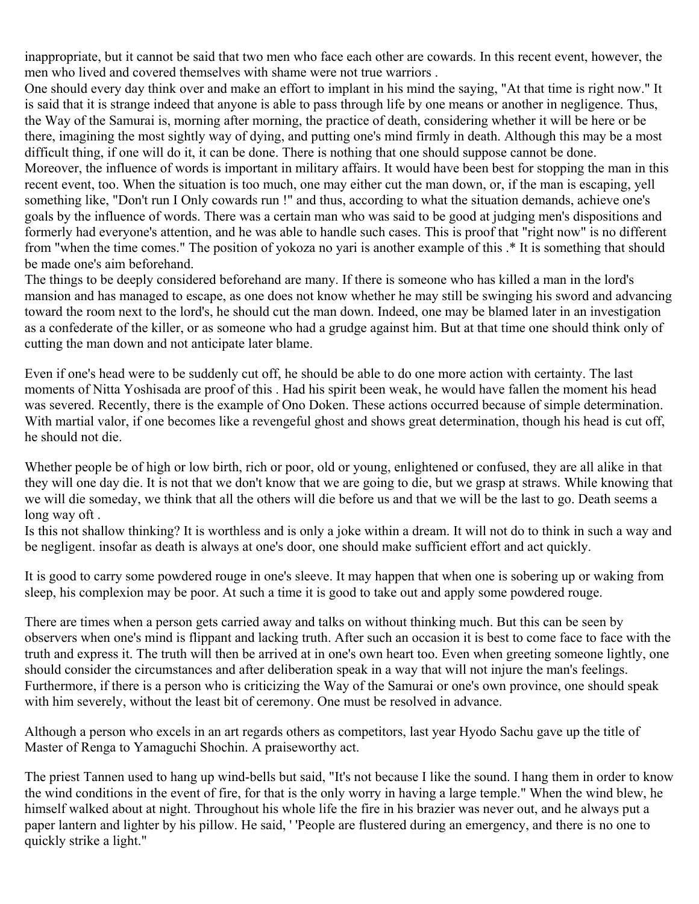inappropriate, but it cannot be said that two men who face each other are cowards. In this recent event, however, the men who lived and covered themselves with shame were not true warriors .

One should every day think over and make an effort to implant in his mind the saying, "At that time is right now." It is said that it is strange indeed that anyone is able to pass through life by one means or another in negligence. Thus, the Way of the Samurai is, morning after morning, the practice of death, considering whether it will be here or be there, imagining the most sightly way of dying, and putting one's mind firmly in death. Although this may be a most difficult thing, if one will do it, it can be done. There is nothing that one should suppose cannot be done.

Moreover, the influence of words is important in military affairs. It would have been best for stopping the man in this recent event, too. When the situation is too much, one may either cut the man down, or, if the man is escaping, yell something like, "Don't run I Only cowards run !" and thus, according to what the situation demands, achieve one's goals by the influence of words. There was a certain man who was said to be good at judging men's dispositions and formerly had everyone's attention, and he was able to handle such cases. This is proof that "right now" is no different from "when the time comes." The position of yokoza no yari is another example of this .* It is something that should be made one's aim beforehand.

The things to be deeply considered beforehand are many. If there is someone who has killed a man in the lord's mansion and has managed to escape, as one does not know whether he may still be swinging his sword and advancing toward the room next to the lord's, he should cut the man down. Indeed, one may be blamed later in an investigation as a confederate of the killer, or as someone who had a grudge against him. But at that time one should think only of cutting the man down and not anticipate later blame.

Even if one's head were to be suddenly cut off, he should be able to do one more action with certainty. The last moments of Nitta Yoshisada are proof of this . Had his spirit been weak, he would have fallen the moment his head was severed. Recently, there is the example of Ono Doken. These actions occurred because of simple determination. With martial valor, if one becomes like a revengeful ghost and shows great determination, though his head is cut off, he should not die.

Whether people be of high or low birth, rich or poor, old or young, enlightened or confused, they are all alike in that they will one day die. It is not that we don't know that we are going to die, but we grasp at straws. While knowing that we will die someday, we think that all the others will die before us and that we will be the last to go. Death seems a long way oft .

Is this not shallow thinking? It is worthless and is only a joke within a dream. It will not do to think in such a way and be negligent. insofar as death is always at one's door, one should make sufficient effort and act quickly.

It is good to carry some powdered rouge in one's sleeve. It may happen that when one is sobering up or waking from sleep, his complexion may be poor. At such a time it is good to take out and apply some powdered rouge.

There are times when a person gets carried away and talks on without thinking much. But this can be seen by observers when one's mind is flippant and lacking truth. After such an occasion it is best to come face to face with the truth and express it. The truth will then be arrived at in one's own heart too. Even when greeting someone lightly, one should consider the circumstances and after deliberation speak in a way that will not injure the man's feelings. Furthermore, if there is a person who is criticizing the Way of the Samurai or one's own province, one should speak with him severely, without the least bit of ceremony. One must be resolved in advance.

Although a person who excels in an art regards others as competitors, last year Hyodo Sachu gave up the title of Master of Renga to Yamaguchi Shochin. A praiseworthy act.

The priest Tannen used to hang up wind-bells but said, "It's not because I like the sound. I hang them in order to know the wind conditions in the event of fire, for that is the only worry in having a large temple." When the wind blew, he himself walked about at night. Throughout his whole life the fire in his brazier was never out, and he always put a paper lantern and lighter by his pillow. He said, ' 'People are flustered during an emergency, and there is no one to quickly strike a light."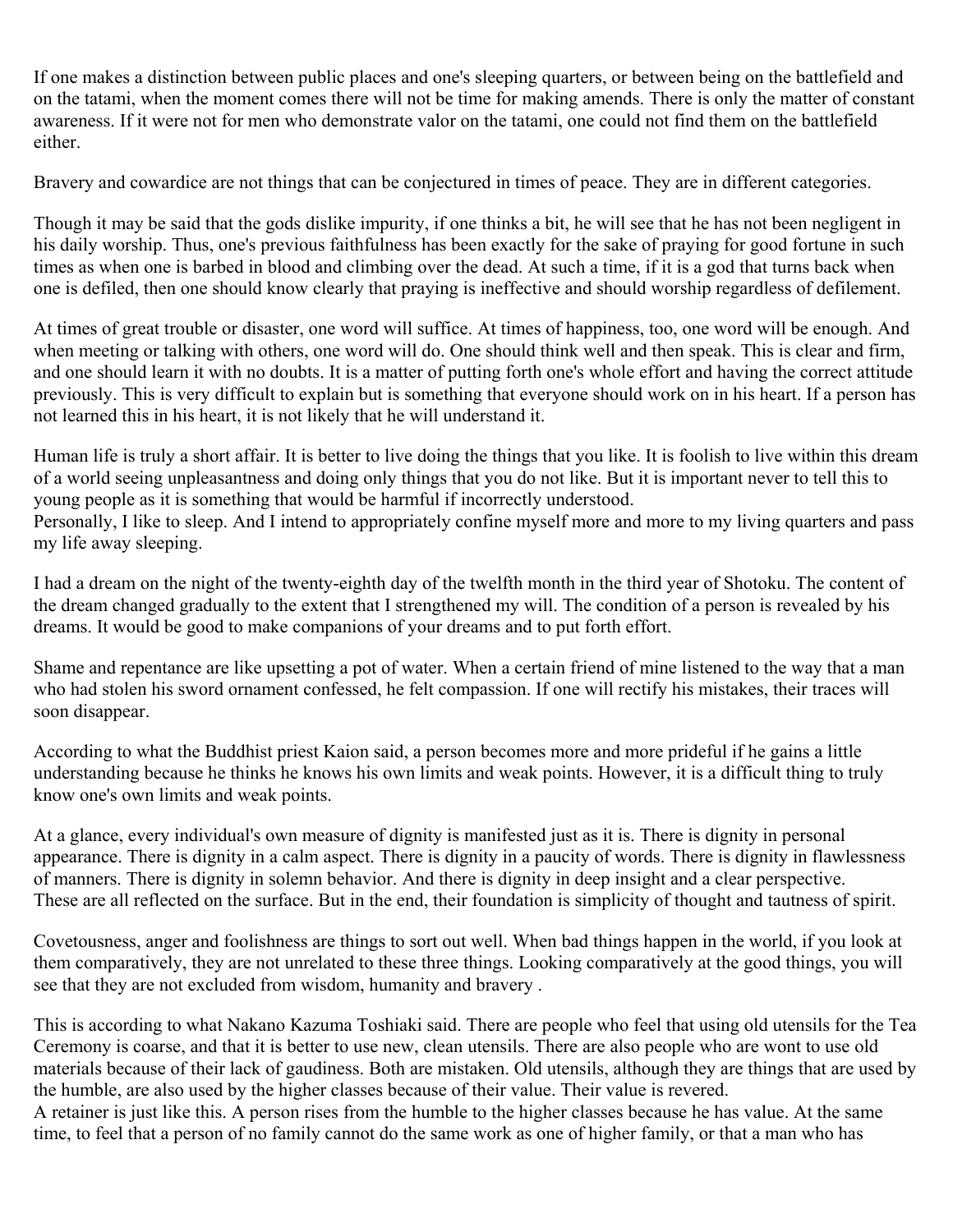If one makes a distinction between public places and one's sleeping quarters, or between being on the battlefield and on the tatami, when the moment comes there will not be time for making amends. There is only the matter of constant awareness. If it were not for men who demonstrate valor on the tatami, one could not find them on the battlefield either.

Bravery and cowardice are not things that can be conjectured in times of peace. They are in different categories.

Though it may be said that the gods dislike impurity, if one thinks a bit, he will see that he has not been negligent in his daily worship. Thus, one's previous faithfulness has been exactly for the sake of praying for good fortune in such times as when one is barbed in blood and climbing over the dead. At such a time, if it is a god that turns back when one is defiled, then one should know clearly that praying is ineffective and should worship regardless of defilement.

At times of great trouble or disaster, one word will suffice. At times of happiness, too, one word will be enough. And when meeting or talking with others, one word will do. One should think well and then speak. This is clear and firm, and one should learn it with no doubts. It is a matter of putting forth one's whole effort and having the correct attitude previously. This is very difficult to explain but is something that everyone should work on in his heart. If a person has not learned this in his heart, it is not likely that he will understand it.

Human life is truly a short affair. It is better to live doing the things that you like. It is foolish to live within this dream of a world seeing unpleasantness and doing only things that you do not like. But it is important never to tell this to young people as it is something that would be harmful if incorrectly understood.
Personally, I like to sleep. And I intend to appropriately confine myself more and more to my living quarters and pass my life away sleeping.

I had a dream on the night of the twenty-eighth day of the twelfth month in the third year of Shotoku. The content of the dream changed gradually to the extent that I strengthened my will. The condition of a person is revealed by his dreams. It would be good to make companions of your dreams and to put forth effort.

Shame and repentance are like upsetting a pot of water. When a certain friend of mine listened to the way that a man who had stolen his sword ornament confessed, he felt compassion. If one will rectify his mistakes, their traces will soon disappear.

According to what the Buddhist priest Kaion said, a person becomes more and more prideful if he gains a little understanding because he thinks he knows his own limits and weak points. However, it is a difficult thing to truly know one's own limits and weak points.

At a glance, every individual's own measure of dignity is manifested just as it is. There is dignity in personal appearance. There is dignity in a calm aspect. There is dignity in a paucity of words. There is dignity in flawlessness of manners. There is dignity in solemn behavior. And there is dignity in deep insight and a clear perspective.
These are all reflected on the surface. But in the end, their foundation is simplicity of thought and tautness of spirit.

Covetousness, anger and foolishness are things to sort out well. When bad things happen in the world, if you look at them comparatively, they are not unrelated to these three things. Looking comparatively at the good things, you will see that they are not excluded from wisdom, humanity and bravery .

This is according to what Nakano Kazuma Toshiaki said. There are people who feel that using old utensils for the Tea Ceremony is coarse, and that it is better to use new, clean utensils. There are also people who are wont to use old materials because of their lack of gaudiness. Both are mistaken. Old utensils, although they are things that are used by the humble, are also used by the higher classes because of their value. Their value is revered.
A retainer is just like this. A person rises from the humble to the higher classes because he has value. At the same time, to feel that a person of no family cannot do the same work as one of higher family, or that a man who has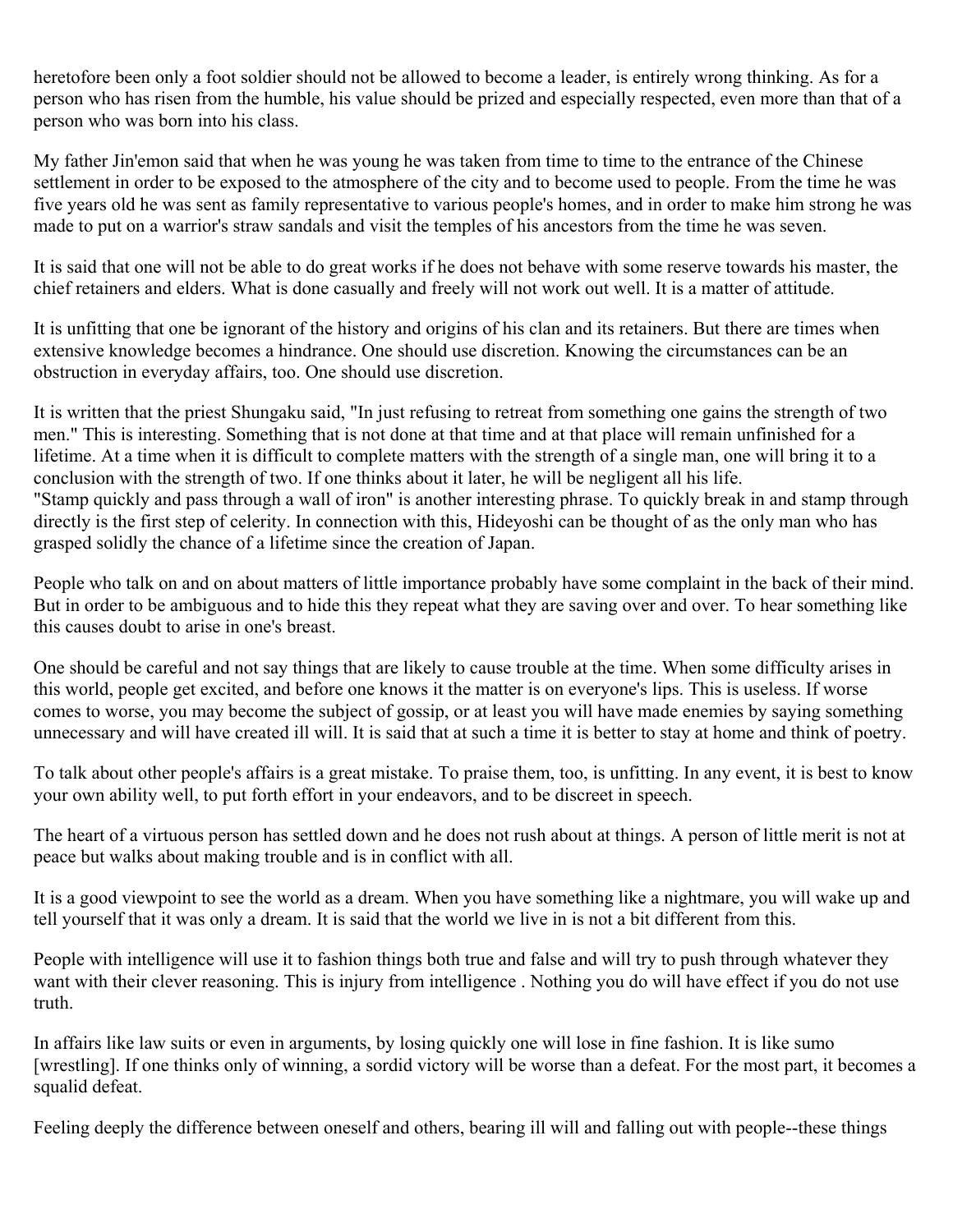heretofore been only a foot soldier should not be allowed to become a leader, is entirely wrong thinking. As for a person who has risen from the humble, his value should be prized and especially respected, even more than that of a person who was born into his class.

My father Jin'emon said that when he was young he was taken from time to time to the entrance of the Chinese settlement in order to be exposed to the atmosphere of the city and to become used to people. From the time he was five years old he was sent as family representative to various people's homes, and in order to make him strong he was made to put on a warrior's straw sandals and visit the temples of his ancestors from the time he was seven.

It is said that one will not be able to do great works if he does not behave with some reserve towards his master, the chief retainers and elders. What is done casually and freely will not work out well. It is a matter of attitude.

It is unfitting that one be ignorant of the history and origins of his clan and its retainers. But there are times when extensive knowledge becomes a hindrance. One should use discretion. Knowing the circumstances can be an obstruction in everyday affairs, too. One should use discretion.

It is written that the priest Shungaku said, "In just refusing to retreat from something one gains the strength of two men." This is interesting. Something that is not done at that time and at that place will remain unfinished for a lifetime. At a time when it is difficult to complete matters with the strength of a single man, one will bring it to a conclusion with the strength of two. If one thinks about it later, he will be negligent all his life.
"Stamp quickly and pass through a wall of iron" is another interesting phrase. To quickly break in and stamp through directly is the first step of celerity. In connection with this, Hideyoshi can be thought of as the only man who has grasped solidly the chance of a lifetime since the creation of Japan.

People who talk on and on about matters of little importance probably have some complaint in the back of their mind. But in order to be ambiguous and to hide this they repeat what they are saving over and over. To hear something like this causes doubt to arise in one's breast.

One should be careful and not say things that are likely to cause trouble at the time. When some difficulty arises in this world, people get excited, and before one knows it the matter is on everyone's lips. This is useless. If worse comes to worse, you may become the subject of gossip, or at least you will have made enemies by saying something unnecessary and will have created ill will. It is said that at such a time it is better to stay at home and think of poetry.

To talk about other people's affairs is a great mistake. To praise them, too, is unfitting. In any event, it is best to know your own ability well, to put forth effort in your endeavors, and to be discreet in speech.

The heart of a virtuous person has settled down and he does not rush about at things. A person of little merit is not at peace but walks about making trouble and is in conflict with all.

It is a good viewpoint to see the world as a dream. When you have something like a nightmare, you will wake up and tell yourself that it was only a dream. It is said that the world we live in is not a bit different from this.

People with intelligence will use it to fashion things both true and false and will try to push through whatever they want with their clever reasoning. This is injury from intelligence . Nothing you do will have effect if you do not use truth.

In affairs like law suits or even in arguments, by losing quickly one will lose in fine fashion. It is like sumo [wrestling]. If one thinks only of winning, a sordid victory will be worse than a defeat. For the most part, it becomes a squalid defeat.

Feeling deeply the difference between oneself and others, bearing ill will and falling out with people--these things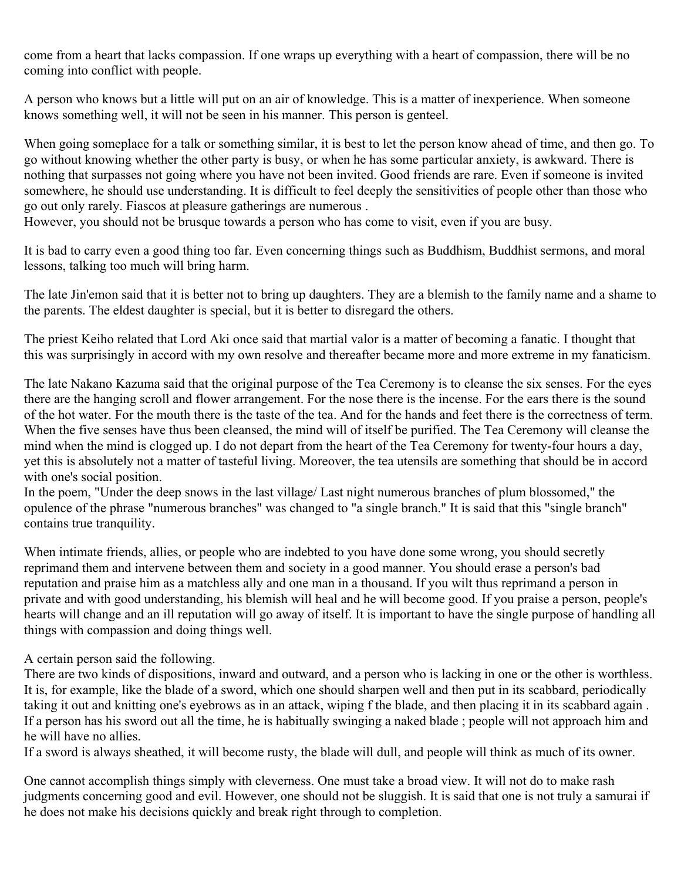come from a heart that lacks compassion. If one wraps up everything with a heart of compassion, there will be no coming into conflict with people.

A person who knows but a little will put on an air of knowledge. This is a matter of inexperience. When someone knows something well, it will not be seen in his manner. This person is genteel.

When going someplace for a talk or something similar, it is best to let the person know ahead of time, and then go. To go without knowing whether the other party is busy, or when he has some particular anxiety, is awkward. There is nothing that surpasses not going where you have not been invited. Good friends are rare. Even if someone is invited somewhere, he should use understanding. It is difficult to feel deeply the sensitivities of people other than those who go out only rarely. Fiascos at pleasure gatherings are numerous .
However, you should not be brusque towards a person who has come to visit, even if you are busy.

It is bad to carry even a good thing too far. Even concerning things such as Buddhism, Buddhist sermons, and moral lessons, talking too much will bring harm.

The late Jin'emon said that it is better not to bring up daughters. They are a blemish to the family name and a shame to the parents. The eldest daughter is special, but it is better to disregard the others.

The priest Keiho related that Lord Aki once said that martial valor is a matter of becoming a fanatic. I thought that this was surprisingly in accord with my own resolve and thereafter became more and more extreme in my fanaticism.

The late Nakano Kazuma said that the original purpose of the Tea Ceremony is to cleanse the six senses. For the eyes there are the hanging scroll and flower arrangement. For the nose there is the incense. For the ears there is the sound of the hot water. For the mouth there is the taste of the tea. And for the hands and feet there is the correctness of term. When the five senses have thus been cleansed, the mind will of itself be purified. The Tea Ceremony will cleanse the mind when the mind is clogged up. I do not depart from the heart of the Tea Ceremony for twenty-four hours a day, yet this is absolutely not a matter of tasteful living. Moreover, the tea utensils are something that should be in accord with one's social position.
In the poem, "Under the deep snows in the last village/ Last night numerous branches of plum blossomed," the opulence of the phrase "numerous branches" was changed to "a single branch." It is said that this "single branch" contains true tranquility.

When intimate friends, allies, or people who are indebted to you have done some wrong, you should secretly reprimand them and intervene between them and society in a good manner. You should erase a person's bad reputation and praise him as a matchless ally and one man in a thousand. If you wilt thus reprimand a person in private and with good understanding, his blemish will heal and he will become good. If you praise a person, people's hearts will change and an ill reputation will go away of itself. It is important to have the single purpose of handling all things with compassion and doing things well.

A certain person said the following.
There are two kinds of dispositions, inward and outward, and a person who is lacking in one or the other is worthless. It is, for example, like the blade of a sword, which one should sharpen well and then put in its scabbard, periodically taking it out and knitting one's eyebrows as in an attack, wiping f the blade, and then placing it in its scabbard again . If a person has his sword out all the time, he is habitually swinging a naked blade ; people will not approach him and he will have no allies.
If a sword is always sheathed, it will become rusty, the blade will dull, and people will think as much of its owner.

One cannot accomplish things simply with cleverness. One must take a broad view. It will not do to make rash judgments concerning good and evil. However, one should not be sluggish. It is said that one is not truly a samurai if he does not make his decisions quickly and break right through to completion.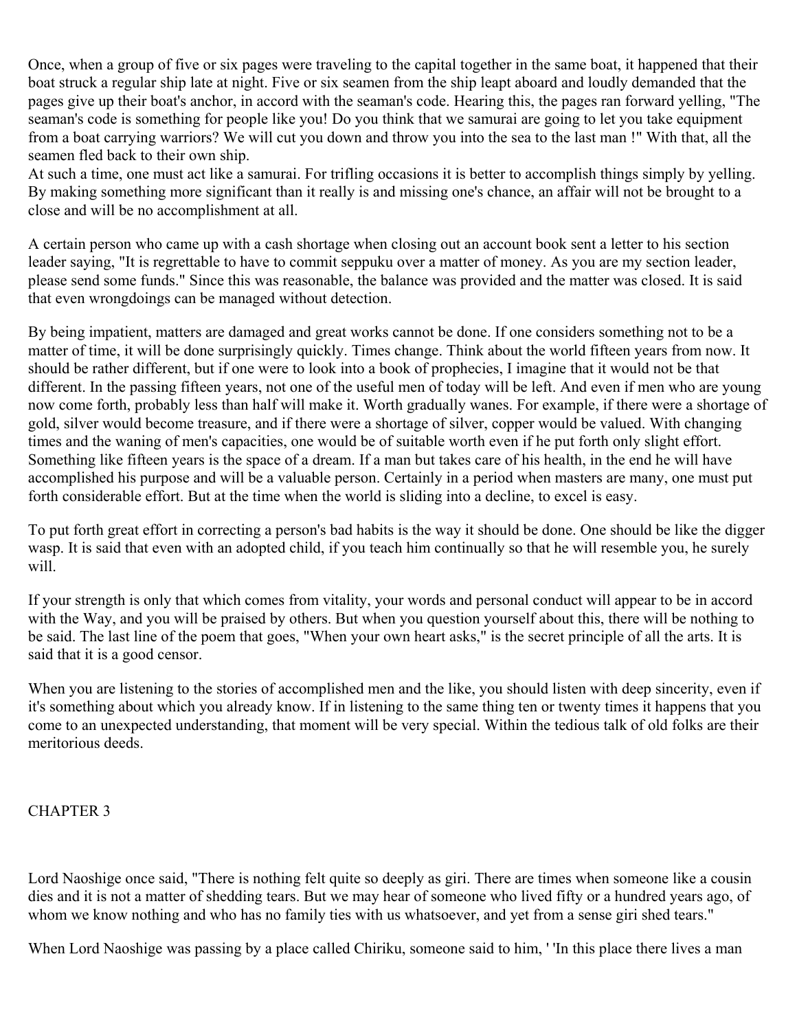Once, when a group of five or six pages were traveling to the capital together in the same boat, it happened that their boat struck a regular ship late at night. Five or six seamen from the ship leapt aboard and loudly demanded that the pages give up their boat's anchor, in accord with the seaman's code. Hearing this, the pages ran forward yelling, "The seaman's code is something for people like you! Do you think that we samurai are going to let you take equipment from a boat carrying warriors? We will cut you down and throw you into the sea to the last man !" With that, all the seamen fled back to their own ship.
At such a time, one must act like a samurai. For trifling occasions it is better to accomplish things simply by yelling. By making something more significant than it really is and missing one's chance, an affair will not be brought to a close and will be no accomplishment at all.

A certain person who came up with a cash shortage when closing out an account book sent a letter to his section leader saying, "It is regrettable to have to commit seppuku over a matter of money. As you are my section leader, please send some funds." Since this was reasonable, the balance was provided and the matter was closed. It is said that even wrongdoings can be managed without detection.

By being impatient, matters are damaged and great works cannot be done. If one considers something not to be a matter of time, it will be done surprisingly quickly. Times change. Think about the world fifteen years from now. It should be rather different, but if one were to look into a book of prophecies, I imagine that it would not be that different. In the passing fifteen years, not one of the useful men of today will be left. And even if men who are young now come forth, probably less than half will make it. Worth gradually wanes. For example, if there were a shortage of gold, silver would become treasure, and if there were a shortage of silver, copper would be valued. With changing times and the waning of men's capacities, one would be of suitable worth even if he put forth only slight effort. Something like fifteen years is the space of a dream. If a man but takes care of his health, in the end he will have accomplished his purpose and will be a valuable person. Certainly in a period when masters are many, one must put forth considerable effort. But at the time when the world is sliding into a decline, to excel is easy.

To put forth great effort in correcting a person's bad habits is the way it should be done. One should be like the digger wasp. It is said that even with an adopted child, if you teach him continually so that he will resemble you, he surely will.

If your strength is only that which comes from vitality, your words and personal conduct will appear to be in accord with the Way, and you will be praised by others. But when you question yourself about this, there will be nothing to be said. The last line of the poem that goes, "When your own heart asks," is the secret principle of all the arts. It is said that it is a good censor.

When you are listening to the stories of accomplished men and the like, you should listen with deep sincerity, even if it's something about which you already know. If in listening to the same thing ten or twenty times it happens that you come to an unexpected understanding, that moment will be very special. Within the tedious talk of old folks are their meritorious deeds.

## CHAPTER 3

Lord Naoshige once said, "There is nothing felt quite so deeply as giri. There are times when someone like a cousin dies and it is not a matter of shedding tears. But we may hear of someone who lived fifty or a hundred years ago, of whom we know nothing and who has no family ties with us whatsoever, and yet from a sense giri shed tears."

When Lord Naoshige was passing by a place called Chiriku, someone said to him, ' 'In this place there lives a man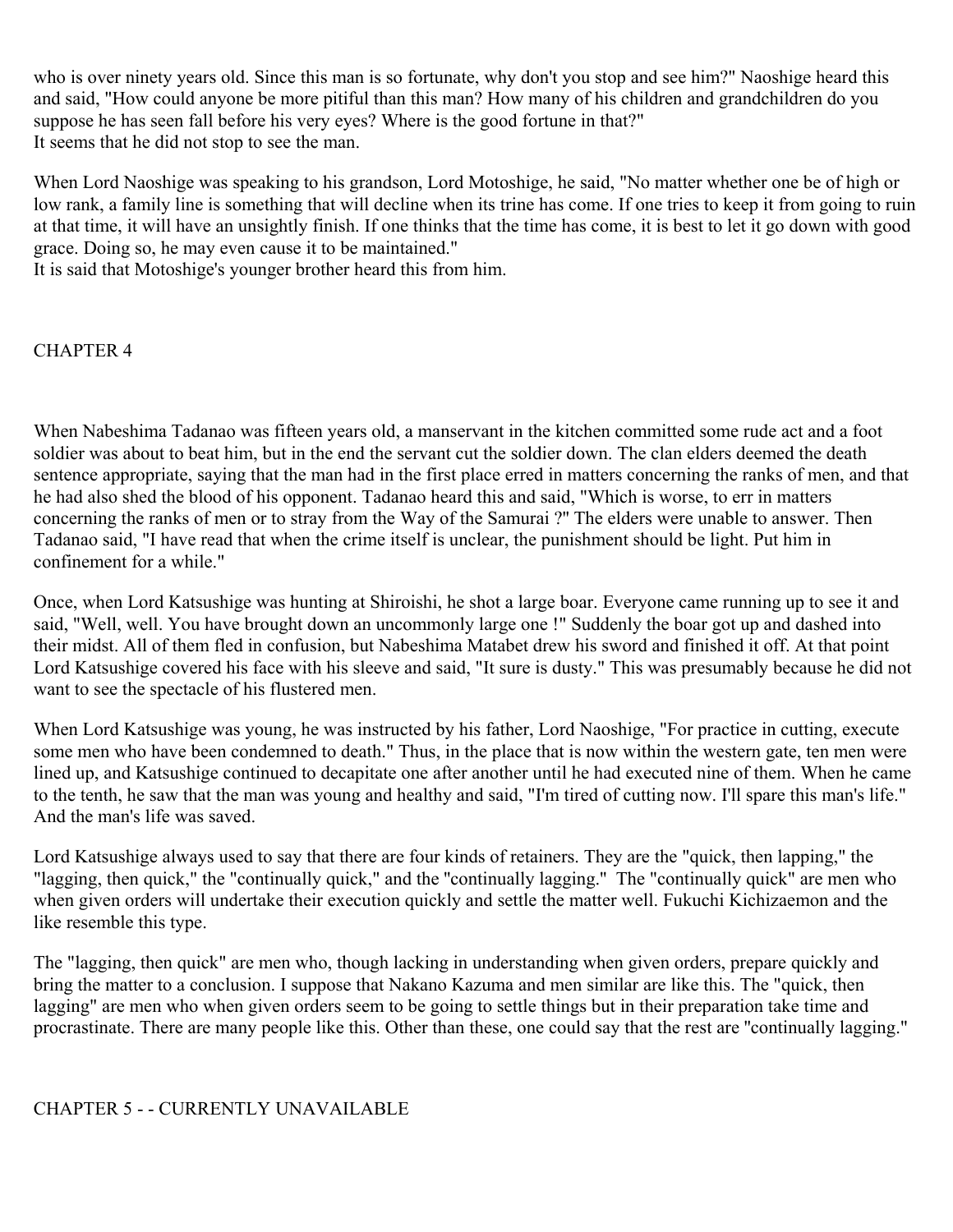who is over ninety years old. Since this man is so fortunate, why don't you stop and see him?" Naoshige heard this and said, "How could anyone be more pitiful than this man? How many of his children and grandchildren do you suppose he has seen fall before his very eyes? Where is the good fortune in that?"
It seems that he did not stop to see the man.

When Lord Naoshige was speaking to his grandson, Lord Motoshige, he said, "No matter whether one be of high or low rank, a family line is something that will decline when its trine has come. If one tries to keep it from going to ruin at that time, it will have an unsightly finish. If one thinks that the time has come, it is best to let it go down with good grace. Doing so, he may even cause it to be maintained."
It is said that Motoshige's younger brother heard this from him.

## CHAPTER 4

When Nabeshima Tadanao was fifteen years old, a manservant in the kitchen committed some rude act and a foot soldier was about to beat him, but in the end the servant cut the soldier down. The clan elders deemed the death sentence appropriate, saying that the man had in the first place erred in matters concerning the ranks of men, and that he had also shed the blood of his opponent. Tadanao heard this and said, "Which is worse, to err in matters concerning the ranks of men or to stray from the Way of the Samurai ?" The elders were unable to answer. Then Tadanao said, "I have read that when the crime itself is unclear, the punishment should be light. Put him in confinement for a while."

Once, when Lord Katsushige was hunting at Shiroishi, he shot a large boar. Everyone came running up to see it and said, "Well, well. You have brought down an uncommonly large one !" Suddenly the boar got up and dashed into their midst. All of them fled in confusion, but Nabeshima Matabet drew his sword and finished it off. At that point Lord Katsushige covered his face with his sleeve and said, "It sure is dusty." This was presumably because he did not want to see the spectacle of his flustered men.

When Lord Katsushige was young, he was instructed by his father, Lord Naoshige, "For practice in cutting, execute some men who have been condemned to death." Thus, in the place that is now within the western gate, ten men were lined up, and Katsushige continued to decapitate one after another until he had executed nine of them. When he came to the tenth, he saw that the man was young and healthy and said, "I'm tired of cutting now. I'll spare this man's life." And the man's life was saved.

Lord Katsushige always used to say that there are four kinds of retainers. They are the "quick, then lapping," the "lagging, then quick," the "continually quick," and the "continually lagging." The "continually quick" are men who when given orders will undertake their execution quickly and settle the matter well. Fukuchi Kichizaemon and the like resemble this type.

The "lagging, then quick" are men who, though lacking in understanding when given orders, prepare quickly and bring the matter to a conclusion. I suppose that Nakano Kazuma and men similar are like this. The "quick, then lagging" are men who when given orders seem to be going to settle things but in their preparation take time and procrastinate. There are many people like this. Other than these, one could say that the rest are "continually lagging."

## CHAPTER 5 - - CURRENTLY UNAVAILABLE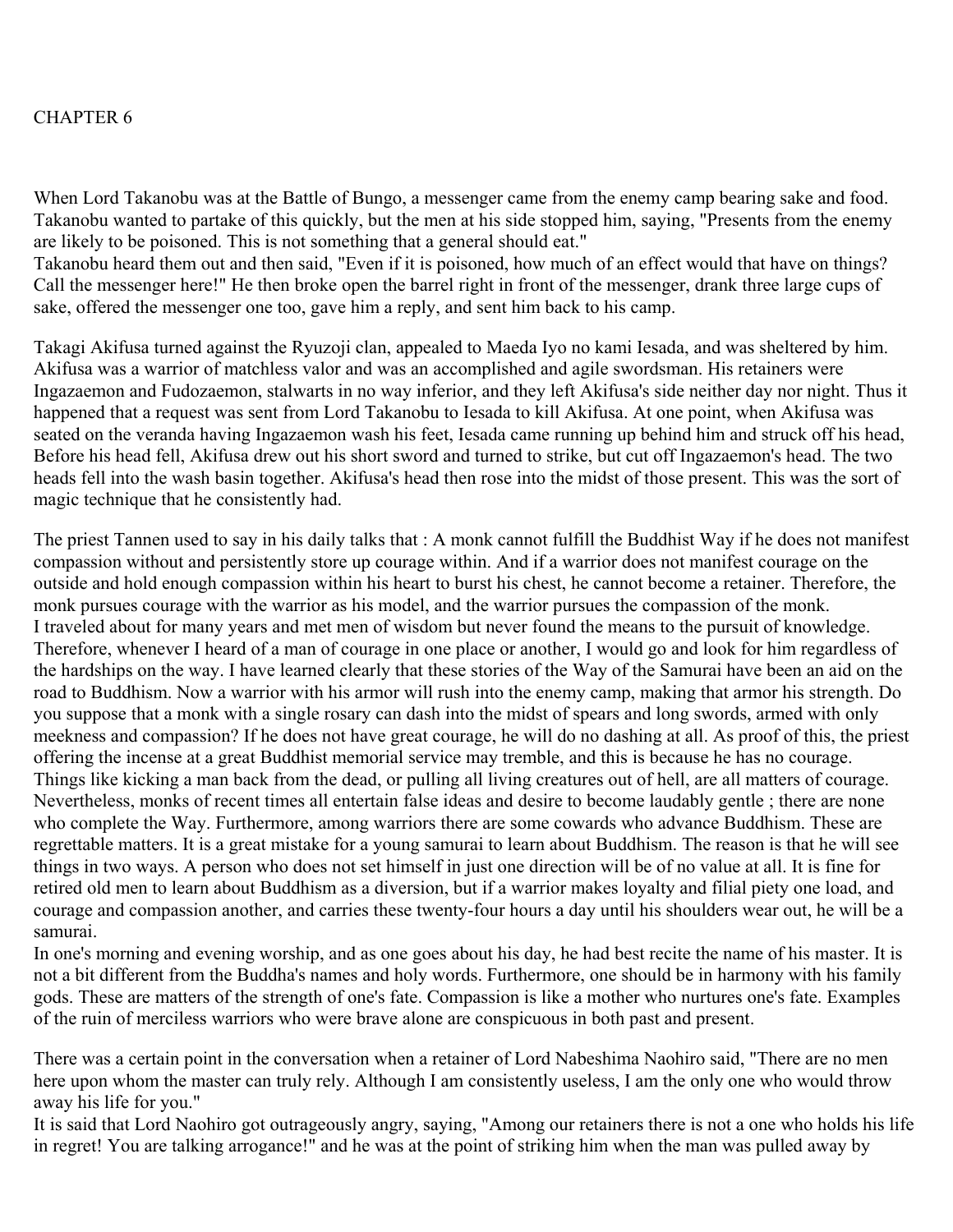# CHAPTER 6

When Lord Takanobu was at the Battle of Bungo, a messenger came from the enemy camp bearing sake and food. Takanobu wanted to partake of this quickly, but the men at his side stopped him, saying, "Presents from the enemy are likely to be poisoned. This is not something that a general should eat."
Takanobu heard them out and then said, "Even if it is poisoned, how much of an effect would that have on things? Call the messenger here!" He then broke open the barrel right in front of the messenger, drank three large cups of sake, offered the messenger one too, gave him a reply, and sent him back to his camp.

Takagi Akifusa turned against the Ryuzoji clan, appealed to Maeda Iyo no kami Iesada, and was sheltered by him. Akifusa was a warrior of matchless valor and was an accomplished and agile swordsman. His retainers were Ingazaemon and Fudozaemon, stalwarts in no way inferior, and they left Akifusa's side neither day nor night. Thus it happened that a request was sent from Lord Takanobu to Iesada to kill Akifusa. At one point, when Akifusa was seated on the veranda having Ingazaemon wash his feet, Iesada came running up behind him and struck off his head, Before his head fell, Akifusa drew out his short sword and turned to strike, but cut off Ingazaemon's head. The two heads fell into the wash basin together. Akifusa's head then rose into the midst of those present. This was the sort of magic technique that he consistently had.

The priest Tannen used to say in his daily talks that : A monk cannot fulfill the Buddhist Way if he does not manifest compassion without and persistently store up courage within. And if a warrior does not manifest courage on the outside and hold enough compassion within his heart to burst his chest, he cannot become a retainer. Therefore, the monk pursues courage with the warrior as his model, and the warrior pursues the compassion of the monk.
I traveled about for many years and met men of wisdom but never found the means to the pursuit of knowledge. Therefore, whenever I heard of a man of courage in one place or another, I would go and look for him regardless of the hardships on the way. I have learned clearly that these stories of the Way of the Samurai have been an aid on the road to Buddhism. Now a warrior with his armor will rush into the enemy camp, making that armor his strength. Do you suppose that a monk with a single rosary can dash into the midst of spears and long swords, armed with only meekness and compassion? If he does not have great courage, he will do no dashing at all. As proof of this, the priest offering the incense at a great Buddhist memorial service may tremble, and this is because he has no courage. Things like kicking a man back from the dead, or pulling all living creatures out of hell, are all matters of courage. Nevertheless, monks of recent times all entertain false ideas and desire to become laudably gentle ; there are none who complete the Way. Furthermore, among warriors there are some cowards who advance Buddhism. These are regrettable matters. It is a great mistake for a young samurai to learn about Buddhism. The reason is that he will see things in two ways. A person who does not set himself in just one direction will be of no value at all. It is fine for retired old men to learn about Buddhism as a diversion, but if a warrior makes loyalty and filial piety one load, and courage and compassion another, and carries these twenty-four hours a day until his shoulders wear out, he will be a samurai.
In one's morning and evening worship, and as one goes about his day, he had best recite the name of his master. It is not a bit different from the Buddha's names and holy words. Furthermore, one should be in harmony with his family gods. These are matters of the strength of one's fate. Compassion is like a mother who nurtures one's fate. Examples of the ruin of merciless warriors who were brave alone are conspicuous in both past and present.

There was a certain point in the conversation when a retainer of Lord Nabeshima Naohiro said, "There are no men here upon whom the master can truly rely. Although I am consistently useless, I am the only one who would throw away his life for you."
It is said that Lord Naohiro got outrageously angry, saying, "Among our retainers there is not a one who holds his life in regret! You are talking arrogance!" and he was at the point of striking him when the man was pulled away by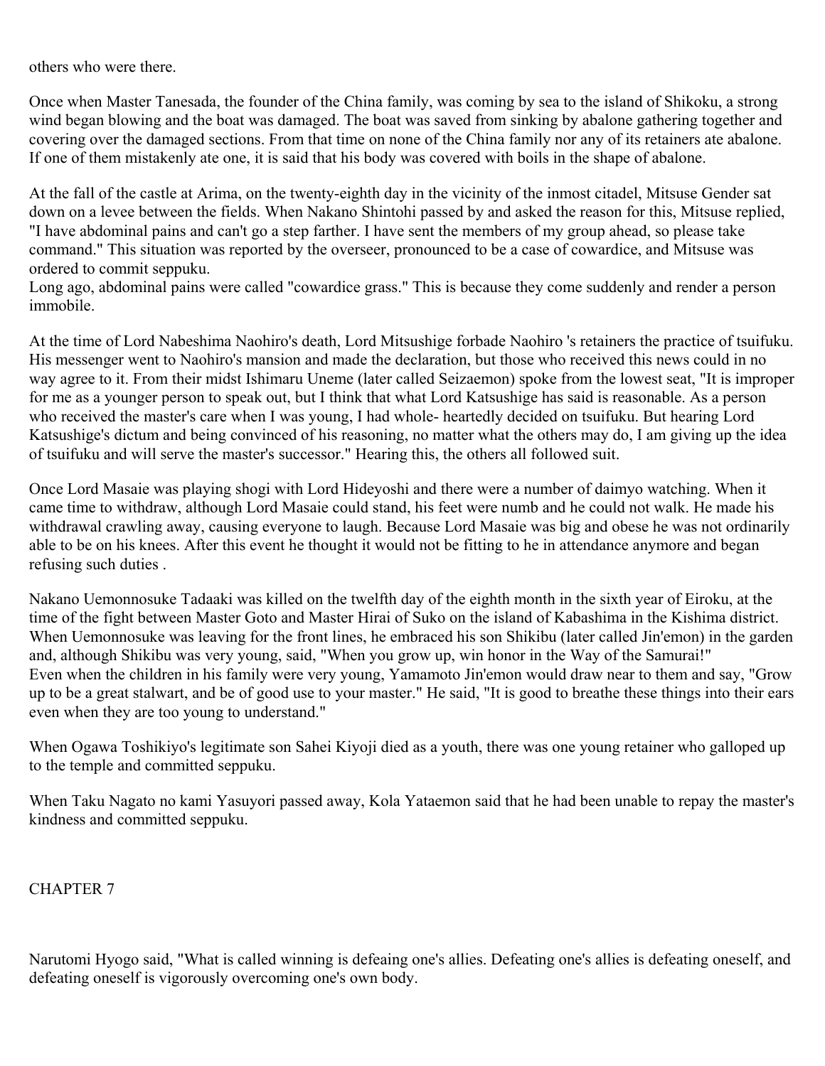others who were there.

Once when Master Tanesada, the founder of the China family, was coming by sea to the island of Shikoku, a strong wind began blowing and the boat was damaged. The boat was saved from sinking by abalone gathering together and covering over the damaged sections. From that time on none of the China family nor any of its retainers ate abalone. If one of them mistakenly ate one, it is said that his body was covered with boils in the shape of abalone.

At the fall of the castle at Arima, on the twenty-eighth day in the vicinity of the inmost citadel, Mitsuse Gender sat down on a levee between the fields. When Nakano Shintohi passed by and asked the reason for this, Mitsuse replied, "I have abdominal pains and can't go a step farther. I have sent the members of my group ahead, so please take command." This situation was reported by the overseer, pronounced to be a case of cowardice, and Mitsuse was ordered to commit seppuku.
Long ago, abdominal pains were called "cowardice grass." This is because they come suddenly and render a person immobile.

At the time of Lord Nabeshima Naohiro's death, Lord Mitsushige forbade Naohiro 's retainers the practice of tsuifuku. His messenger went to Naohiro's mansion and made the declaration, but those who received this news could in no way agree to it. From their midst Ishimaru Uneme (later called Seizaemon) spoke from the lowest seat, "It is improper for me as a younger person to speak out, but I think that what Lord Katsushige has said is reasonable. As a person who received the master's care when I was young, I had whole- heartedly decided on tsuifuku. But hearing Lord Katsushige's dictum and being convinced of his reasoning, no matter what the others may do, I am giving up the idea of tsuifuku and will serve the master's successor." Hearing this, the others all followed suit.

Once Lord Masaie was playing shogi with Lord Hideyoshi and there were a number of daimyo watching. When it came time to withdraw, although Lord Masaie could stand, his feet were numb and he could not walk. He made his withdrawal crawling away, causing everyone to laugh. Because Lord Masaie was big and obese he was not ordinarily able to be on his knees. After this event he thought it would not be fitting to he in attendance anymore and began refusing such duties .

Nakano Uemonnosuke Tadaaki was killed on the twelfth day of the eighth month in the sixth year of Eiroku, at the time of the fight between Master Goto and Master Hirai of Suko on the island of Kabashima in the Kishima district. When Uemonnosuke was leaving for the front lines, he embraced his son Shikibu (later called Jin'emon) in the garden and, although Shikibu was very young, said, "When you grow up, win honor in the Way of the Samurai!"
Even when the children in his family were very young, Yamamoto Jin'emon would draw near to them and say, "Grow up to be a great stalwart, and be of good use to your master." He said, "It is good to breathe these things into their ears even when they are too young to understand."

When Ogawa Toshikiyo's legitimate son Sahei Kiyoji died as a youth, there was one young retainer who galloped up to the temple and committed seppuku.

When Taku Nagato no kami Yasuyori passed away, Kola Yataemon said that he had been unable to repay the master's kindness and committed seppuku.

## CHAPTER 7

Narutomi Hyogo said, "What is called winning is defeaing one's allies. Defeating one's allies is defeating oneself, and defeating oneself is vigorously overcoming one's own body.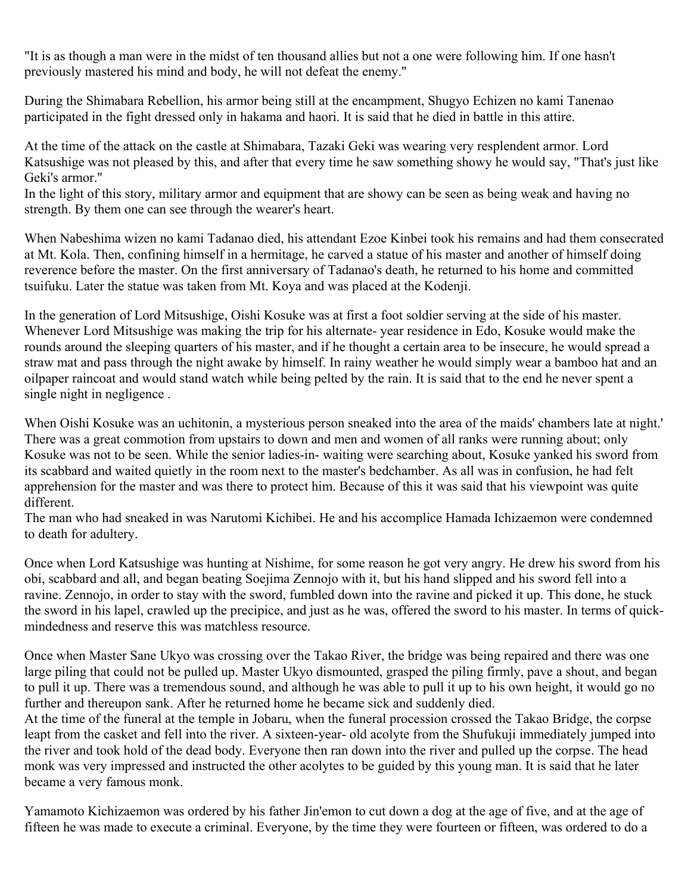"It is as though a man were in the midst of ten thousand allies but not a one were following him. If one hasn't previously mastered his mind and body, he will not defeat the enemy."

During the Shimabara Rebellion, his armor being still at the encampment, Shugyo Echizen no kami Tanenao participated in the fight dressed only in hakama and haori. It is said that he died in battle in this attire.

At the time of the attack on the castle at Shimabara, Tazaki Geki was wearing very resplendent armor. Lord Katsushige was not pleased by this, and after that every time he saw something showy he would say, "That's just like Geki's armor."
In the light of this story, military armor and equipment that are showy can be seen as being weak and having no strength. By them one can see through the wearer's heart.

When Nabeshima wizen no kami Tadanao died, his attendant Ezoe Kinbei took his remains and had them consecrated at Mt. Kola. Then, confining himself in a hermitage, he carved a statue of his master and another of himself doing reverence before the master. On the first anniversary of Tadanao's death, he returned to his home and committed tsuifuku. Later the statue was taken from Mt. Koya and was placed at the Kodenji.

In the generation of Lord Mitsushige, Oishi Kosuke was at first a foot soldier serving at the side of his master. Whenever Lord Mitsushige was making the trip for his alternate- year residence in Edo, Kosuke would make the rounds around the sleeping quarters of his master, and if he thought a certain area to be insecure, he would spread a straw mat and pass through the night awake by himself. In rainy weather he would simply wear a bamboo hat and an oilpaper raincoat and would stand watch while being pelted by the rain. It is said that to the end he never spent a single night in negligence .

When Oishi Kosuke was an uchitonin, a mysterious person sneaked into the area of the maids' chambers late at night.' There was a great commotion from upstairs to down and men and women of all ranks were running about; only Kosuke was not to be seen. While the senior ladies-in- waiting were searching about, Kosuke yanked his sword from its scabbard and waited quietly in the room next to the master's bedchamber. As all was in confusion, he had felt apprehension for the master and was there to protect him. Because of this it was said that his viewpoint was quite different.
The man who had sneaked in was Narutomi Kichibei. He and his accomplice Hamada Ichizaemon were condemned to death for adultery.

Once when Lord Katsushige was hunting at Nishime, for some reason he got very angry. He drew his sword from his obi, scabbard and all, and began beating Soejima Zennojo with it, but his hand slipped and his sword fell into a ravine. Zennojo, in order to stay with the sword, fumbled down into the ravine and picked it up. This done, he stuck the sword in his lapel, crawled up the precipice, and just as he was, offered the sword to his master. In terms of quick-mindedness and reserve this was matchless resource.

Once when Master Sane Ukyo was crossing over the Takao River, the bridge was being repaired and there was one large piling that could not be pulled up. Master Ukyo dismounted, grasped the piling firmly, pave a shout, and began to pull it up. There was a tremendous sound, and although he was able to pull it up to his own height, it would go no further and thereupon sank. After he returned home he became sick and suddenly died.
At the time of the funeral at the temple in Jobaru, when the funeral procession crossed the Takao Bridge, the corpse leapt from the casket and fell into the river. A sixteen-year- old acolyte from the Shufukuji immediately jumped into the river and took hold of the dead body. Everyone then ran down into the river and pulled up the corpse. The head monk was very impressed and instructed the other acolytes to be guided by this young man. It is said that he later became a very famous monk.

Yamamoto Kichizaemon was ordered by his father Jin'emon to cut down a dog at the age of five, and at the age of fifteen he was made to execute a criminal. Everyone, by the time they were fourteen or fifteen, was ordered to do a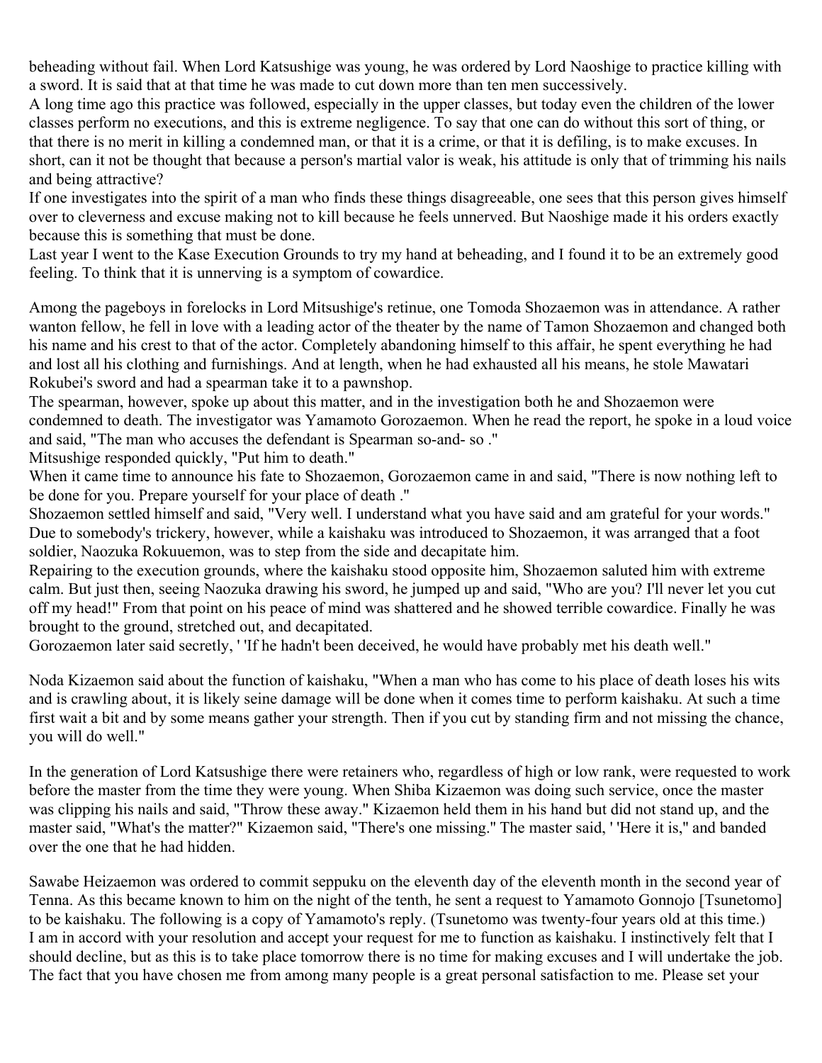beheading without fail. When Lord Katsushige was young, he was ordered by Lord Naoshige to practice killing with a sword. It is said that at that time he was made to cut down more than ten men successively.

A long time ago this practice was followed, especially in the upper classes, but today even the children of the lower classes perform no executions, and this is extreme negligence. To say that one can do without this sort of thing, or that there is no merit in killing a condemned man, or that it is a crime, or that it is defiling, is to make excuses. In short, can it not be thought that because a person's martial valor is weak, his attitude is only that of trimming his nails and being attractive?

If one investigates into the spirit of a man who finds these things disagreeable, one sees that this person gives himself over to cleverness and excuse making not to kill because he feels unnerved. But Naoshige made it his orders exactly because this is something that must be done.

Last year I went to the Kase Execution Grounds to try my hand at beheading, and I found it to be an extremely good feeling. To think that it is unnerving is a symptom of cowardice.

Among the pageboys in forelocks in Lord Mitsushige's retinue, one Tomoda Shozaemon was in attendance. A rather wanton fellow, he fell in love with a leading actor of the theater by the name of Tamon Shozaemon and changed both his name and his crest to that of the actor. Completely abandoning himself to this affair, he spent everything he had and lost all his clothing and furnishings. And at length, when he had exhausted all his means, he stole Mawatari Rokubei's sword and had a spearman take it to a pawnshop.

The spearman, however, spoke up about this matter, and in the investigation both he and Shozaemon were condemned to death. The investigator was Yamamoto Gorozaemon. When he read the report, he spoke in a loud voice and said, "The man who accuses the defendant is Spearman so-and- so ."

Mitsushige responded quickly, "Put him to death."

When it came time to announce his fate to Shozaemon, Gorozaemon came in and said, "There is now nothing left to be done for you. Prepare yourself for your place of death ."

Shozaemon settled himself and said, "Very well. I understand what you have said and am grateful for your words." Due to somebody's trickery, however, while a kaishaku was introduced to Shozaemon, it was arranged that a foot soldier, Naozuka Rokuuemon, was to step from the side and decapitate him.

Repairing to the execution grounds, where the kaishaku stood opposite him, Shozaemon saluted him with extreme calm. But just then, seeing Naozuka drawing his sword, he jumped up and said, "Who are you? I'll never let you cut off my head!" From that point on his peace of mind was shattered and he showed terrible cowardice. Finally he was brought to the ground, stretched out, and decapitated.

Gorozaemon later said secretly, ' 'If he hadn't been deceived, he would have probably met his death well."

Noda Kizaemon said about the function of kaishaku, "When a man who has come to his place of death loses his wits and is crawling about, it is likely seine damage will be done when it comes time to perform kaishaku. At such a time first wait a bit and by some means gather your strength. Then if you cut by standing firm and not missing the chance, you will do well."

In the generation of Lord Katsushige there were retainers who, regardless of high or low rank, were requested to work before the master from the time they were young. When Shiba Kizaemon was doing such service, once the master was clipping his nails and said, "Throw these away." Kizaemon held them in his hand but did not stand up, and the master said, "What's the matter?" Kizaemon said, "There's one missing." The master said, ' 'Here it is," and banded over the one that he had hidden.

Sawabe Heizaemon was ordered to commit seppuku on the eleventh day of the eleventh month in the second year of Tenna. As this became known to him on the night of the tenth, he sent a request to Yamamoto Gonnojo [Tsunetomo] to be kaishaku. The following is a copy of Yamamoto's reply. (Tsunetomo was twenty-four years old at this time.)

I am in accord with your resolution and accept your request for me to function as kaishaku. I instinctively felt that I should decline, but as this is to take place tomorrow there is no time for making excuses and I will undertake the job. The fact that you have chosen me from among many people is a great personal satisfaction to me. Please set your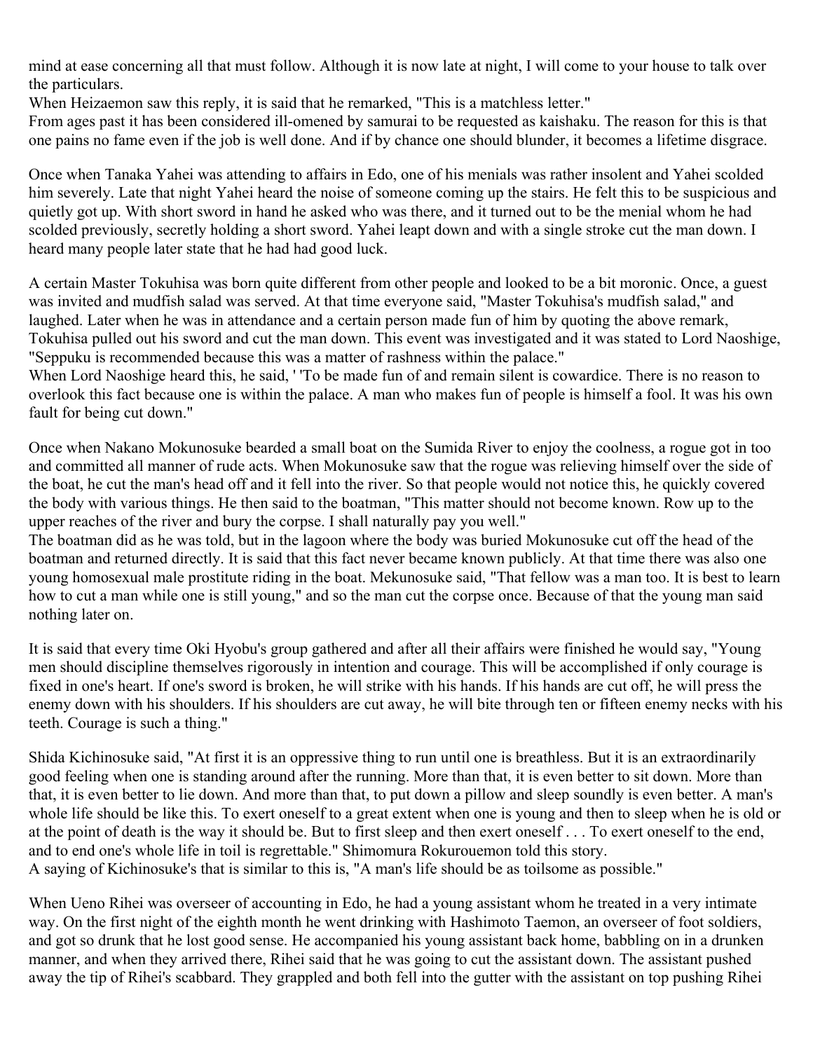mind at ease concerning all that must follow. Although it is now late at night, I will come to your house to talk over the particulars.

When Heizaemon saw this reply, it is said that he remarked, "This is a matchless letter."

From ages past it has been considered ill-omened by samurai to be requested as kaishaku. The reason for this is that one pains no fame even if the job is well done. And if by chance one should blunder, it becomes a lifetime disgrace.

Once when Tanaka Yahei was attending to affairs in Edo, one of his menials was rather insolent and Yahei scolded him severely. Late that night Yahei heard the noise of someone coming up the stairs. He felt this to be suspicious and quietly got up. With short sword in hand he asked who was there, and it turned out to be the menial whom he had scolded previously, secretly holding a short sword. Yahei leapt down and with a single stroke cut the man down. I heard many people later state that he had had good luck.

A certain Master Tokuhisa was born quite different from other people and looked to be a bit moronic. Once, a guest was invited and mudfish salad was served. At that time everyone said, "Master Tokuhisa's mudfish salad," and laughed. Later when he was in attendance and a certain person made fun of him by quoting the above remark, Tokuhisa pulled out his sword and cut the man down. This event was investigated and it was stated to Lord Naoshige, "Seppuku is recommended because this was a matter of rashness within the palace."

When Lord Naoshige heard this, he said, ' 'To be made fun of and remain silent is cowardice. There is no reason to overlook this fact because one is within the palace. A man who makes fun of people is himself a fool. It was his own fault for being cut down."

Once when Nakano Mokunosuke bearded a small boat on the Sumida River to enjoy the coolness, a rogue got in too and committed all manner of rude acts. When Mokunosuke saw that the rogue was relieving himself over the side of the boat, he cut the man's head off and it fell into the river. So that people would not notice this, he quickly covered the body with various things. He then said to the boatman, "This matter should not become known. Row up to the upper reaches of the river and bury the corpse. I shall naturally pay you well."

The boatman did as he was told, but in the lagoon where the body was buried Mokunosuke cut off the head of the boatman and returned directly. It is said that this fact never became known publicly. At that time there was also one young homosexual male prostitute riding in the boat. Mekunosuke said, "That fellow was a man too. It is best to learn how to cut a man while one is still young," and so the man cut the corpse once. Because of that the young man said nothing later on.

It is said that every time Oki Hyobu's group gathered and after all their affairs were finished he would say, "Young men should discipline themselves rigorously in intention and courage. This will be accomplished if only courage is fixed in one's heart. If one's sword is broken, he will strike with his hands. If his hands are cut off, he will press the enemy down with his shoulders. If his shoulders are cut away, he will bite through ten or fifteen enemy necks with his teeth. Courage is such a thing."

Shida Kichinosuke said, "At first it is an oppressive thing to run until one is breathless. But it is an extraordinarily good feeling when one is standing around after the running. More than that, it is even better to sit down. More than that, it is even better to lie down. And more than that, to put down a pillow and sleep soundly is even better. A man's whole life should be like this. To exert oneself to a great extent when one is young and then to sleep when he is old or at the point of death is the way it should be. But to first sleep and then exert oneself . . . To exert oneself to the end, and to end one's whole life in toil is regrettable." Shimomura Rokurouemon told this story.

A saying of Kichinosuke's that is similar to this is, "A man's life should be as toilsome as possible."

When Ueno Rihei was overseer of accounting in Edo, he had a young assistant whom he treated in a very intimate way. On the first night of the eighth month he went drinking with Hashimoto Taemon, an overseer of foot soldiers, and got so drunk that he lost good sense. He accompanied his young assistant back home, babbling on in a drunken manner, and when they arrived there, Rihei said that he was going to cut the assistant down. The assistant pushed away the tip of Rihei's scabbard. They grappled and both fell into the gutter with the assistant on top pushing Rihei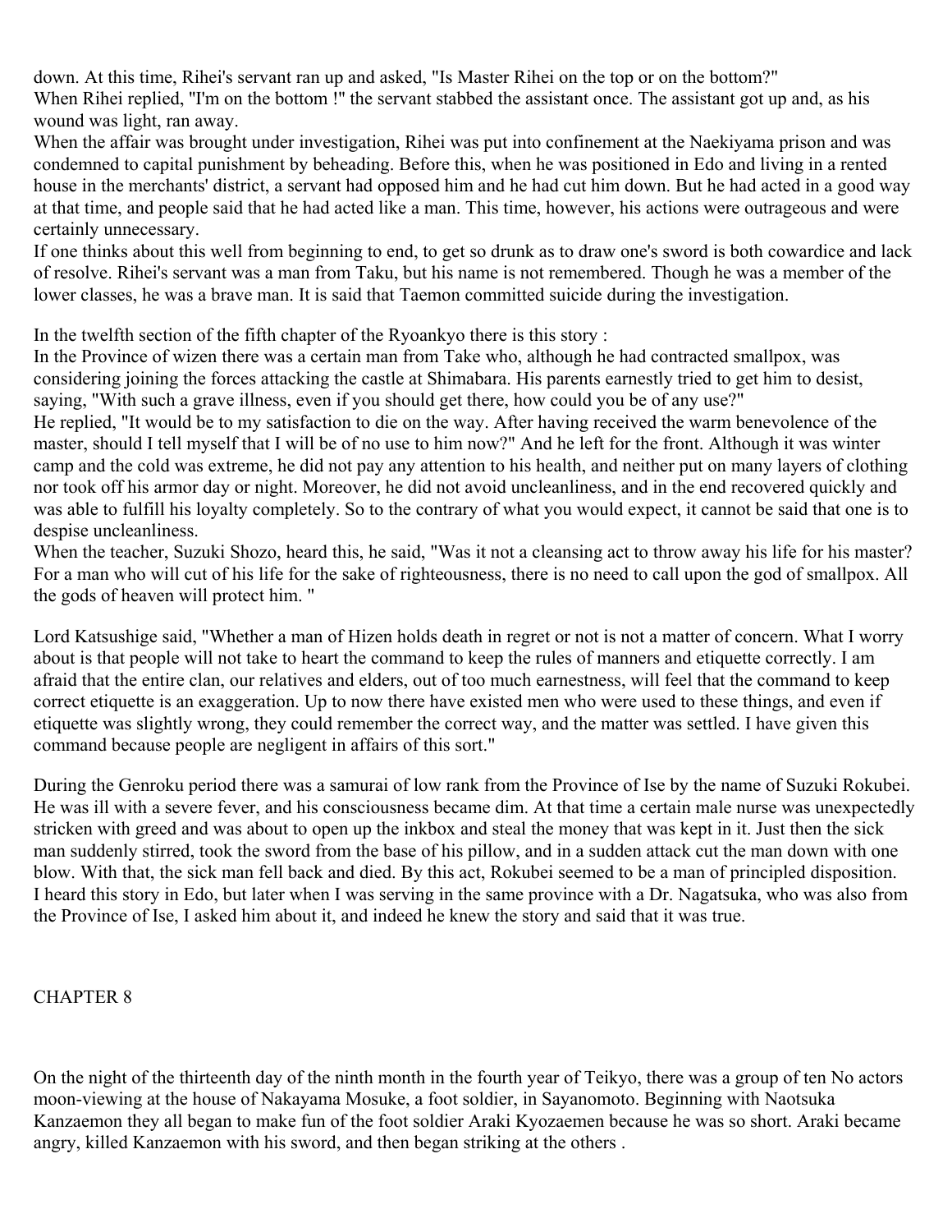down. At this time, Rihei's servant ran up and asked, "Is Master Rihei on the top or on the bottom?"
When Rihei replied, "I'm on the bottom !" the servant stabbed the assistant once. The assistant got up and, as his wound was light, ran away.
When the affair was brought under investigation, Rihei was put into confinement at the Naekiyama prison and was condemned to capital punishment by beheading. Before this, when he was positioned in Edo and living in a rented house in the merchants' district, a servant had opposed him and he had cut him down. But he had acted in a good way at that time, and people said that he had acted like a man. This time, however, his actions were outrageous and were certainly unnecessary.
If one thinks about this well from beginning to end, to get so drunk as to draw one's sword is both cowardice and lack of resolve. Rihei's servant was a man from Taku, but his name is not remembered. Though he was a member of the lower classes, he was a brave man. It is said that Taemon committed suicide during the investigation.

In the twelfth section of the fifth chapter of the Ryoankyo there is this story :
In the Province of wizen there was a certain man from Take who, although he had contracted smallpox, was considering joining the forces attacking the castle at Shimabara. His parents earnestly tried to get him to desist, saying, "With such a grave illness, even if you should get there, how could you be of any use?"
He replied, "It would be to my satisfaction to die on the way. After having received the warm benevolence of the master, should I tell myself that I will be of no use to him now?" And he left for the front. Although it was winter camp and the cold was extreme, he did not pay any attention to his health, and neither put on many layers of clothing nor took off his armor day or night. Moreover, he did not avoid uncleanliness, and in the end recovered quickly and was able to fulfill his loyalty completely. So to the contrary of what you would expect, it cannot be said that one is to despise uncleanliness.
When the teacher, Suzuki Shozo, heard this, he said, "Was it not a cleansing act to throw away his life for his master? For a man who will cut of his life for the sake of righteousness, there is no need to call upon the god of smallpox. All the gods of heaven will protect him. "

Lord Katsushige said, "Whether a man of Hizen holds death in regret or not is not a matter of concern. What I worry about is that people will not take to heart the command to keep the rules of manners and etiquette correctly. I am afraid that the entire clan, our relatives and elders, out of too much earnestness, will feel that the command to keep correct etiquette is an exaggeration. Up to now there have existed men who were used to these things, and even if etiquette was slightly wrong, they could remember the correct way, and the matter was settled. I have given this command because people are negligent in affairs of this sort."

During the Genroku period there was a samurai of low rank from the Province of Ise by the name of Suzuki Rokubei. He was ill with a severe fever, and his consciousness became dim. At that time a certain male nurse was unexpectedly stricken with greed and was about to open up the inkbox and steal the money that was kept in it. Just then the sick man suddenly stirred, took the sword from the base of his pillow, and in a sudden attack cut the man down with one blow. With that, the sick man fell back and died. By this act, Rokubei seemed to be a man of principled disposition. I heard this story in Edo, but later when I was serving in the same province with a Dr. Nagatsuka, who was also from the Province of Ise, I asked him about it, and indeed he knew the story and said that it was true.

## CHAPTER 8

On the night of the thirteenth day of the ninth month in the fourth year of Teikyo, there was a group of ten No actors moon-viewing at the house of Nakayama Mosuke, a foot soldier, in Sayanomoto. Beginning with Naotsuka Kanzaemon they all began to make fun of the foot soldier Araki Kyozaemen because he was so short. Araki became angry, killed Kanzaemon with his sword, and then began striking at the others .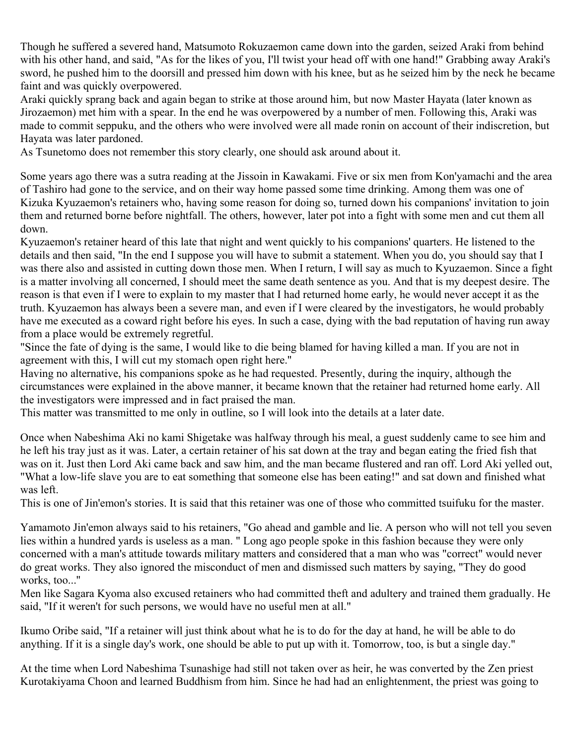Though he suffered a severed hand, Matsumoto Rokuzaemon came down into the garden, seized Araki from behind with his other hand, and said, "As for the likes of you, I'll twist your head off with one hand!" Grabbing away Araki's sword, he pushed him to the doorsill and pressed him down with his knee, but as he seized him by the neck he became faint and was quickly overpowered.

Araki quickly sprang back and again began to strike at those around him, but now Master Hayata (later known as Jirozaemon) met him with a spear. In the end he was overpowered by a number of men. Following this, Araki was made to commit seppuku, and the others who were involved were all made ronin on account of their indiscretion, but Hayata was later pardoned.

As Tsunetomo does not remember this story clearly, one should ask around about it.

Some years ago there was a sutra reading at the Jissoin in Kawakami. Five or six men from Kon'yamachi and the area of Tashiro had gone to the service, and on their way home passed some time drinking. Among them was one of Kizuka Kyuzaemon's retainers who, having some reason for doing so, turned down his companions' invitation to join them and returned borne before nightfall. The others, however, later pot into a fight with some men and cut them all down.

Kyuzaemon's retainer heard of this late that night and went quickly to his companions' quarters. He listened to the details and then said, "In the end I suppose you will have to submit a statement. When you do, you should say that I was there also and assisted in cutting down those men. When I return, I will say as much to Kyuzaemon. Since a fight is a matter involving all concerned, I should meet the same death sentence as you. And that is my deepest desire. The reason is that even if I were to explain to my master that I had returned home early, he would never accept it as the truth. Kyuzaemon has always been a severe man, and even if I were cleared by the investigators, he would probably have me executed as a coward right before his eyes. In such a case, dying with the bad reputation of having run away from a place would be extremely regretful.

"Since the fate of dying is the same, I would like to die being blamed for having killed a man. If you are not in agreement with this, I will cut my stomach open right here."

Having no alternative, his companions spoke as he had requested. Presently, during the inquiry, although the circumstances were explained in the above manner, it became known that the retainer had returned home early. All the investigators were impressed and in fact praised the man.

This matter was transmitted to me only in outline, so I will look into the details at a later date.

Once when Nabeshima Aki no kami Shigetake was halfway through his meal, a guest suddenly came to see him and he left his tray just as it was. Later, a certain retainer of his sat down at the tray and began eating the fried fish that was on it. Just then Lord Aki came back and saw him, and the man became flustered and ran off. Lord Aki yelled out, "What a low-life slave you are to eat something that someone else has been eating!" and sat down and finished what was left.

This is one of Jin'emon's stories. It is said that this retainer was one of those who committed tsuifuku for the master.

Yamamoto Jin'emon always said to his retainers, "Go ahead and gamble and lie. A person who will not tell you seven lies within a hundred yards is useless as a man. " Long ago people spoke in this fashion because they were only concerned with a man's attitude towards military matters and considered that a man who was "correct" would never do great works. They also ignored the misconduct of men and dismissed such matters by saying, "They do good works, too..."

Men like Sagara Kyoma also excused retainers who had committed theft and adultery and trained them gradually. He said, "If it weren't for such persons, we would have no useful men at all."

Ikumo Oribe said, "If a retainer will just think about what he is to do for the day at hand, he will be able to do anything. If it is a single day's work, one should be able to put up with it. Tomorrow, too, is but a single day."

At the time when Lord Nabeshima Tsunashige had still not taken over as heir, he was converted by the Zen priest Kurotakiyama Choon and learned Buddhism from him. Since he had had an enlightenment, the priest was going to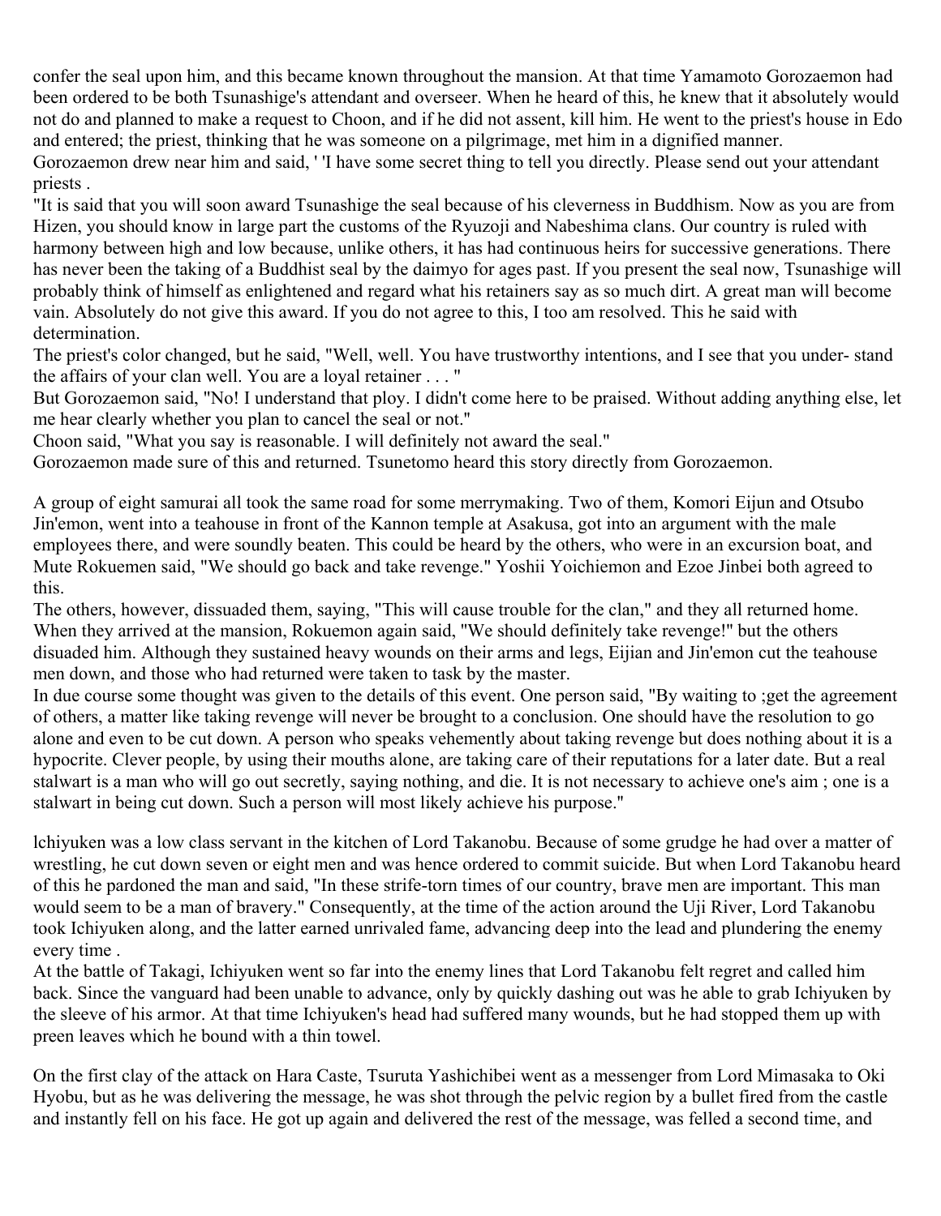confer the seal upon him, and this became known throughout the mansion. At that time Yamamoto Gorozaemon had been ordered to be both Tsunashige's attendant and overseer. When he heard of this, he knew that it absolutely would not do and planned to make a request to Choon, and if he did not assent, kill him. He went to the priest's house in Edo and entered; the priest, thinking that he was someone on a pilgrimage, met him in a dignified manner.
Gorozaemon drew near him and said, ' 'I have some secret thing to tell you directly. Please send out your attendant priests .
"It is said that you will soon award Tsunashige the seal because of his cleverness in Buddhism. Now as you are from Hizen, you should know in large part the customs of the Ryuzoji and Nabeshima clans. Our country is ruled with harmony between high and low because, unlike others, it has had continuous heirs for successive generations. There has never been the taking of a Buddhist seal by the daimyo for ages past. If you present the seal now, Tsunashige will probably think of himself as enlightened and regard what his retainers say as so much dirt. A great man will become vain. Absolutely do not give this award. If you do not agree to this, I too am resolved. This he said with determination.
The priest's color changed, but he said, "Well, well. You have trustworthy intentions, and I see that you under- stand the affairs of your clan well. You are a loyal retainer . . . "
But Gorozaemon said, "No! I understand that ploy. I didn't come here to be praised. Without adding anything else, let me hear clearly whether you plan to cancel the seal or not."
Choon said, "What you say is reasonable. I will definitely not award the seal."
Gorozaemon made sure of this and returned. Tsunetomo heard this story directly from Gorozaemon.

A group of eight samurai all took the same road for some merrymaking. Two of them, Komori Eijun and Otsubo Jin'emon, went into a teahouse in front of the Kannon temple at Asakusa, got into an argument with the male employees there, and were soundly beaten. This could be heard by the others, who were in an excursion boat, and Mute Rokuemen said, "We should go back and take revenge." Yoshii Yoichiemon and Ezoe Jinbei both agreed to this.
The others, however, dissuaded them, saying, "This will cause trouble for the clan," and they all returned home. When they arrived at the mansion, Rokuemon again said, "We should definitely take revenge!" but the others disuaded him. Although they sustained heavy wounds on their arms and legs, Eijian and Jin'emon cut the teahouse men down, and those who had returned were taken to task by the master.
In due course some thought was given to the details of this event. One person said, "By waiting to ;get the agreement of others, a matter like taking revenge will never be brought to a conclusion. One should have the resolution to go alone and even to be cut down. A person who speaks vehemently about taking revenge but does nothing about it is a hypocrite. Clever people, by using their mouths alone, are taking care of their reputations for a later date. But a real stalwart is a man who will go out secretly, saying nothing, and die. It is not necessary to achieve one's aim ; one is a stalwart in being cut down. Such a person will most likely achieve his purpose."

lchiyuken was a low class servant in the kitchen of Lord Takanobu. Because of some grudge he had over a matter of wrestling, he cut down seven or eight men and was hence ordered to commit suicide. But when Lord Takanobu heard of this he pardoned the man and said, "In these strife-torn times of our country, brave men are important. This man would seem to be a man of bravery." Consequently, at the time of the action around the Uji River, Lord Takanobu took Ichiyuken along, and the latter earned unrivaled fame, advancing deep into the lead and plundering the enemy every time .
At the battle of Takagi, Ichiyuken went so far into the enemy lines that Lord Takanobu felt regret and called him back. Since the vanguard had been unable to advance, only by quickly dashing out was he able to grab Ichiyuken by the sleeve of his armor. At that time Ichiyuken's head had suffered many wounds, but he had stopped them up with preen leaves which he bound with a thin towel.

On the first clay of the attack on Hara Caste, Tsuruta Yashichibei went as a messenger from Lord Mimasaka to Oki Hyobu, but as he was delivering the message, he was shot through the pelvic region by a bullet fired from the castle and instantly fell on his face. He got up again and delivered the rest of the message, was felled a second time, and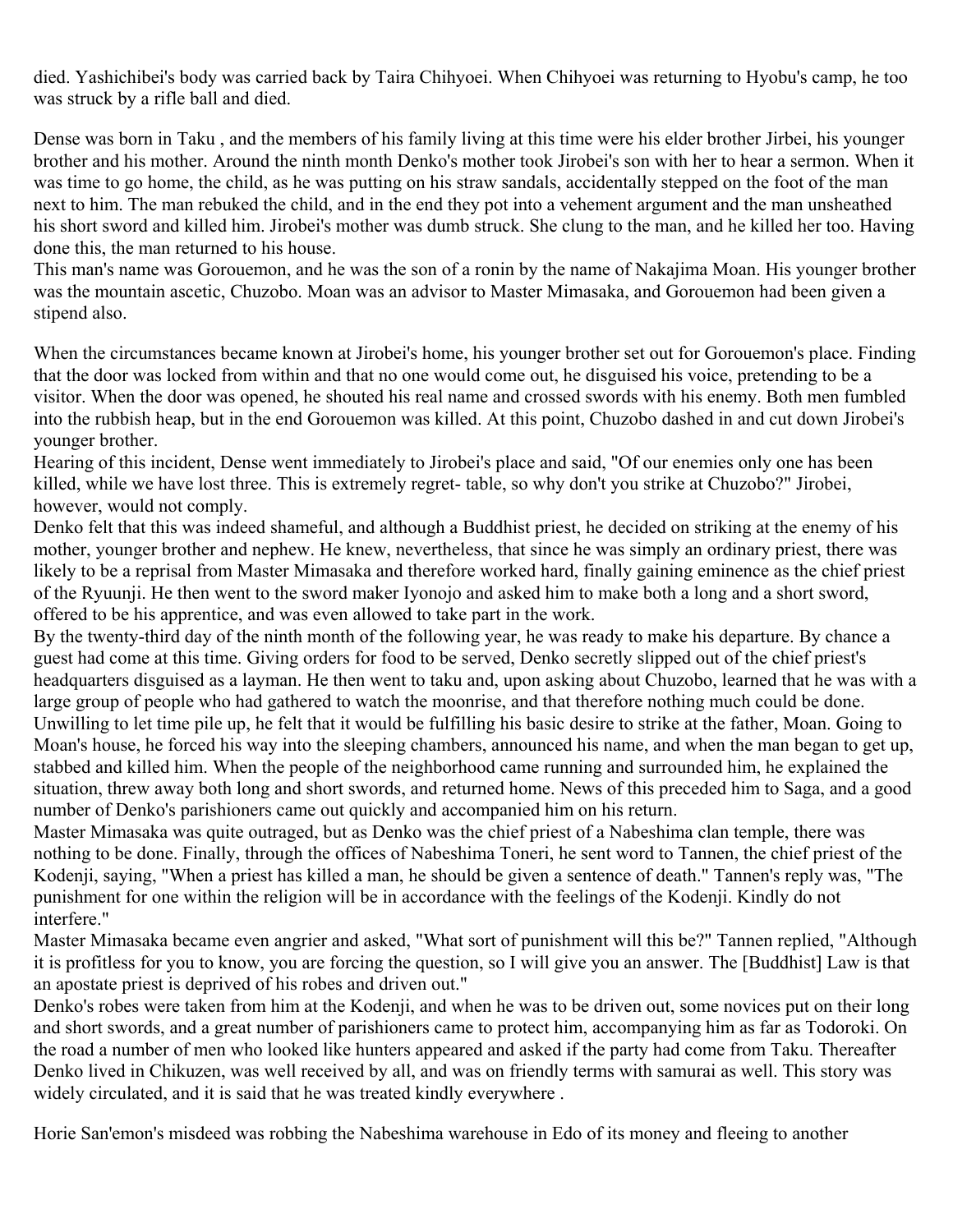died. Yashichibei's body was carried back by Taira Chihyoei. When Chihyoei was returning to Hyobu's camp, he too was struck by a rifle ball and died.

Dense was born in Taku , and the members of his family living at this time were his elder brother Jirbei, his younger brother and his mother. Around the ninth month Denko's mother took Jirobei's son with her to hear a sermon. When it was time to go home, the child, as he was putting on his straw sandals, accidentally stepped on the foot of the man next to him. The man rebuked the child, and in the end they pot into a vehement argument and the man unsheathed his short sword and killed him. Jirobei's mother was dumb struck. She clung to the man, and he killed her too. Having done this, the man returned to his house.

This man's name was Gorouemon, and he was the son of a ronin by the name of Nakajima Moan. His younger brother was the mountain ascetic, Chuzobo. Moan was an advisor to Master Mimasaka, and Gorouemon had been given a stipend also.

When the circumstances became known at Jirobei's home, his younger brother set out for Gorouemon's place. Finding that the door was locked from within and that no one would come out, he disguised his voice, pretending to be a visitor. When the door was opened, he shouted his real name and crossed swords with his enemy. Both men fumbled into the rubbish heap, but in the end Gorouemon was killed. At this point, Chuzobo dashed in and cut down Jirobei's younger brother.

Hearing of this incident, Dense went immediately to Jirobei's place and said, "Of our enemies only one has been killed, while we have lost three. This is extremely regret- table, so why don't you strike at Chuzobo?" Jirobei, however, would not comply.

Denko felt that this was indeed shameful, and although a Buddhist priest, he decided on striking at the enemy of his mother, younger brother and nephew. He knew, nevertheless, that since he was simply an ordinary priest, there was likely to be a reprisal from Master Mimasaka and therefore worked hard, finally gaining eminence as the chief priest of the Ryuunji. He then went to the sword maker Iyonojo and asked him to make both a long and a short sword, offered to be his apprentice, and was even allowed to take part in the work.

By the twenty-third day of the ninth month of the following year, he was ready to make his departure. By chance a guest had come at this time. Giving orders for food to be served, Denko secretly slipped out of the chief priest's headquarters disguised as a layman. He then went to taku and, upon asking about Chuzobo, learned that he was with a large group of people who had gathered to watch the moonrise, and that therefore nothing much could be done. Unwilling to let time pile up, he felt that it would be fulfilling his basic desire to strike at the father, Moan. Going to Moan's house, he forced his way into the sleeping chambers, announced his name, and when the man began to get up, stabbed and killed him. When the people of the neighborhood came running and surrounded him, he explained the situation, threw away both long and short swords, and returned home. News of this preceded him to Saga, and a good number of Denko's parishioners came out quickly and accompanied him on his return.

Master Mimasaka was quite outraged, but as Denko was the chief priest of a Nabeshima clan temple, there was nothing to be done. Finally, through the offices of Nabeshima Toneri, he sent word to Tannen, the chief priest of the Kodenji, saying, "When a priest has killed a man, he should be given a sentence of death." Tannen's reply was, "The punishment for one within the religion will be in accordance with the feelings of the Kodenji. Kindly do not interfere."

Master Mimasaka became even angrier and asked, "What sort of punishment will this be?" Tannen replied, "Although it is profitless for you to know, you are forcing the question, so I will give you an answer. The [Buddhist] Law is that an apostate priest is deprived of his robes and driven out."

Denko's robes were taken from him at the Kodenji, and when he was to be driven out, some novices put on their long and short swords, and a great number of parishioners came to protect him, accompanying him as far as Todoroki. On the road a number of men who looked like hunters appeared and asked if the party had come from Taku. Thereafter Denko lived in Chikuzen, was well received by all, and was on friendly terms with samurai as well. This story was widely circulated, and it is said that he was treated kindly everywhere .

Horie San'emon's misdeed was robbing the Nabeshima warehouse in Edo of its money and fleeing to another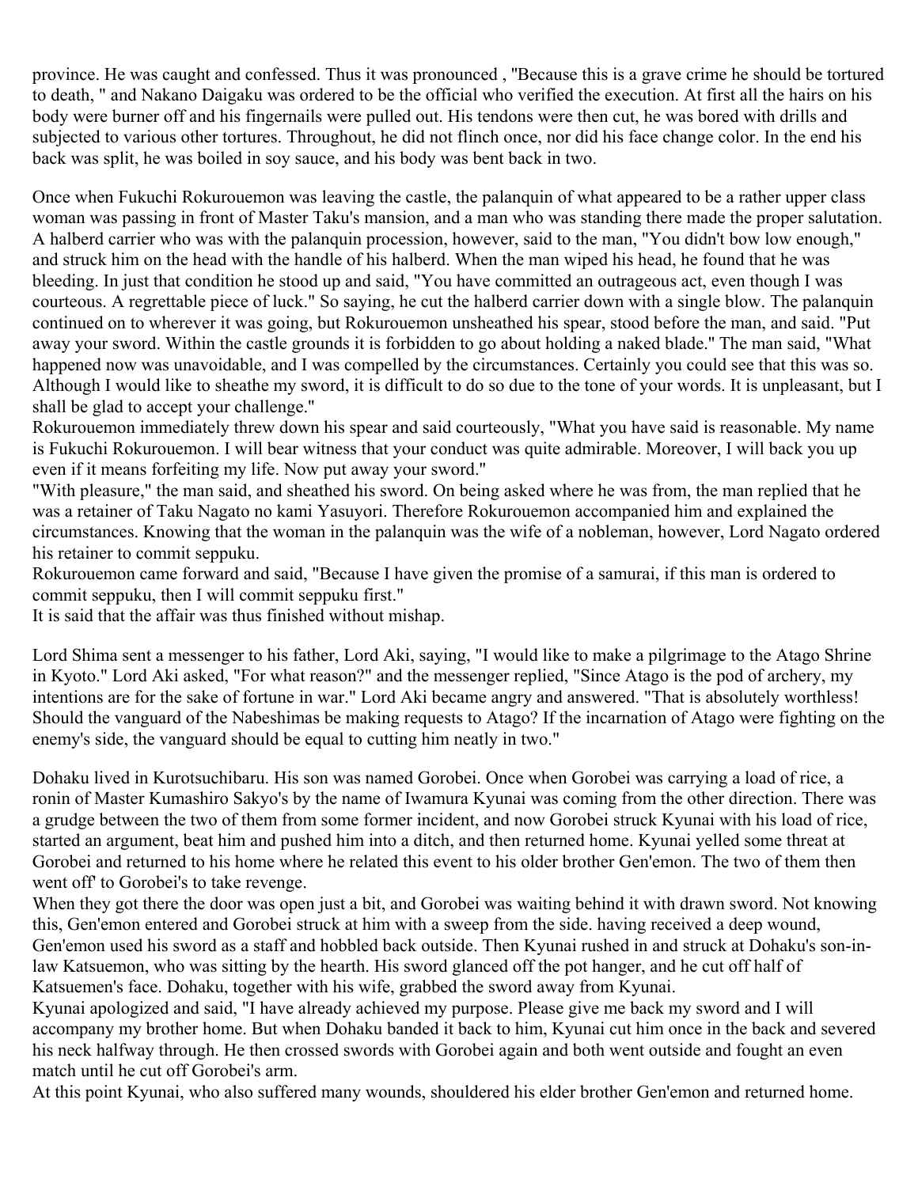province. He was caught and confessed. Thus it was pronounced , "Because this is a grave crime he should be tortured to death, " and Nakano Daigaku was ordered to be the official who verified the execution. At first all the hairs on his body were burner off and his fingernails were pulled out. His tendons were then cut, he was bored with drills and subjected to various other tortures. Throughout, he did not flinch once, nor did his face change color. In the end his back was split, he was boiled in soy sauce, and his body was bent back in two.

Once when Fukuchi Rokurouemon was leaving the castle, the palanquin of what appeared to be a rather upper class woman was passing in front of Master Taku's mansion, and a man who was standing there made the proper salutation. A halberd carrier who was with the palanquin procession, however, said to the man, "You didn't bow low enough," and struck him on the head with the handle of his halberd. When the man wiped his head, he found that he was bleeding. In just that condition he stood up and said, "You have committed an outrageous act, even though I was courteous. A regrettable piece of luck." So saying, he cut the halberd carrier down with a single blow. The palanquin continued on to wherever it was going, but Rokurouemon unsheathed his spear, stood before the man, and said. "Put away your sword. Within the castle grounds it is forbidden to go about holding a naked blade." The man said, "What happened now was unavoidable, and I was compelled by the circumstances. Certainly you could see that this was so. Although I would like to sheathe my sword, it is difficult to do so due to the tone of your words. It is unpleasant, but I shall be glad to accept your challenge."
Rokurouemon immediately threw down his spear and said courteously, "What you have said is reasonable. My name is Fukuchi Rokurouemon. I will bear witness that your conduct was quite admirable. Moreover, I will back you up even if it means forfeiting my life. Now put away your sword."
"With pleasure," the man said, and sheathed his sword. On being asked where he was from, the man replied that he was a retainer of Taku Nagato no kami Yasuyori. Therefore Rokurouemon accompanied him and explained the circumstances. Knowing that the woman in the palanquin was the wife of a nobleman, however, Lord Nagato ordered his retainer to commit seppuku.
Rokurouemon came forward and said, "Because I have given the promise of a samurai, if this man is ordered to commit seppuku, then I will commit seppuku first."
It is said that the affair was thus finished without mishap.

Lord Shima sent a messenger to his father, Lord Aki, saying, "I would like to make a pilgrimage to the Atago Shrine in Kyoto." Lord Aki asked, "For what reason?" and the messenger replied, "Since Atago is the pod of archery, my intentions are for the sake of fortune in war." Lord Aki became angry and answered. "That is absolutely worthless! Should the vanguard of the Nabeshimas be making requests to Atago? If the incarnation of Atago were fighting on the enemy's side, the vanguard should be equal to cutting him neatly in two."

Dohaku lived in Kurotsuchibaru. His son was named Gorobei. Once when Gorobei was carrying a load of rice, a ronin of Master Kumashiro Sakyo's by the name of Iwamura Kyunai was coming from the other direction. There was a grudge between the two of them from some former incident, and now Gorobei struck Kyunai with his load of rice, started an argument, beat him and pushed him into a ditch, and then returned home. Kyunai yelled some threat at Gorobei and returned to his home where he related this event to his older brother Gen'emon. The two of them then went off' to Gorobei's to take revenge.
When they got there the door was open just a bit, and Gorobei was waiting behind it with drawn sword. Not knowing this, Gen'emon entered and Gorobei struck at him with a sweep from the side. having received a deep wound, Gen'emon used his sword as a staff and hobbled back outside. Then Kyunai rushed in and struck at Dohaku's son-in-law Katsuemon, who was sitting by the hearth. His sword glanced off the pot hanger, and he cut off half of Katsuemen's face. Dohaku, together with his wife, grabbed the sword away from Kyunai.
Kyunai apologized and said, "I have already achieved my purpose. Please give me back my sword and I will accompany my brother home. But when Dohaku banded it back to him, Kyunai cut him once in the back and severed his neck halfway through. He then crossed swords with Gorobei again and both went outside and fought an even match until he cut off Gorobei's arm.
At this point Kyunai, who also suffered many wounds, shouldered his elder brother Gen'emon and returned home.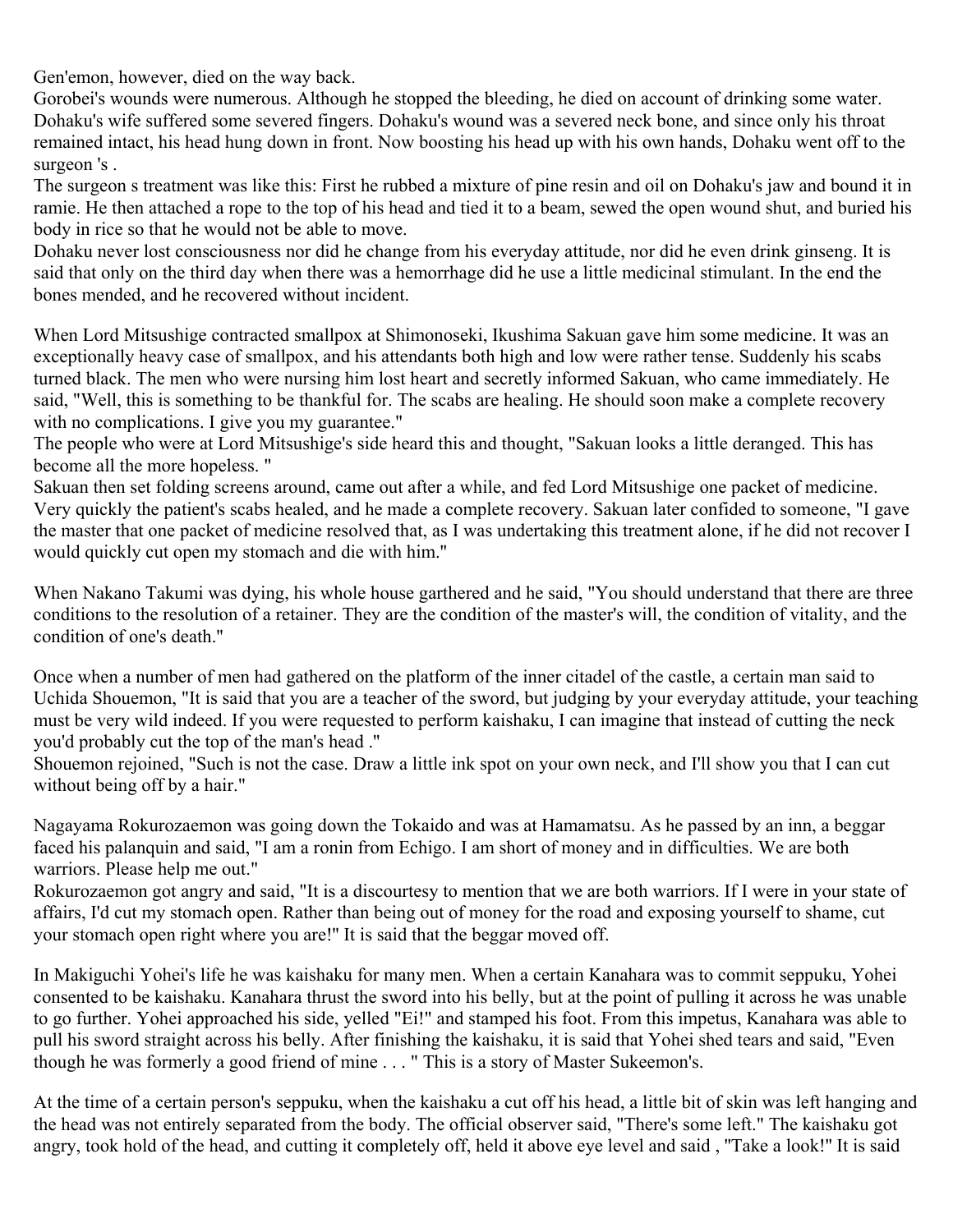Gen'emon, however, died on the way back.
Gorobei's wounds were numerous. Although he stopped the bleeding, he died on account of drinking some water. Dohaku's wife suffered some severed fingers. Dohaku's wound was a severed neck bone, and since only his throat remained intact, his head hung down in front. Now boosting his head up with his own hands, Dohaku went off to the surgeon 's .
The surgeon s treatment was like this: First he rubbed a mixture of pine resin and oil on Dohaku's jaw and bound it in ramie. He then attached a rope to the top of his head and tied it to a beam, sewed the open wound shut, and buried his body in rice so that he would not be able to move.
Dohaku never lost consciousness nor did he change from his everyday attitude, nor did he even drink ginseng. It is said that only on the third day when there was a hemorrhage did he use a little medicinal stimulant. In the end the bones mended, and he recovered without incident.

When Lord Mitsushige contracted smallpox at Shimonoseki, Ikushima Sakuan gave him some medicine. It was an exceptionally heavy case of smallpox, and his attendants both high and low were rather tense. Suddenly his scabs turned black. The men who were nursing him lost heart and secretly informed Sakuan, who came immediately. He said, "Well, this is something to be thankful for. The scabs are healing. He should soon make a complete recovery with no complications. I give you my guarantee."
The people who were at Lord Mitsushige's side heard this and thought, "Sakuan looks a little deranged. This has become all the more hopeless. "
Sakuan then set folding screens around, came out after a while, and fed Lord Mitsushige one packet of medicine. Very quickly the patient's scabs healed, and he made a complete recovery. Sakuan later confided to someone, "I gave the master that one packet of medicine resolved that, as I was undertaking this treatment alone, if he did not recover I would quickly cut open my stomach and die with him."

When Nakano Takumi was dying, his whole house garthered and he said, "You should understand that there are three conditions to the resolution of a retainer. They are the condition of the master's will, the condition of vitality, and the condition of one's death."

Once when a number of men had gathered on the platform of the inner citadel of the castle, a certain man said to Uchida Shouemon, "It is said that you are a teacher of the sword, but judging by your everyday attitude, your teaching must be very wild indeed. If you were requested to perform kaishaku, I can imagine that instead of cutting the neck you'd probably cut the top of the man's head ."
Shouemon rejoined, "Such is not the case. Draw a little ink spot on your own neck, and I'll show you that I can cut without being off by a hair."

Nagayama Rokurozaemon was going down the Tokaido and was at Hamamatsu. As he passed by an inn, a beggar faced his palanquin and said, "I am a ronin from Echigo. I am short of money and in difficulties. We are both warriors. Please help me out."
Rokurozaemon got angry and said, "It is a discourtesy to mention that we are both warriors. If I were in your state of affairs, I'd cut my stomach open. Rather than being out of money for the road and exposing yourself to shame, cut your stomach open right where you are!" It is said that the beggar moved off.

In Makiguchi Yohei's life he was kaishaku for many men. When a certain Kanahara was to commit seppuku, Yohei consented to be kaishaku. Kanahara thrust the sword into his belly, but at the point of pulling it across he was unable to go further. Yohei approached his side, yelled "Ei!" and stamped his foot. From this impetus, Kanahara was able to pull his sword straight across his belly. After finishing the kaishaku, it is said that Yohei shed tears and said, "Even though he was formerly a good friend of mine . . . " This is a story of Master Sukeemon's.

At the time of a certain person's seppuku, when the kaishaku a cut off his head, a little bit of skin was left hanging and the head was not entirely separated from the body. The official observer said, "There's some left." The kaishaku got angry, took hold of the head, and cutting it completely off, held it above eye level and said , "Take a look!" It is said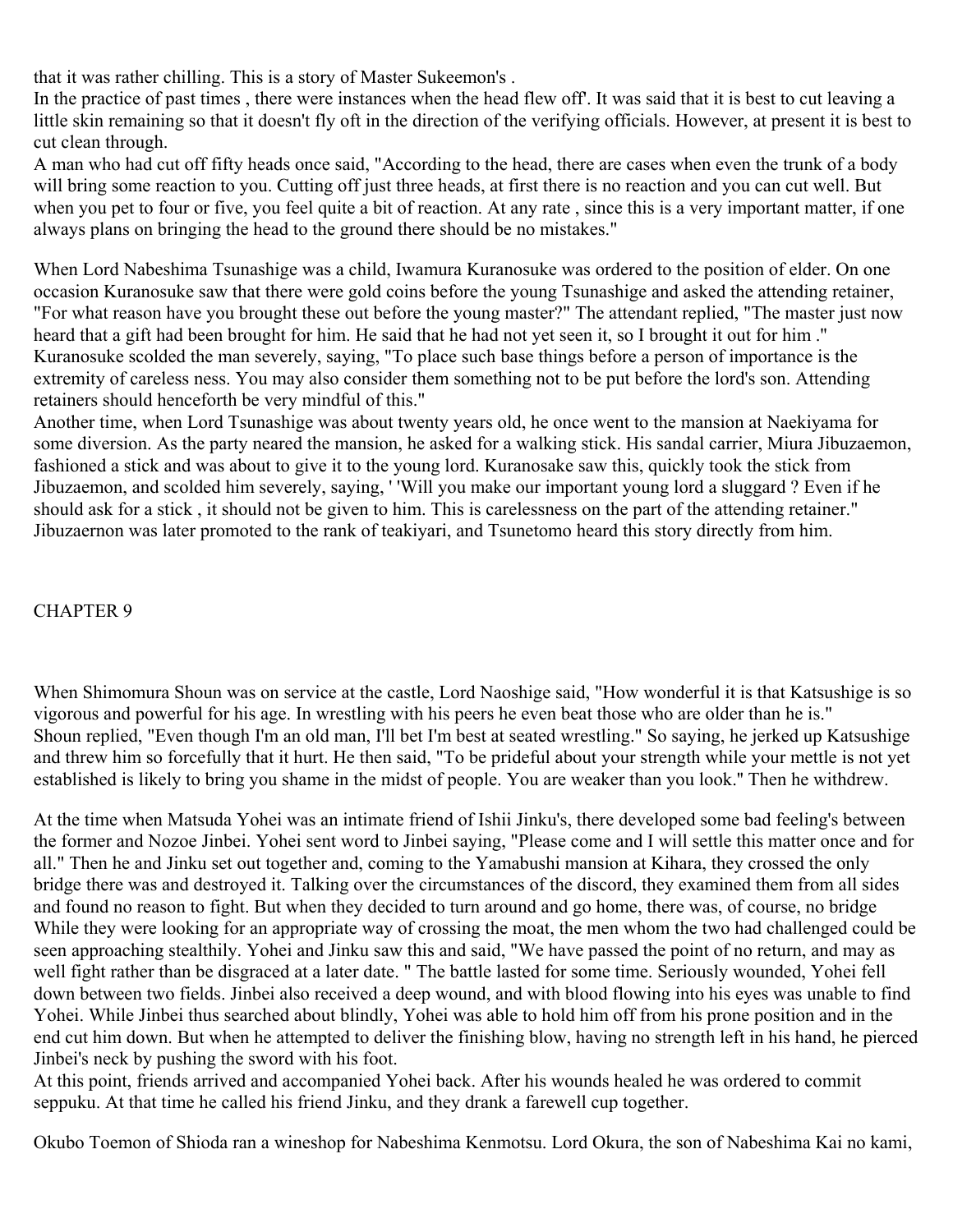that it was rather chilling. This is a story of Master Sukeemon's .

In the practice of past times , there were instances when the head flew off'. It was said that it is best to cut leaving a little skin remaining so that it doesn't fly oft in the direction of the verifying officials. However, at present it is best to cut clean through.

A man who had cut off fifty heads once said, "According to the head, there are cases when even the trunk of a body will bring some reaction to you. Cutting off just three heads, at first there is no reaction and you can cut well. But when you pet to four or five, you feel quite a bit of reaction. At any rate , since this is a very important matter, if one always plans on bringing the head to the ground there should be no mistakes."

When Lord Nabeshima Tsunashige was a child, Iwamura Kuranosuke was ordered to the position of elder. On one occasion Kuranosuke saw that there were gold coins before the young Tsunashige and asked the attending retainer, "For what reason have you brought these out before the young master?" The attendant replied, "The master just now heard that a gift had been brought for him. He said that he had not yet seen it, so I brought it out for him ." Kuranosuke scolded the man severely, saying, "To place such base things before a person of importance is the extremity of careless ness. You may also consider them something not to be put before the lord's son. Attending retainers should henceforth be very mindful of this."

Another time, when Lord Tsunashige was about twenty years old, he once went to the mansion at Naekiyama for some diversion. As the party neared the mansion, he asked for a walking stick. His sandal carrier, Miura Jibuzaemon, fashioned a stick and was about to give it to the young lord. Kuranosake saw this, quickly took the stick from Jibuzaemon, and scolded him severely, saying, ' 'Will you make our important young lord a sluggard ? Even if he should ask for a stick , it should not be given to him. This is carelessness on the part of the attending retainer." Jibuzaernon was later promoted to the rank of teakiyari, and Tsunetomo heard this story directly from him.

# CHAPTER 9

When Shimomura Shoun was on service at the castle, Lord Naoshige said, "How wonderful it is that Katsushige is so vigorous and powerful for his age. In wrestling with his peers he even beat those who are older than he is." Shoun replied, "Even though I'm an old man, I'll bet I'm best at seated wrestling." So saying, he jerked up Katsushige and threw him so forcefully that it hurt. He then said, "To be prideful about your strength while your mettle is not yet established is likely to bring you shame in the midst of people. You are weaker than you look." Then he withdrew.

At the time when Matsuda Yohei was an intimate friend of Ishii Jinku's, there developed some bad feeling's between the former and Nozoe Jinbei. Yohei sent word to Jinbei saying, "Please come and I will settle this matter once and for all." Then he and Jinku set out together and, coming to the Yamabushi mansion at Kihara, they crossed the only bridge there was and destroyed it. Talking over the circumstances of the discord, they examined them from all sides and found no reason to fight. But when they decided to turn around and go home, there was, of course, no bridge While they were looking for an appropriate way of crossing the moat, the men whom the two had challenged could be seen approaching stealthily. Yohei and Jinku saw this and said, "We have passed the point of no return, and may as well fight rather than be disgraced at a later date. " The battle lasted for some time. Seriously wounded, Yohei fell down between two fields. Jinbei also received a deep wound, and with blood flowing into his eyes was unable to find Yohei. While Jinbei thus searched about blindly, Yohei was able to hold him off from his prone position and in the end cut him down. But when he attempted to deliver the finishing blow, having no strength left in his hand, he pierced Jinbei's neck by pushing the sword with his foot.

At this point, friends arrived and accompanied Yohei back. After his wounds healed he was ordered to commit seppuku. At that time he called his friend Jinku, and they drank a farewell cup together.

Okubo Toemon of Shioda ran a wineshop for Nabeshima Kenmotsu. Lord Okura, the son of Nabeshima Kai no kami,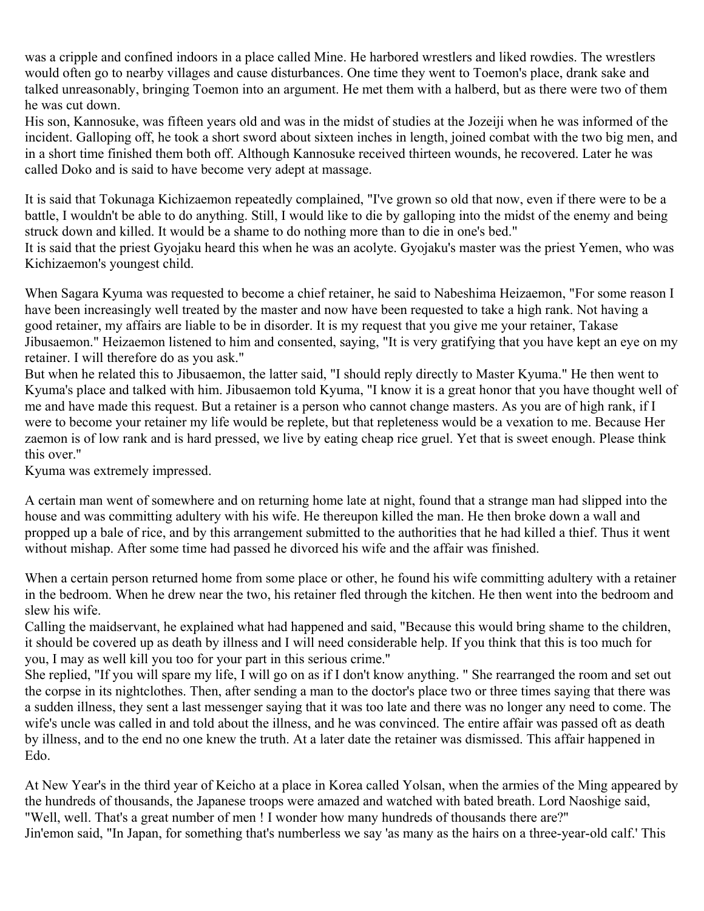was a cripple and confined indoors in a place called Mine. He harbored wrestlers and liked rowdies. The wrestlers would often go to nearby villages and cause disturbances. One time they went to Toemon's place, drank sake and talked unreasonably, bringing Toemon into an argument. He met them with a halberd, but as there were two of them he was cut down.

His son, Kannosuke, was fifteen years old and was in the midst of studies at the Jozeiji when he was informed of the incident. Galloping off, he took a short sword about sixteen inches in length, joined combat with the two big men, and in a short time finished them both off. Although Kannosuke received thirteen wounds, he recovered. Later he was called Doko and is said to have become very adept at massage.

It is said that Tokunaga Kichizaemon repeatedly complained, "I've grown so old that now, even if there were to be a battle, I wouldn't be able to do anything. Still, I would like to die by galloping into the midst of the enemy and being struck down and killed. It would be a shame to do nothing more than to die in one's bed."

It is said that the priest Gyojaku heard this when he was an acolyte. Gyojaku's master was the priest Yemen, who was Kichizaemon's youngest child.

When Sagara Kyuma was requested to become a chief retainer, he said to Nabeshima Heizaemon, "For some reason I have been increasingly well treated by the master and now have been requested to take a high rank. Not having a good retainer, my affairs are liable to be in disorder. It is my request that you give me your retainer, Takase Jibusaemon." Heizaemon listened to him and consented, saying, "It is very gratifying that you have kept an eye on my retainer. I will therefore do as you ask."

But when he related this to Jibusaemon, the latter said, "I should reply directly to Master Kyuma." He then went to Kyuma's place and talked with him. Jibusaemon told Kyuma, "I know it is a great honor that you have thought well of me and have made this request. But a retainer is a person who cannot change masters. As you are of high rank, if I were to become your retainer my life would be replete, but that repleteness would be a vexation to me. Because Her zaemon is of low rank and is hard pressed, we live by eating cheap rice gruel. Yet that is sweet enough. Please think this over."

Kyuma was extremely impressed.

A certain man went of somewhere and on returning home late at night, found that a strange man had slipped into the house and was committing adultery with his wife. He thereupon killed the man. He then broke down a wall and propped up a bale of rice, and by this arrangement submitted to the authorities that he had killed a thief. Thus it went without mishap. After some time had passed he divorced his wife and the affair was finished.

When a certain person returned home from some place or other, he found his wife committing adultery with a retainer in the bedroom. When he drew near the two, his retainer fled through the kitchen. He then went into the bedroom and slew his wife.

Calling the maidservant, he explained what had happened and said, "Because this would bring shame to the children, it should be covered up as death by illness and I will need considerable help. If you think that this is too much for you, I may as well kill you too for your part in this serious crime."

She replied, "If you will spare my life, I will go on as if I don't know anything. " She rearranged the room and set out the corpse in its nightclothes. Then, after sending a man to the doctor's place two or three times saying that there was a sudden illness, they sent a last messenger saying that it was too late and there was no longer any need to come. The wife's uncle was called in and told about the illness, and he was convinced. The entire affair was passed oft as death by illness, and to the end no one knew the truth. At a later date the retainer was dismissed. This affair happened in Edo.

At New Year's in the third year of Keicho at a place in Korea called Yolsan, when the armies of the Ming appeared by the hundreds of thousands, the Japanese troops were amazed and watched with bated breath. Lord Naoshige said, "Well, well. That's a great number of men ! I wonder how many hundreds of thousands there are?"

Jin'emon said, "In Japan, for something that's numberless we say 'as many as the hairs on a three-year-old calf.' This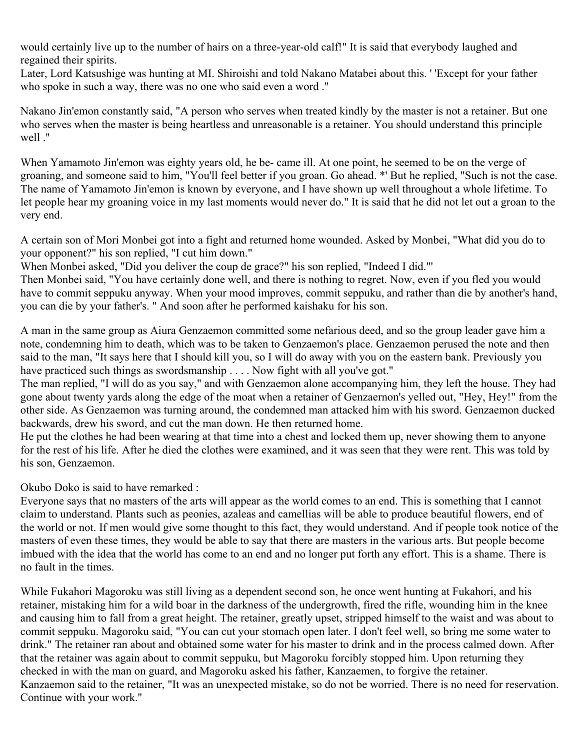would certainly live up to the number of hairs on a three-year-old calf!" It is said that everybody laughed and regained their spirits.
Later, Lord Katsushige was hunting at MI. Shiroishi and told Nakano Matabei about this. ' 'Except for your father who spoke in such a way, there was no one who said even a word ."

Nakano Jin'emon constantly said, "A person who serves when treated kindly by the master is not a retainer. But one who serves when the master is being heartless and unreasonable is a retainer. You should understand this principle well ."

When Yamamoto Jin'emon was eighty years old, he be- came ill. At one point, he seemed to be on the verge of groaning, and someone said to him, "You'll feel better if you groan. Go ahead. *' But he replied, "Such is not the case. The name of Yamamoto Jin'emon is known by everyone, and I have shown up well throughout a whole lifetime. To let people hear my groaning voice in my last moments would never do." It is said that he did not let out a groan to the very end.

A certain son of Mori Monbei got into a fight and returned home wounded. Asked by Monbei, "What did you do to your opponent?" his son replied, "I cut him down."
When Monbei asked, "Did you deliver the coup de grace?" his son replied, "Indeed I did."'
Then Monbei said, "You have certainly done well, and there is nothing to regret. Now, even if you fled you would have to commit seppuku anyway. When your mood improves, commit seppuku, and rather than die by another's hand, you can die by your father's. " And soon after he performed kaishaku for his son.

A man in the same group as Aiura Genzaemon committed some nefarious deed, and so the group leader gave him a note, condemning him to death, which was to be taken to Genzaemon's place. Genzaemon perused the note and then said to the man, "It says here that I should kill you, so I will do away with you on the eastern bank. Previously you have practiced such things as swordsmanship . . . . Now fight with all you've got."
The man replied, "I will do as you say," and with Genzaemon alone accompanying him, they left the house. They had gone about twenty yards along the edge of the moat when a retainer of Genzaernon's yelled out, "Hey, Hey!" from the other side. As Genzaemon was turning around, the condemned man attacked him with his sword. Genzaemon ducked backwards, drew his sword, and cut the man down. He then returned home.
He put the clothes he had been wearing at that time into a chest and locked them up, never showing them to anyone for the rest of his life. After he died the clothes were examined, and it was seen that they were rent. This was told by his son, Genzaemon.

Okubo Doko is said to have remarked :
Everyone says that no masters of the arts will appear as the world comes to an end. This is something that I cannot claim to understand. Plants such as peonies, azaleas and camellias will be able to produce beautiful flowers, end of the world or not. If men would give some thought to this fact, they would understand. And if people took notice of the masters of even these times, they would be able to say that there are masters in the various arts. But people become imbued with the idea that the world has come to an end and no longer put forth any effort. This is a shame. There is no fault in the times.

While Fukahori Magoroku was still living as a dependent second son, he once went hunting at Fukahori, and his retainer, mistaking him for a wild boar in the darkness of the undergrowth, fired the rifle, wounding him in the knee and causing him to fall from a great height. The retainer, greatly upset, stripped himself to the waist and was about to commit seppuku. Magoroku said, "You can cut your stomach open later. I don't feel well, so bring me some water to drink." The retainer ran about and obtained some water for his master to drink and in the process calmed down. After that the retainer was again about to commit seppuku, but Magoroku forcibly stopped him. Upon returning they checked in with the man on guard, and Magoroku asked his father, Kanzaemen, to forgive the retainer.
Kanzaemon said to the retainer, "It was an unexpected mistake, so do not be worried. There is no need for reservation. Continue with your work."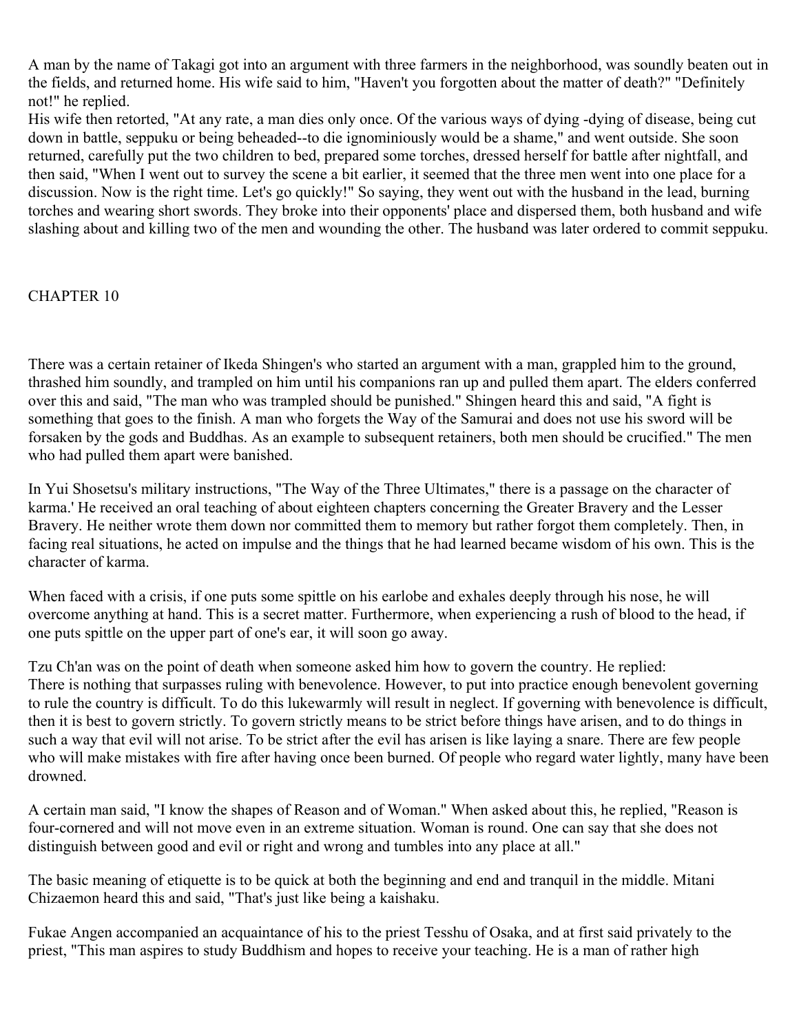A man by the name of Takagi got into an argument with three farmers in the neighborhood, was soundly beaten out in the fields, and returned home. His wife said to him, "Haven't you forgotten about the matter of death?" "Definitely not!" he replied.
His wife then retorted, "At any rate, a man dies only once. Of the various ways of dying -dying of disease, being cut down in battle, seppuku or being beheaded--to die ignominiously would be a shame," and went outside. She soon returned, carefully put the two children to bed, prepared some torches, dressed herself for battle after nightfall, and then said, "When I went out to survey the scene a bit earlier, it seemed that the three men went into one place for a discussion. Now is the right time. Let's go quickly!" So saying, they went out with the husband in the lead, burning torches and wearing short swords. They broke into their opponents' place and dispersed them, both husband and wife slashing about and killing two of the men and wounding the other. The husband was later ordered to commit seppuku.

## CHAPTER 10

There was a certain retainer of Ikeda Shingen's who started an argument with a man, grappled him to the ground, thrashed him soundly, and trampled on him until his companions ran up and pulled them apart. The elders conferred over this and said, "The man who was trampled should be punished." Shingen heard this and said, "A fight is something that goes to the finish. A man who forgets the Way of the Samurai and does not use his sword will be forsaken by the gods and Buddhas. As an example to subsequent retainers, both men should be crucified." The men who had pulled them apart were banished.

In Yui Shosetsu's military instructions, "The Way of the Three Ultimates," there is a passage on the character of karma.' He received an oral teaching of about eighteen chapters concerning the Greater Bravery and the Lesser Bravery. He neither wrote them down nor committed them to memory but rather forgot them completely. Then, in facing real situations, he acted on impulse and the things that he had learned became wisdom of his own. This is the character of karma.

When faced with a crisis, if one puts some spittle on his earlobe and exhales deeply through his nose, he will overcome anything at hand. This is a secret matter. Furthermore, when experiencing a rush of blood to the head, if one puts spittle on the upper part of one's ear, it will soon go away.

Tzu Ch'an was on the point of death when someone asked him how to govern the country. He replied:
There is nothing that surpasses ruling with benevolence. However, to put into practice enough benevolent governing to rule the country is difficult. To do this lukewarmly will result in neglect. If governing with benevolence is difficult, then it is best to govern strictly. To govern strictly means to be strict before things have arisen, and to do things in such a way that evil will not arise. To be strict after the evil has arisen is like laying a snare. There are few people who will make mistakes with fire after having once been burned. Of people who regard water lightly, many have been drowned.

A certain man said, "I know the shapes of Reason and of Woman." When asked about this, he replied, "Reason is four-cornered and will not move even in an extreme situation. Woman is round. One can say that she does not distinguish between good and evil or right and wrong and tumbles into any place at all."

The basic meaning of etiquette is to be quick at both the beginning and end and tranquil in the middle. Mitani Chizaemon heard this and said, "That's just like being a kaishaku.

Fukae Angen accompanied an acquaintance of his to the priest Tesshu of Osaka, and at first said privately to the priest, "This man aspires to study Buddhism and hopes to receive your teaching. He is a man of rather high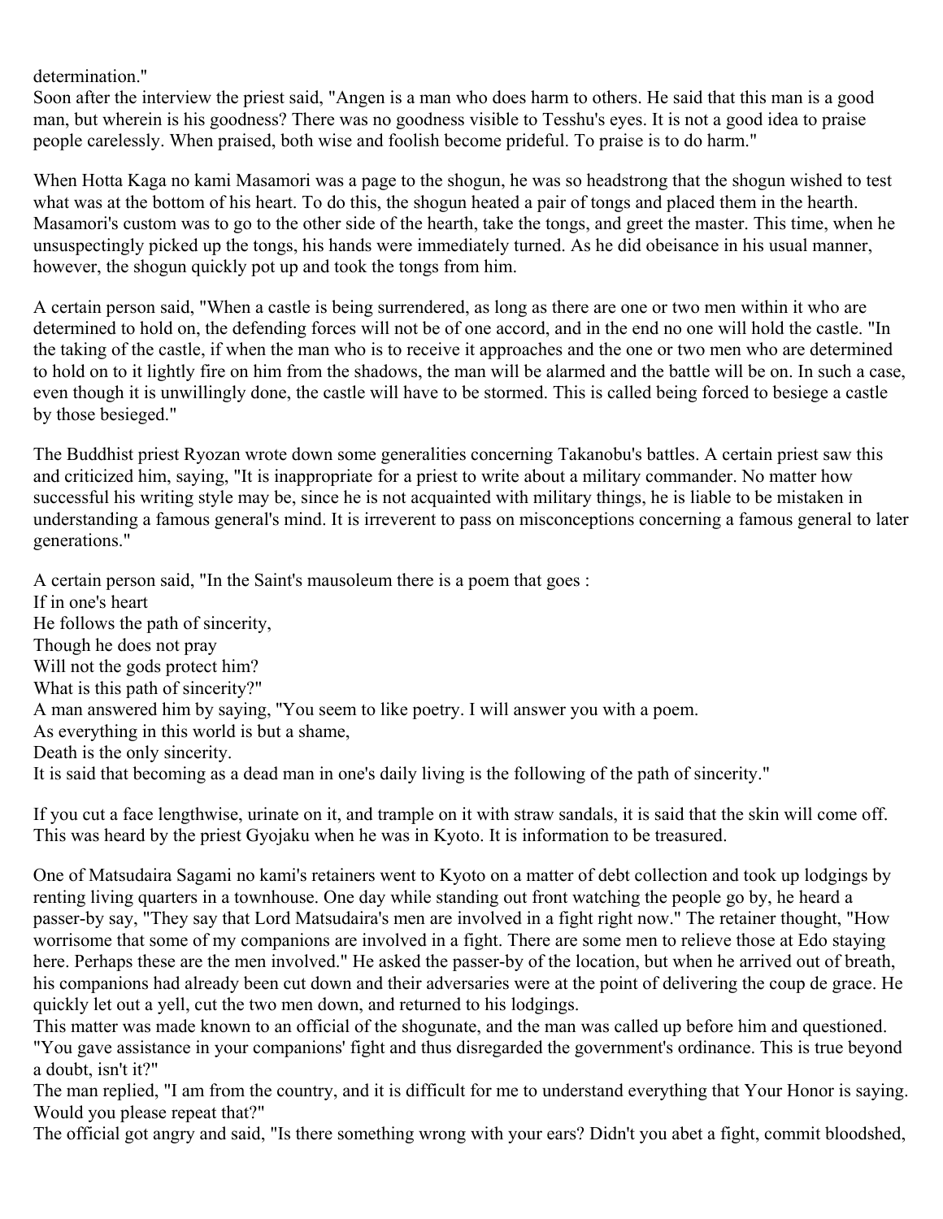determination."

Soon after the interview the priest said, "Angen is a man who does harm to others. He said that this man is a good man, but wherein is his goodness? There was no goodness visible to Tesshu's eyes. It is not a good idea to praise people carelessly. When praised, both wise and foolish become prideful. To praise is to do harm."

When Hotta Kaga no kami Masamori was a page to the shogun, he was so headstrong that the shogun wished to test what was at the bottom of his heart. To do this, the shogun heated a pair of tongs and placed them in the hearth. Masamori's custom was to go to the other side of the hearth, take the tongs, and greet the master. This time, when he unsuspectingly picked up the tongs, his hands were immediately turned. As he did obeisance in his usual manner, however, the shogun quickly pot up and took the tongs from him.

A certain person said, "When a castle is being surrendered, as long as there are one or two men within it who are determined to hold on, the defending forces will not be of one accord, and in the end no one will hold the castle. "In the taking of the castle, if when the man who is to receive it approaches and the one or two men who are determined to hold on to it lightly fire on him from the shadows, the man will be alarmed and the battle will be on. In such a case, even though it is unwillingly done, the castle will have to be stormed. This is called being forced to besiege a castle by those besieged."

The Buddhist priest Ryozan wrote down some generalities concerning Takanobu's battles. A certain priest saw this and criticized him, saying, "It is inappropriate for a priest to write about a military commander. No matter how successful his writing style may be, since he is not acquainted with military things, he is liable to be mistaken in understanding a famous general's mind. It is irreverent to pass on misconceptions concerning a famous general to later generations."

A certain person said, "In the Saint's mausoleum there is a poem that goes :
If in one's heart
He follows the path of sincerity,
Though he does not pray
Will not the gods protect him?
What is this path of sincerity?"
A man answered him by saying, "You seem to like poetry. I will answer you with a poem.
As everything in this world is but a shame,
Death is the only sincerity.
It is said that becoming as a dead man in one's daily living is the following of the path of sincerity."

If you cut a face lengthwise, urinate on it, and trample on it with straw sandals, it is said that the skin will come off. This was heard by the priest Gyojaku when he was in Kyoto. It is information to be treasured.

One of Matsudaira Sagami no kami's retainers went to Kyoto on a matter of debt collection and took up lodgings by renting living quarters in a townhouse. One day while standing out front watching the people go by, he heard a passer-by say, "They say that Lord Matsudaira's men are involved in a fight right now." The retainer thought, "How worrisome that some of my companions are involved in a fight. There are some men to relieve those at Edo staying here. Perhaps these are the men involved." He asked the passer-by of the location, but when he arrived out of breath, his companions had already been cut down and their adversaries were at the point of delivering the coup de grace. He quickly let out a yell, cut the two men down, and returned to his lodgings.

This matter was made known to an official of the shogunate, and the man was called up before him and questioned. "You gave assistance in your companions' fight and thus disregarded the government's ordinance. This is true beyond a doubt, isn't it?"

The man replied, "I am from the country, and it is difficult for me to understand everything that Your Honor is saying. Would you please repeat that?"

The official got angry and said, "Is there something wrong with your ears? Didn't you abet a fight, commit bloodshed,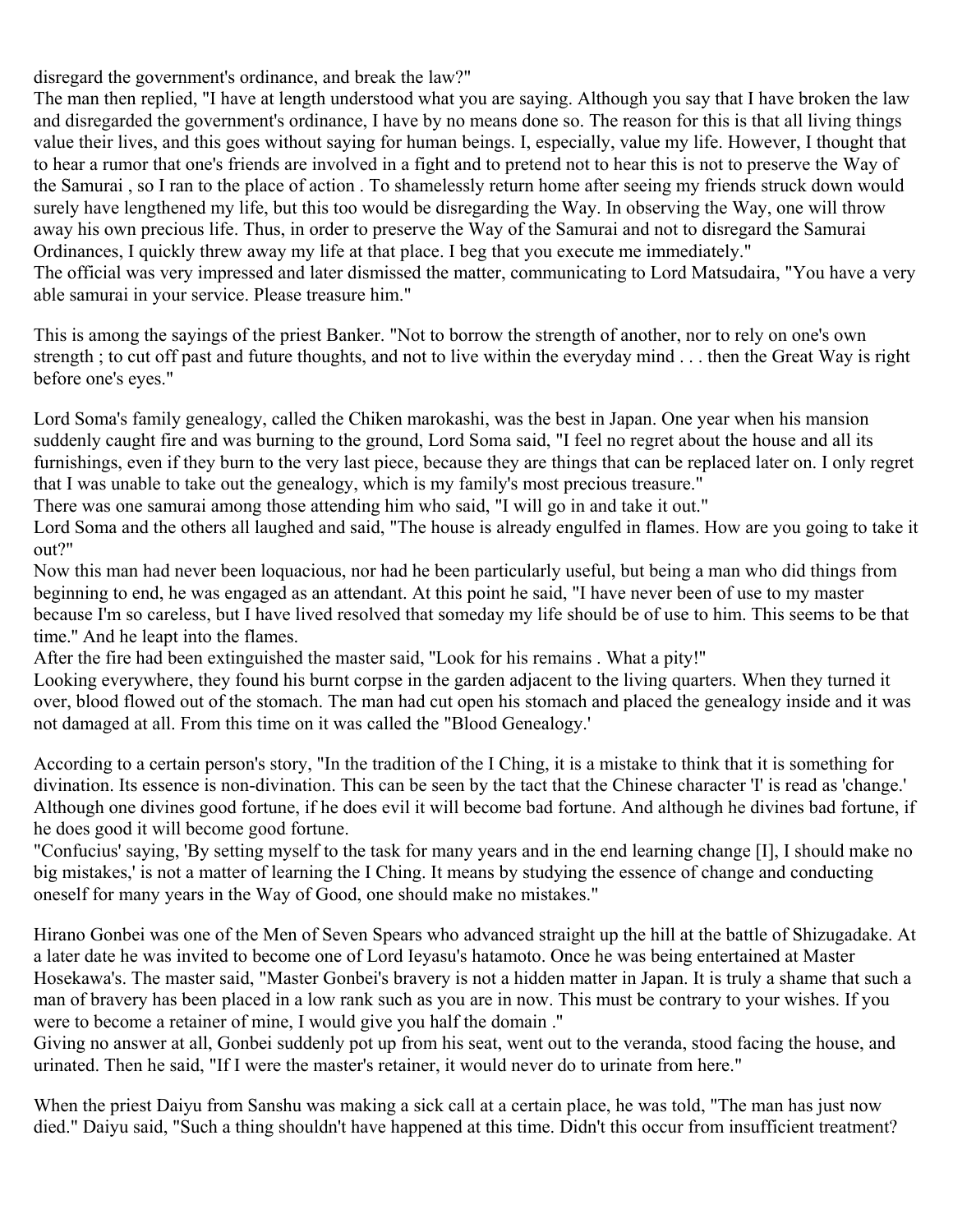disregard the government's ordinance, and break the law?"

The man then replied, "I have at length understood what you are saying. Although you say that I have broken the law and disregarded the government's ordinance, I have by no means done so. The reason for this is that all living things value their lives, and this goes without saying for human beings. I, especially, value my life. However, I thought that to hear a rumor that one's friends are involved in a fight and to pretend not to hear this is not to preserve the Way of the Samurai , so I ran to the place of action . To shamelessly return home after seeing my friends struck down would surely have lengthened my life, but this too would be disregarding the Way. In observing the Way, one will throw away his own precious life. Thus, in order to preserve the Way of the Samurai and not to disregard the Samurai Ordinances, I quickly threw away my life at that place. I beg that you execute me immediately."

The official was very impressed and later dismissed the matter, communicating to Lord Matsudaira, "You have a very able samurai in your service. Please treasure him."

This is among the sayings of the priest Banker. "Not to borrow the strength of another, nor to rely on one's own strength ; to cut off past and future thoughts, and not to live within the everyday mind . . . then the Great Way is right before one's eyes."

Lord Soma's family genealogy, called the Chiken marokashi, was the best in Japan. One year when his mansion suddenly caught fire and was burning to the ground, Lord Soma said, "I feel no regret about the house and all its furnishings, even if they burn to the very last piece, because they are things that can be replaced later on. I only regret that I was unable to take out the genealogy, which is my family's most precious treasure."

There was one samurai among those attending him who said, "I will go in and take it out."

Lord Soma and the others all laughed and said, "The house is already engulfed in flames. How are you going to take it out?"

Now this man had never been loquacious, nor had he been particularly useful, but being a man who did things from beginning to end, he was engaged as an attendant. At this point he said, "I have never been of use to my master because I'm so careless, but I have lived resolved that someday my life should be of use to him. This seems to be that time." And he leapt into the flames.

After the fire had been extinguished the master said, "Look for his remains . What a pity!"

Looking everywhere, they found his burnt corpse in the garden adjacent to the living quarters. When they turned it over, blood flowed out of the stomach. The man had cut open his stomach and placed the genealogy inside and it was not damaged at all. From this time on it was called the "Blood Genealogy.'

According to a certain person's story, "In the tradition of the I Ching, it is a mistake to think that it is something for divination. Its essence is non-divination. This can be seen by the tact that the Chinese character 'I' is read as 'change.' Although one divines good fortune, if he does evil it will become bad fortune. And although he divines bad fortune, if he does good it will become good fortune.

"Confucius' saying, 'By setting myself to the task for many years and in the end learning change [I], I should make no big mistakes,' is not a matter of learning the I Ching. It means by studying the essence of change and conducting oneself for many years in the Way of Good, one should make no mistakes."

Hirano Gonbei was one of the Men of Seven Spears who advanced straight up the hill at the battle of Shizugadake. At a later date he was invited to become one of Lord Ieyasu's hatamoto. Once he was being entertained at Master Hosekawa's. The master said, "Master Gonbei's bravery is not a hidden matter in Japan. It is truly a shame that such a man of bravery has been placed in a low rank such as you are in now. This must be contrary to your wishes. If you were to become a retainer of mine, I would give you half the domain ."

Giving no answer at all, Gonbei suddenly pot up from his seat, went out to the veranda, stood facing the house, and urinated. Then he said, "If I were the master's retainer, it would never do to urinate from here."

When the priest Daiyu from Sanshu was making a sick call at a certain place, he was told, "The man has just now died." Daiyu said, "Such a thing shouldn't have happened at this time. Didn't this occur from insufficient treatment?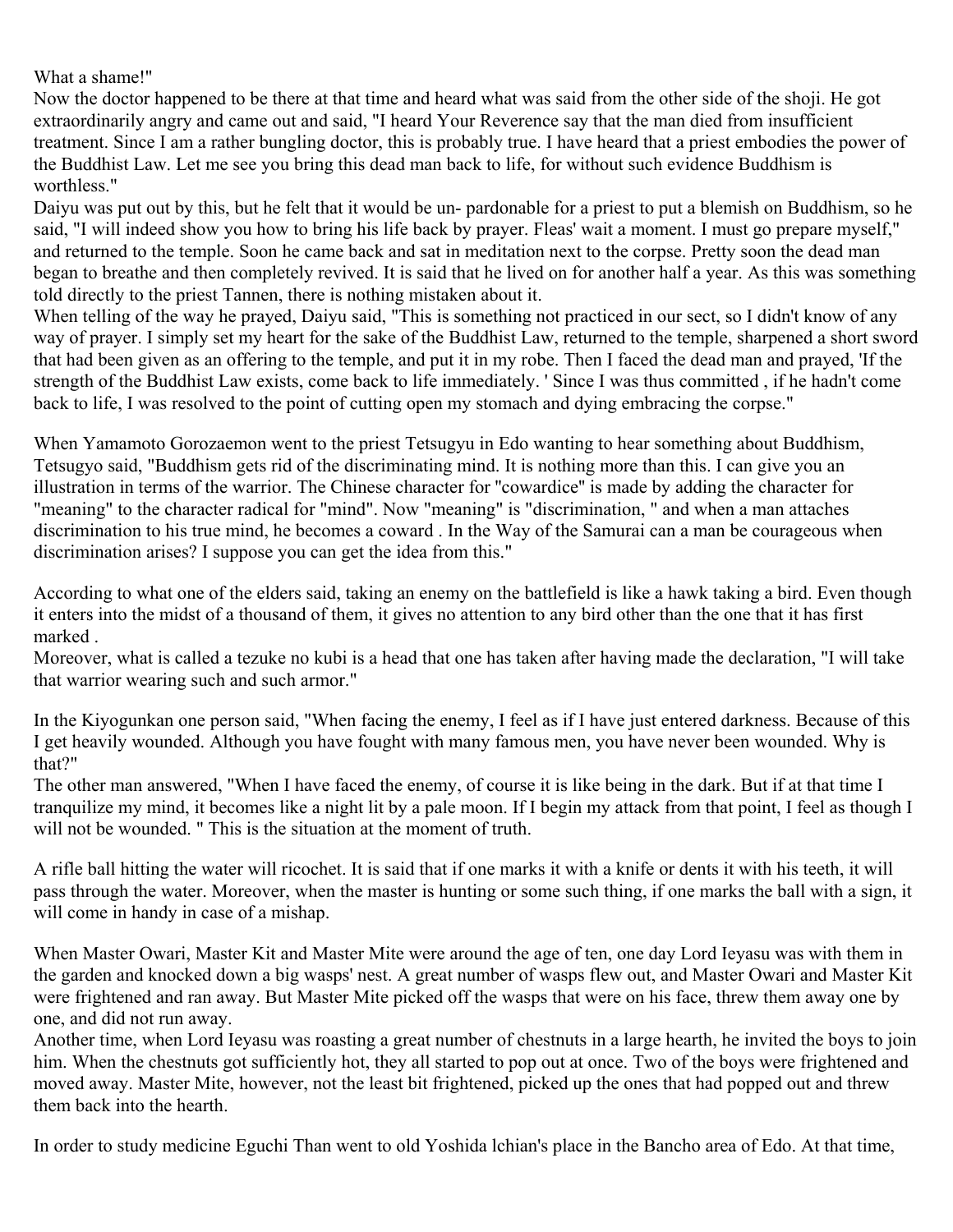What a shame!"

Now the doctor happened to be there at that time and heard what was said from the other side of the shoji. He got extraordinarily angry and came out and said, "I heard Your Reverence say that the man died from insufficient treatment. Since I am a rather bungling doctor, this is probably true. I have heard that a priest embodies the power of the Buddhist Law. Let me see you bring this dead man back to life, for without such evidence Buddhism is worthless."

Daiyu was put out by this, but he felt that it would be un- pardonable for a priest to put a blemish on Buddhism, so he said, "I will indeed show you how to bring his life back by prayer. Fleas' wait a moment. I must go prepare myself," and returned to the temple. Soon he came back and sat in meditation next to the corpse. Pretty soon the dead man began to breathe and then completely revived. It is said that he lived on for another half a year. As this was something told directly to the priest Tannen, there is nothing mistaken about it.

When telling of the way he prayed, Daiyu said, "This is something not practiced in our sect, so I didn't know of any way of prayer. I simply set my heart for the sake of the Buddhist Law, returned to the temple, sharpened a short sword that had been given as an offering to the temple, and put it in my robe. Then I faced the dead man and prayed, 'If the strength of the Buddhist Law exists, come back to life immediately. ' Since I was thus committed , if he hadn't come back to life, I was resolved to the point of cutting open my stomach and dying embracing the corpse."

When Yamamoto Gorozaemon went to the priest Tetsugyu in Edo wanting to hear something about Buddhism, Tetsugyo said, "Buddhism gets rid of the discriminating mind. It is nothing more than this. I can give you an illustration in terms of the warrior. The Chinese character for "cowardice" is made by adding the character for "meaning" to the character radical for "mind". Now "meaning" is "discrimination, " and when a man attaches discrimination to his true mind, he becomes a coward . In the Way of the Samurai can a man be courageous when discrimination arises? I suppose you can get the idea from this."

According to what one of the elders said, taking an enemy on the battlefield is like a hawk taking a bird. Even though it enters into the midst of a thousand of them, it gives no attention to any bird other than the one that it has first marked .

Moreover, what is called a tezuke no kubi is a head that one has taken after having made the declaration, "I will take that warrior wearing such and such armor."

In the Kiyogunkan one person said, "When facing the enemy, I feel as if I have just entered darkness. Because of this I get heavily wounded. Although you have fought with many famous men, you have never been wounded. Why is that?"

The other man answered, "When I have faced the enemy, of course it is like being in the dark. But if at that time I tranquilize my mind, it becomes like a night lit by a pale moon. If I begin my attack from that point, I feel as though I will not be wounded. " This is the situation at the moment of truth.

A rifle ball hitting the water will ricochet. It is said that if one marks it with a knife or dents it with his teeth, it will pass through the water. Moreover, when the master is hunting or some such thing, if one marks the ball with a sign, it will come in handy in case of a mishap.

When Master Owari, Master Kit and Master Mite were around the age of ten, one day Lord Ieyasu was with them in the garden and knocked down a big wasps' nest. A great number of wasps flew out, and Master Owari and Master Kit were frightened and ran away. But Master Mite picked off the wasps that were on his face, threw them away one by one, and did not run away.

Another time, when Lord Ieyasu was roasting a great number of chestnuts in a large hearth, he invited the boys to join him. When the chestnuts got sufficiently hot, they all started to pop out at once. Two of the boys were frightened and moved away. Master Mite, however, not the least bit frightened, picked up the ones that had popped out and threw them back into the hearth.

In order to study medicine Eguchi Than went to old Yoshida lchian's place in the Bancho area of Edo. At that time,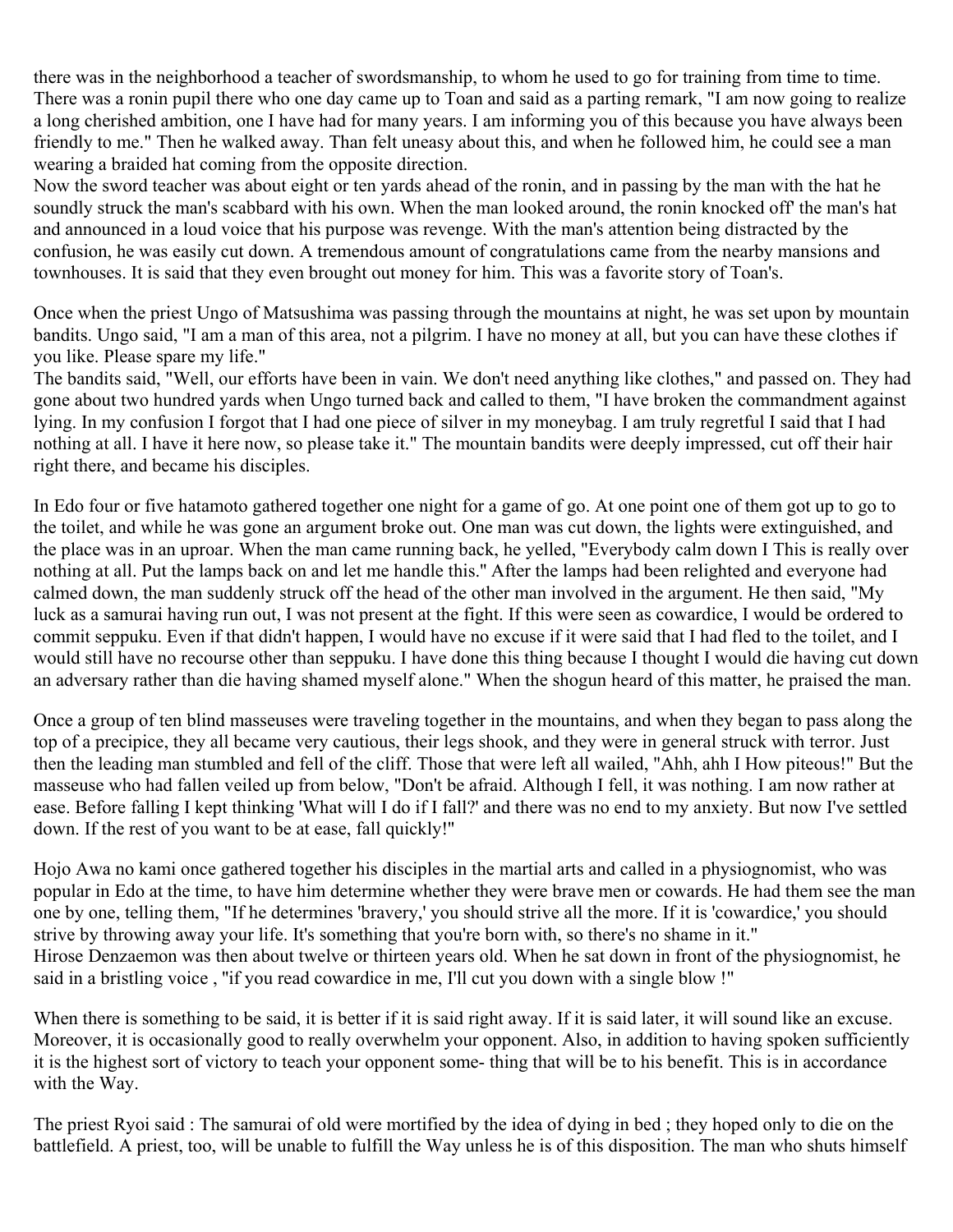there was in the neighborhood a teacher of swordsmanship, to whom he used to go for training from time to time. There was a ronin pupil there who one day came up to Toan and said as a parting remark, "I am now going to realize a long cherished ambition, one I have had for many years. I am informing you of this because you have always been friendly to me." Then he walked away. Than felt uneasy about this, and when he followed him, he could see a man wearing a braided hat coming from the opposite direction.
Now the sword teacher was about eight or ten yards ahead of the ronin, and in passing by the man with the hat he soundly struck the man's scabbard with his own. When the man looked around, the ronin knocked off' the man's hat and announced in a loud voice that his purpose was revenge. With the man's attention being distracted by the confusion, he was easily cut down. A tremendous amount of congratulations came from the nearby mansions and townhouses. It is said that they even brought out money for him. This was a favorite story of Toan's.

Once when the priest Ungo of Matsushima was passing through the mountains at night, he was set upon by mountain bandits. Ungo said, "I am a man of this area, not a pilgrim. I have no money at all, but you can have these clothes if you like. Please spare my life."
The bandits said, "Well, our efforts have been in vain. We don't need anything like clothes," and passed on. They had gone about two hundred yards when Ungo turned back and called to them, "I have broken the commandment against lying. In my confusion I forgot that I had one piece of silver in my moneybag. I am truly regretful I said that I had nothing at all. I have it here now, so please take it." The mountain bandits were deeply impressed, cut off their hair right there, and became his disciples.

In Edo four or five hatamoto gathered together one night for a game of go. At one point one of them got up to go to the toilet, and while he was gone an argument broke out. One man was cut down, the lights were extinguished, and the place was in an uproar. When the man came running back, he yelled, "Everybody calm down I This is really over nothing at all. Put the lamps back on and let me handle this." After the lamps had been relighted and everyone had calmed down, the man suddenly struck off the head of the other man involved in the argument. He then said, "My luck as a samurai having run out, I was not present at the fight. If this were seen as cowardice, I would be ordered to commit seppuku. Even if that didn't happen, I would have no excuse if it were said that I had fled to the toilet, and I would still have no recourse other than seppuku. I have done this thing because I thought I would die having cut down an adversary rather than die having shamed myself alone." When the shogun heard of this matter, he praised the man.

Once a group of ten blind masseuses were traveling together in the mountains, and when they began to pass along the top of a precipice, they all became very cautious, their legs shook, and they were in general struck with terror. Just then the leading man stumbled and fell of the cliff. Those that were left all wailed, "Ahh, ahh I How piteous!" But the masseuse who had fallen veiled up from below, "Don't be afraid. Although I fell, it was nothing. I am now rather at ease. Before falling I kept thinking 'What will I do if I fall?' and there was no end to my anxiety. But now I've settled down. If the rest of you want to be at ease, fall quickly!"

Hojo Awa no kami once gathered together his disciples in the martial arts and called in a physiognomist, who was popular in Edo at the time, to have him determine whether they were brave men or cowards. He had them see the man one by one, telling them, "If he determines 'bravery,' you should strive all the more. If it is 'cowardice,' you should strive by throwing away your life. It's something that you're born with, so there's no shame in it."
Hirose Denzaemon was then about twelve or thirteen years old. When he sat down in front of the physiognomist, he said in a bristling voice , "if you read cowardice in me, I'll cut you down with a single blow !"

When there is something to be said, it is better if it is said right away. If it is said later, it will sound like an excuse. Moreover, it is occasionally good to really overwhelm your opponent. Also, in addition to having spoken sufficiently it is the highest sort of victory to teach your opponent some- thing that will be to his benefit. This is in accordance with the Way.

The priest Ryoi said : The samurai of old were mortified by the idea of dying in bed ; they hoped only to die on the battlefield. A priest, too, will be unable to fulfill the Way unless he is of this disposition. The man who shuts himself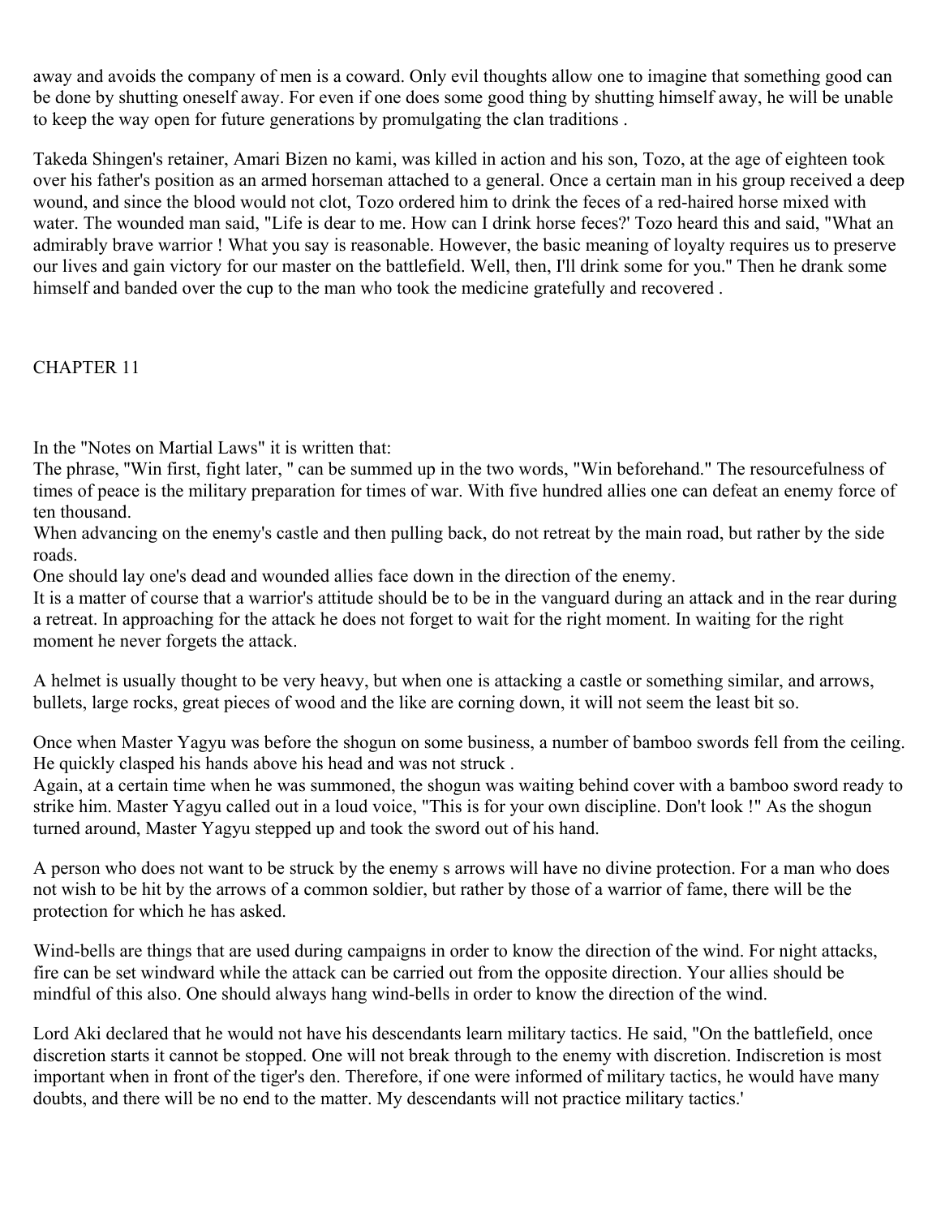away and avoids the company of men is a coward. Only evil thoughts allow one to imagine that something good can be done by shutting oneself away. For even if one does some good thing by shutting himself away, he will be unable to keep the way open for future generations by promulgating the clan traditions .

Takeda Shingen's retainer, Amari Bizen no kami, was killed in action and his son, Tozo, at the age of eighteen took over his father's position as an armed horseman attached to a general. Once a certain man in his group received a deep wound, and since the blood would not clot, Tozo ordered him to drink the feces of a red-haired horse mixed with water. The wounded man said, "Life is dear to me. How can I drink horse feces?' Tozo heard this and said, "What an admirably brave warrior ! What you say is reasonable. However, the basic meaning of loyalty requires us to preserve our lives and gain victory for our master on the battlefield. Well, then, I'll drink some for you." Then he drank some himself and banded over the cup to the man who took the medicine gratefully and recovered .

## CHAPTER 11

In the "Notes on Martial Laws" it is written that:
The phrase, "Win first, fight later, " can be summed up in the two words, "Win beforehand." The resourcefulness of times of peace is the military preparation for times of war. With five hundred allies one can defeat an enemy force of ten thousand.
When advancing on the enemy's castle and then pulling back, do not retreat by the main road, but rather by the side roads.
One should lay one's dead and wounded allies face down in the direction of the enemy.
It is a matter of course that a warrior's attitude should be to be in the vanguard during an attack and in the rear during a retreat. In approaching for the attack he does not forget to wait for the right moment. In waiting for the right moment he never forgets the attack.

A helmet is usually thought to be very heavy, but when one is attacking a castle or something similar, and arrows, bullets, large rocks, great pieces of wood and the like are corning down, it will not seem the least bit so.

Once when Master Yagyu was before the shogun on some business, a number of bamboo swords fell from the ceiling. He quickly clasped his hands above his head and was not struck .
Again, at a certain time when he was summoned, the shogun was waiting behind cover with a bamboo sword ready to strike him. Master Yagyu called out in a loud voice, "This is for your own discipline. Don't look !" As the shogun turned around, Master Yagyu stepped up and took the sword out of his hand.

A person who does not want to be struck by the enemy s arrows will have no divine protection. For a man who does not wish to be hit by the arrows of a common soldier, but rather by those of a warrior of fame, there will be the protection for which he has asked.

Wind-bells are things that are used during campaigns in order to know the direction of the wind. For night attacks, fire can be set windward while the attack can be carried out from the opposite direction. Your allies should be mindful of this also. One should always hang wind-bells in order to know the direction of the wind.

Lord Aki declared that he would not have his descendants learn military tactics. He said, "On the battlefield, once discretion starts it cannot be stopped. One will not break through to the enemy with discretion. Indiscretion is most important when in front of the tiger's den. Therefore, if one were informed of military tactics, he would have many doubts, and there will be no end to the matter. My descendants will not practice military tactics.'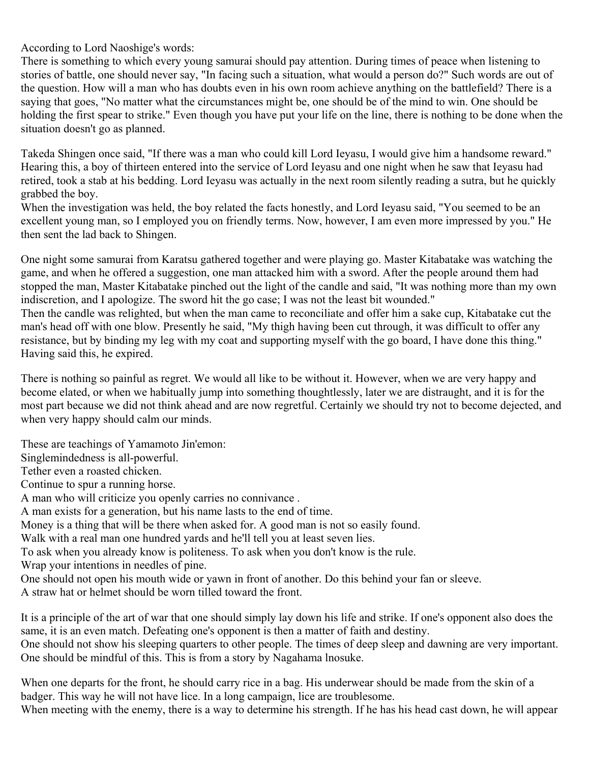According to Lord Naoshige's words:
There is something to which every young samurai should pay attention. During times of peace when listening to stories of battle, one should never say, "In facing such a situation, what would a person do?" Such words are out of the question. How will a man who has doubts even in his own room achieve anything on the battlefield? There is a saying that goes, "No matter what the circumstances might be, one should be of the mind to win. One should be holding the first spear to strike." Even though you have put your life on the line, there is nothing to be done when the situation doesn't go as planned.

Takeda Shingen once said, "If there was a man who could kill Lord Ieyasu, I would give him a handsome reward." Hearing this, a boy of thirteen entered into the service of Lord Ieyasu and one night when he saw that Ieyasu had retired, took a stab at his bedding. Lord Ieyasu was actually in the next room silently reading a sutra, but he quickly grabbed the boy.
When the investigation was held, the boy related the facts honestly, and Lord Ieyasu said, "You seemed to be an excellent young man, so I employed you on friendly terms. Now, however, I am even more impressed by you." He then sent the lad back to Shingen.

One night some samurai from Karatsu gathered together and were playing go. Master Kitabatake was watching the game, and when he offered a suggestion, one man attacked him with a sword. After the people around them had stopped the man, Master Kitabatake pinched out the light of the candle and said, "It was nothing more than my own indiscretion, and I apologize. The sword hit the go case; I was not the least bit wounded."
Then the candle was relighted, but when the man came to reconciliate and offer him a sake cup, Kitabatake cut the man's head off with one blow. Presently he said, "My thigh having been cut through, it was difficult to offer any resistance, but by binding my leg with my coat and supporting myself with the go board, I have done this thing." Having said this, he expired.

There is nothing so painful as regret. We would all like to be without it. However, when we are very happy and become elated, or when we habitually jump into something thoughtlessly, later we are distraught, and it is for the most part because we did not think ahead and are now regretful. Certainly we should try not to become dejected, and when very happy should calm our minds.

These are teachings of Yamamoto Jin'emon:
Singlemindedness is all-powerful.
Tether even a roasted chicken.
Continue to spur a running horse.
A man who will criticize you openly carries no connivance .
A man exists for a generation, but his name lasts to the end of time.
Money is a thing that will be there when asked for. A good man is not so easily found.
Walk with a real man one hundred yards and he'll tell you at least seven lies.
To ask when you already know is politeness. To ask when you don't know is the rule.
Wrap your intentions in needles of pine.
One should not open his mouth wide or yawn in front of another. Do this behind your fan or sleeve.
A straw hat or helmet should be worn tilled toward the front.

It is a principle of the art of war that one should simply lay down his life and strike. If one's opponent also does the same, it is an even match. Defeating one's opponent is then a matter of faith and destiny.
One should not show his sleeping quarters to other people. The times of deep sleep and dawning are very important. One should be mindful of this. This is from a story by Nagahama lnosuke.

When one departs for the front, he should carry rice in a bag. His underwear should be made from the skin of a badger. This way he will not have lice. In a long campaign, lice are troublesome.
When meeting with the enemy, there is a way to determine his strength. If he has his head cast down, he will appear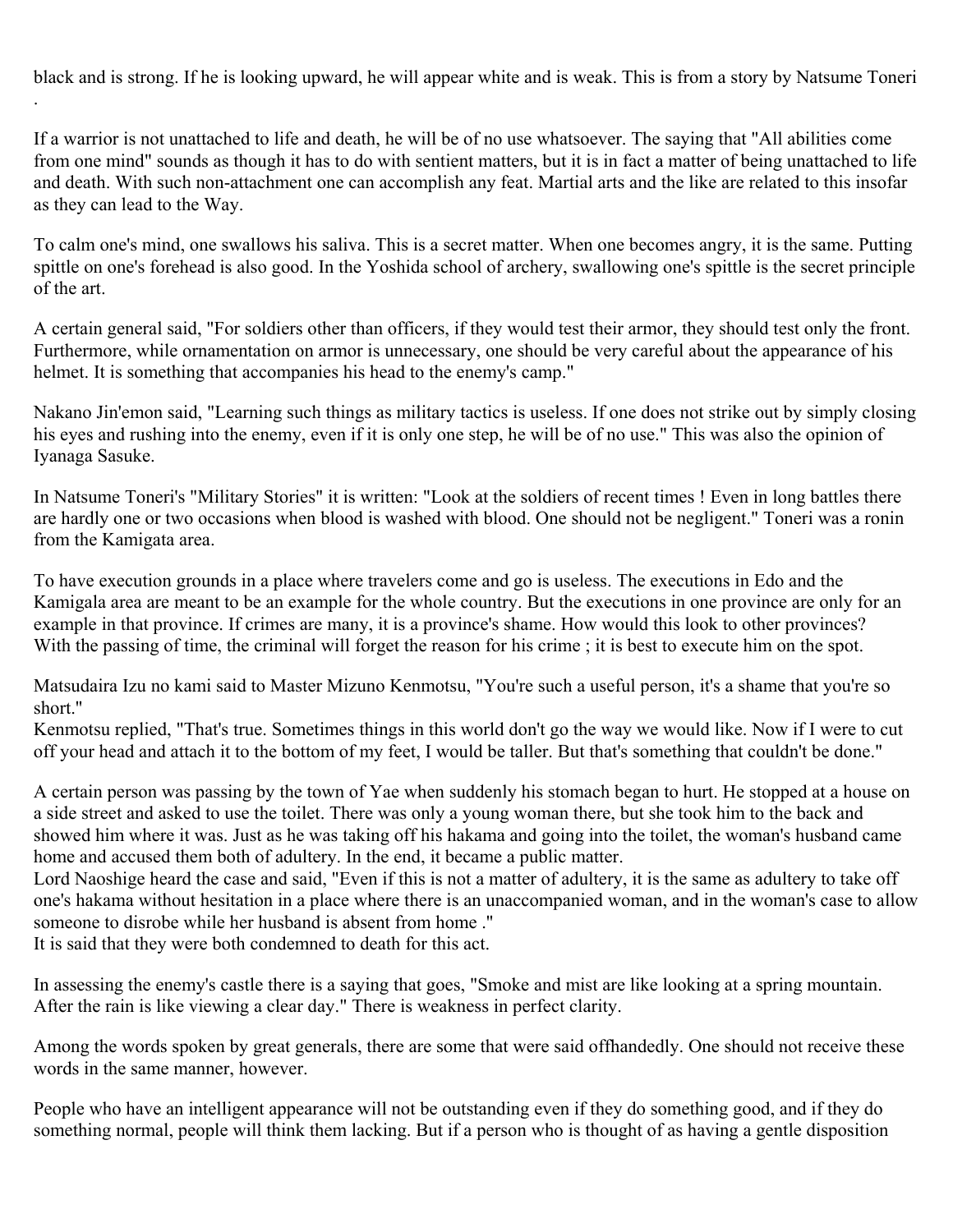black and is strong. If he is looking upward, he will appear white and is weak. This is from a story by Natsume Toneri
.

If a warrior is not unattached to life and death, he will be of no use whatsoever. The saying that "All abilities come from one mind" sounds as though it has to do with sentient matters, but it is in fact a matter of being unattached to life and death. With such non-attachment one can accomplish any feat. Martial arts and the like are related to this insofar as they can lead to the Way.

To calm one's mind, one swallows his saliva. This is a secret matter. When one becomes angry, it is the same. Putting spittle on one's forehead is also good. In the Yoshida school of archery, swallowing one's spittle is the secret principle of the art.

A certain general said, "For soldiers other than officers, if they would test their armor, they should test only the front. Furthermore, while ornamentation on armor is unnecessary, one should be very careful about the appearance of his helmet. It is something that accompanies his head to the enemy's camp."

Nakano Jin'emon said, "Learning such things as military tactics is useless. If one does not strike out by simply closing his eyes and rushing into the enemy, even if it is only one step, he will be of no use." This was also the opinion of Iyanaga Sasuke.

In Natsume Toneri's "Military Stories" it is written: "Look at the soldiers of recent times ! Even in long battles there are hardly one or two occasions when blood is washed with blood. One should not be negligent." Toneri was a ronin from the Kamigata area.

To have execution grounds in a place where travelers come and go is useless. The executions in Edo and the Kamigala area are meant to be an example for the whole country. But the executions in one province are only for an example in that province. If crimes are many, it is a province's shame. How would this look to other provinces? With the passing of time, the criminal will forget the reason for his crime ; it is best to execute him on the spot.

Matsudaira Izu no kami said to Master Mizuno Kenmotsu, "You're such a useful person, it's a shame that you're so short."
Kenmotsu replied, "That's true. Sometimes things in this world don't go the way we would like. Now if I were to cut off your head and attach it to the bottom of my feet, I would be taller. But that's something that couldn't be done."

A certain person was passing by the town of Yae when suddenly his stomach began to hurt. He stopped at a house on a side street and asked to use the toilet. There was only a young woman there, but she took him to the back and showed him where it was. Just as he was taking off his hakama and going into the toilet, the woman's husband came home and accused them both of adultery. In the end, it became a public matter.
Lord Naoshige heard the case and said, "Even if this is not a matter of adultery, it is the same as adultery to take off one's hakama without hesitation in a place where there is an unaccompanied woman, and in the woman's case to allow someone to disrobe while her husband is absent from home ."
It is said that they were both condemned to death for this act.

In assessing the enemy's castle there is a saying that goes, "Smoke and mist are like looking at a spring mountain. After the rain is like viewing a clear day." There is weakness in perfect clarity.

Among the words spoken by great generals, there are some that were said offhandedly. One should not receive these words in the same manner, however.

People who have an intelligent appearance will not be outstanding even if they do something good, and if they do something normal, people will think them lacking. But if a person who is thought of as having a gentle disposition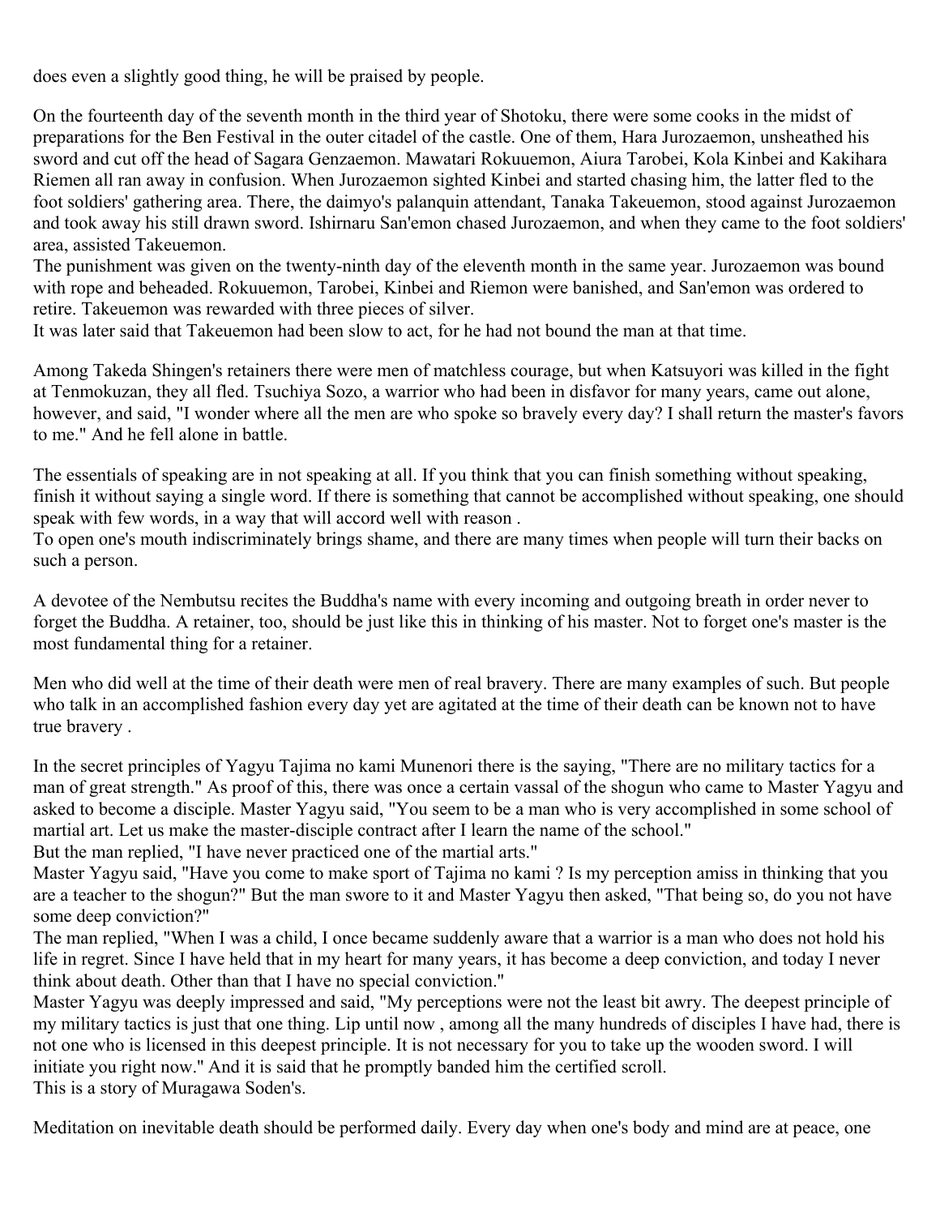does even a slightly good thing, he will be praised by people.

On the fourteenth day of the seventh month in the third year of Shotoku, there were some cooks in the midst of preparations for the Ben Festival in the outer citadel of the castle. One of them, Hara Jurozaemon, unsheathed his sword and cut off the head of Sagara Genzaemon. Mawatari Rokuuemon, Aiura Tarobei, Kola Kinbei and Kakihara Riemen all ran away in confusion. When Jurozaemon sighted Kinbei and started chasing him, the latter fled to the foot soldiers' gathering area. There, the daimyo's palanquin attendant, Tanaka Takeuemon, stood against Jurozaemon and took away his still drawn sword. Ishirnaru San'emon chased Jurozaemon, and when they came to the foot soldiers' area, assisted Takeuemon.
The punishment was given on the twenty-ninth day of the eleventh month in the same year. Jurozaemon was bound with rope and beheaded. Rokuuemon, Tarobei, Kinbei and Riemon were banished, and San'emon was ordered to retire. Takeuemon was rewarded with three pieces of silver.
It was later said that Takeuemon had been slow to act, for he had not bound the man at that time.

Among Takeda Shingen's retainers there were men of matchless courage, but when Katsuyori was killed in the fight at Tenmokuzan, they all fled. Tsuchiya Sozo, a warrior who had been in disfavor for many years, came out alone, however, and said, "I wonder where all the men are who spoke so bravely every day? I shall return the master's favors to me." And he fell alone in battle.

The essentials of speaking are in not speaking at all. If you think that you can finish something without speaking, finish it without saying a single word. If there is something that cannot be accomplished without speaking, one should speak with few words, in a way that will accord well with reason .
To open one's mouth indiscriminately brings shame, and there are many times when people will turn their backs on such a person.

A devotee of the Nembutsu recites the Buddha's name with every incoming and outgoing breath in order never to forget the Buddha. A retainer, too, should be just like this in thinking of his master. Not to forget one's master is the most fundamental thing for a retainer.

Men who did well at the time of their death were men of real bravery. There are many examples of such. But people who talk in an accomplished fashion every day yet are agitated at the time of their death can be known not to have true bravery .

In the secret principles of Yagyu Tajima no kami Munenori there is the saying, "There are no military tactics for a man of great strength." As proof of this, there was once a certain vassal of the shogun who came to Master Yagyu and asked to become a disciple. Master Yagyu said, "You seem to be a man who is very accomplished in some school of martial art. Let us make the master-disciple contract after I learn the name of the school."
But the man replied, "I have never practiced one of the martial arts."
Master Yagyu said, "Have you come to make sport of Tajima no kami ? Is my perception amiss in thinking that you are a teacher to the shogun?" But the man swore to it and Master Yagyu then asked, "That being so, do you not have some deep conviction?"
The man replied, "When I was a child, I once became suddenly aware that a warrior is a man who does not hold his life in regret. Since I have held that in my heart for many years, it has become a deep conviction, and today I never think about death. Other than that I have no special conviction."
Master Yagyu was deeply impressed and said, "My perceptions were not the least bit awry. The deepest principle of my military tactics is just that one thing. Lip until now , among all the many hundreds of disciples I have had, there is not one who is licensed in this deepest principle. It is not necessary for you to take up the wooden sword. I will initiate you right now." And it is said that he promptly banded him the certified scroll.
This is a story of Muragawa Soden's.

Meditation on inevitable death should be performed daily. Every day when one's body and mind are at peace, one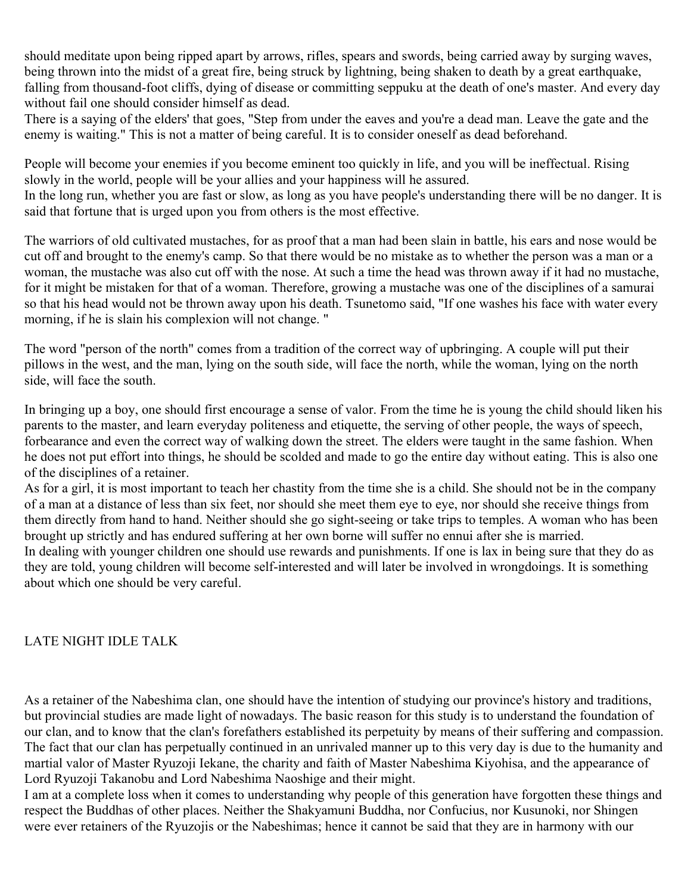should meditate upon being ripped apart by arrows, rifles, spears and swords, being carried away by surging waves, being thrown into the midst of a great fire, being struck by lightning, being shaken to death by a great earthquake, falling from thousand-foot cliffs, dying of disease or committing seppuku at the death of one's master. And every day without fail one should consider himself as dead.
There is a saying of the elders' that goes, "Step from under the eaves and you're a dead man. Leave the gate and the enemy is waiting." This is not a matter of being careful. It is to consider oneself as dead beforehand.

People will become your enemies if you become eminent too quickly in life, and you will be ineffectual. Rising slowly in the world, people will be your allies and your happiness will he assured.
In the long run, whether you are fast or slow, as long as you have people's understanding there will be no danger. It is said that fortune that is urged upon you from others is the most effective.

The warriors of old cultivated mustaches, for as proof that a man had been slain in battle, his ears and nose would be cut off and brought to the enemy's camp. So that there would be no mistake as to whether the person was a man or a woman, the mustache was also cut off with the nose. At such a time the head was thrown away if it had no mustache, for it might be mistaken for that of a woman. Therefore, growing a mustache was one of the disciplines of a samurai so that his head would not be thrown away upon his death. Tsunetomo said, "If one washes his face with water every morning, if he is slain his complexion will not change. "

The word "person of the north" comes from a tradition of the correct way of upbringing. A couple will put their pillows in the west, and the man, lying on the south side, will face the north, while the woman, lying on the north side, will face the south.

In bringing up a boy, one should first encourage a sense of valor. From the time he is young the child should liken his parents to the master, and learn everyday politeness and etiquette, the serving of other people, the ways of speech, forbearance and even the correct way of walking down the street. The elders were taught in the same fashion. When he does not put effort into things, he should be scolded and made to go the entire day without eating. This is also one of the disciplines of a retainer.
As for a girl, it is most important to teach her chastity from the time she is a child. She should not be in the company of a man at a distance of less than six feet, nor should she meet them eye to eye, nor should she receive things from them directly from hand to hand. Neither should she go sight-seeing or take trips to temples. A woman who has been brought up strictly and has endured suffering at her own borne will suffer no ennui after she is married.
In dealing with younger children one should use rewards and punishments. If one is lax in being sure that they do as they are told, young children will become self-interested and will later be involved in wrongdoings. It is something about which one should be very careful.

## LATE NIGHT IDLE TALK

As a retainer of the Nabeshima clan, one should have the intention of studying our province's history and traditions, but provincial studies are made light of nowadays. The basic reason for this study is to understand the foundation of our clan, and to know that the clan's forefathers established its perpetuity by means of their suffering and compassion. The fact that our clan has perpetually continued in an unrivaled manner up to this very day is due to the humanity and martial valor of Master Ryuzoji Iekane, the charity and faith of Master Nabeshima Kiyohisa, and the appearance of Lord Ryuzoji Takanobu and Lord Nabeshima Naoshige and their might.
I am at a complete loss when it comes to understanding why people of this generation have forgotten these things and respect the Buddhas of other places. Neither the Shakyamuni Buddha, nor Confucius, nor Kusunoki, nor Shingen were ever retainers of the Ryuzojis or the Nabeshimas; hence it cannot be said that they are in harmony with our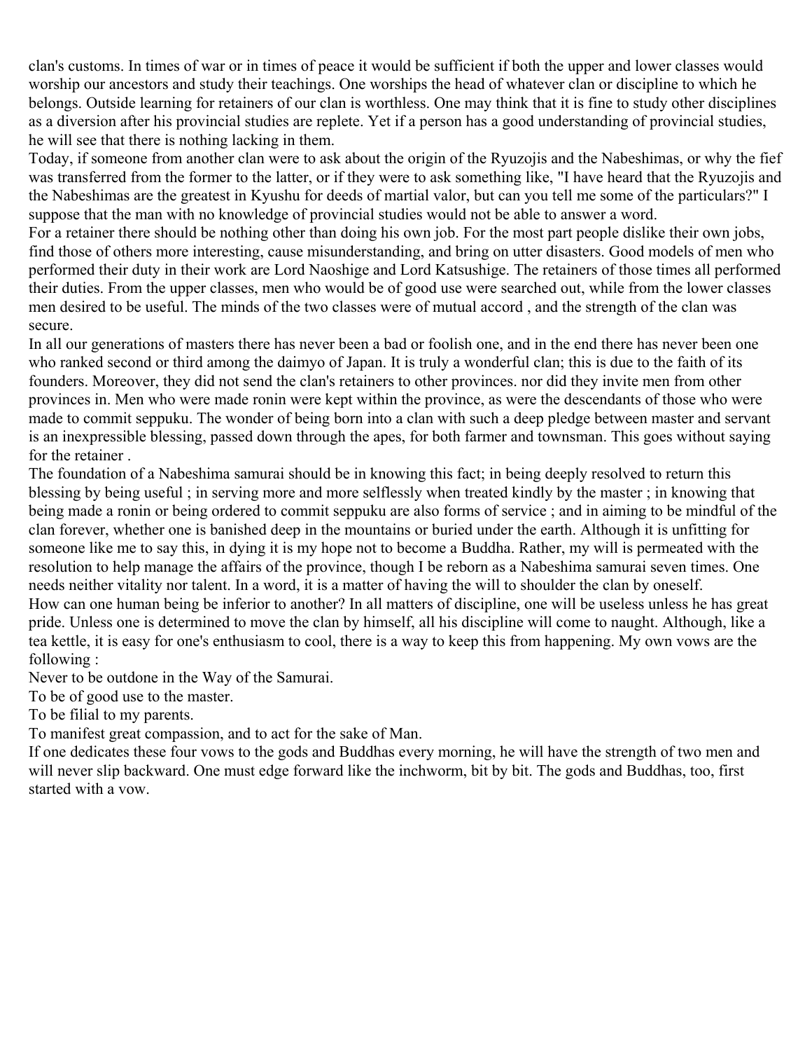clan's customs. In times of war or in times of peace it would be sufficient if both the upper and lower classes would worship our ancestors and study their teachings. One worships the head of whatever clan or discipline to which he belongs. Outside learning for retainers of our clan is worthless. One may think that it is fine to study other disciplines as a diversion after his provincial studies are replete. Yet if a person has a good understanding of provincial studies, he will see that there is nothing lacking in them.

Today, if someone from another clan were to ask about the origin of the Ryuzojis and the Nabeshimas, or why the fief was transferred from the former to the latter, or if they were to ask something like, "I have heard that the Ryuzojis and the Nabeshimas are the greatest in Kyushu for deeds of martial valor, but can you tell me some of the particulars?" I suppose that the man with no knowledge of provincial studies would not be able to answer a word.

For a retainer there should be nothing other than doing his own job. For the most part people dislike their own jobs, find those of others more interesting, cause misunderstanding, and bring on utter disasters. Good models of men who performed their duty in their work are Lord Naoshige and Lord Katsushige. The retainers of those times all performed their duties. From the upper classes, men who would be of good use were searched out, while from the lower classes men desired to be useful. The minds of the two classes were of mutual accord , and the strength of the clan was secure.

In all our generations of masters there has never been a bad or foolish one, and in the end there has never been one who ranked second or third among the daimyo of Japan. It is truly a wonderful clan; this is due to the faith of its founders. Moreover, they did not send the clan's retainers to other provinces. nor did they invite men from other provinces in. Men who were made ronin were kept within the province, as were the descendants of those who were made to commit seppuku. The wonder of being born into a clan with such a deep pledge between master and servant is an inexpressible blessing, passed down through the apes, for both farmer and townsman. This goes without saying for the retainer .

The foundation of a Nabeshima samurai should be in knowing this fact; in being deeply resolved to return this blessing by being useful ; in serving more and more selflessly when treated kindly by the master ; in knowing that being made a ronin or being ordered to commit seppuku are also forms of service ; and in aiming to be mindful of the clan forever, whether one is banished deep in the mountains or buried under the earth. Although it is unfitting for someone like me to say this, in dying it is my hope not to become a Buddha. Rather, my will is permeated with the resolution to help manage the affairs of the province, though I be reborn as a Nabeshima samurai seven times. One needs neither vitality nor talent. In a word, it is a matter of having the will to shoulder the clan by oneself.

How can one human being be inferior to another? In all matters of discipline, one will be useless unless he has great pride. Unless one is determined to move the clan by himself, all his discipline will come to naught. Although, like a tea kettle, it is easy for one's enthusiasm to cool, there is a way to keep this from happening. My own vows are the following :

Never to be outdone in the Way of the Samurai.

To be of good use to the master.

To be filial to my parents.

To manifest great compassion, and to act for the sake of Man.

If one dedicates these four vows to the gods and Buddhas every morning, he will have the strength of two men and will never slip backward. One must edge forward like the inchworm, bit by bit. The gods and Buddhas, too, first started with a vow.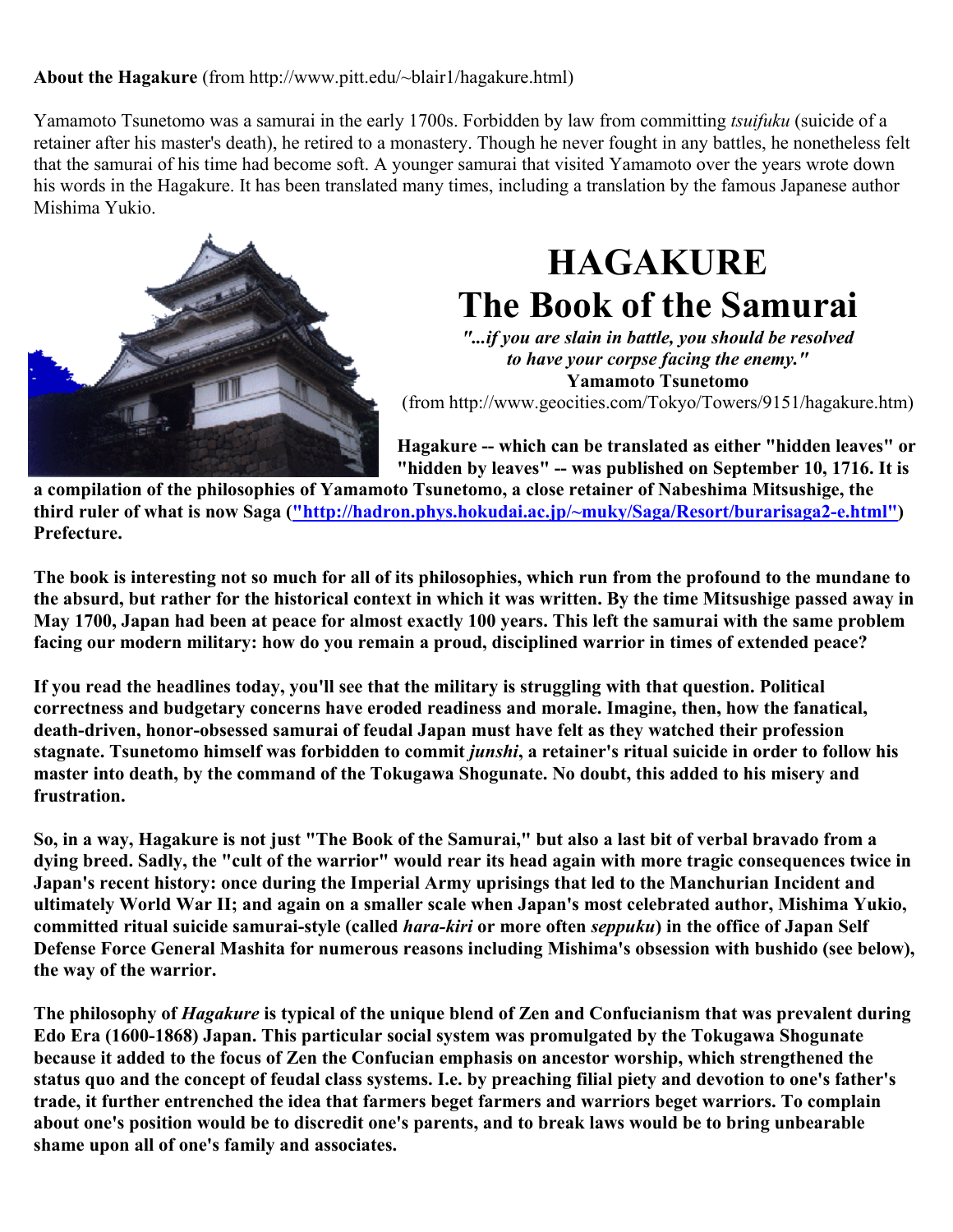**About the Hagakure** (from http://www.pitt.edu/~blair1/hagakure.html)

Yamamoto Tsunetomo was a samurai in the early 1700s. Forbidden by law from committing *tsuifuku* (suicide of a retainer after his master's death), he retired to a monastery. Though he never fought in any battles, he nonetheless felt that the samurai of his time had become soft. A younger samurai that visited Yamamoto over the years wrote down his words in the Hagakure. It has been translated many times, including a translation by the famous Japanese author Mishima Yukio.

# HAGAKURE
# The Book of the Samurai

***"...if you are slain in battle, you should be resolved to have your corpse facing the enemy."***
**Yamamoto Tsunetomo**
(from http://www.geocities.com/Tokyo/Towers/9151/hagakure.htm)

**Hagakure -- which can be translated as either "hidden leaves" or "hidden by leaves" -- was published on September 10, 1716. It is a compilation of the philosophies of Yamamoto Tsunetomo, a close retainer of Nabeshima Mitsushige, the third ruler of what is now Saga ("http://hadron.phys.hokudai.ac.jp/~muky/Saga/Resort/burarisaga2-e.html") Prefecture.**

**The book is interesting not so much for all of its philosophies, which run from the profound to the mundane to the absurd, but rather for the historical context in which it was written. By the time Mitsushige passed away in May 1700, Japan had been at peace for almost exactly 100 years. This left the samurai with the same problem facing our modern military: how do you remain a proud, disciplined warrior in times of extended peace?**

**If you read the headlines today, you'll see that the military is struggling with that question. Political correctness and budgetary concerns have eroded readiness and morale. Imagine, then, how the fanatical, death-driven, honor-obsessed samurai of feudal Japan must have felt as they watched their profession stagnate. Tsunetomo himself was forbidden to commit *junshi*, a retainer's ritual suicide in order to follow his master into death, by the command of the Tokugawa Shogunate. No doubt, this added to his misery and frustration.**

**So, in a way, Hagakure is not just "The Book of the Samurai," but also a last bit of verbal bravado from a dying breed. Sadly, the "cult of the warrior" would rear its head again with more tragic consequences twice in Japan's recent history: once during the Imperial Army uprisings that led to the Manchurian Incident and ultimately World War II; and again on a smaller scale when Japan's most celebrated author, Mishima Yukio, committed ritual suicide samurai-style (called *hara-kiri* or more often *seppuku*) in the office of Japan Self Defense Force General Mashita for numerous reasons including Mishima's obsession with bushido (see below), the way of the warrior.**

**The philosophy of *Hagakure* is typical of the unique blend of Zen and Confucianism that was prevalent during Edo Era (1600-1868) Japan. This particular social system was promulgated by the Tokugawa Shogunate because it added to the focus of Zen the Confucian emphasis on ancestor worship, which strengthened the status quo and the concept of feudal class systems. I.e. by preaching filial piety and devotion to one's father's trade, it further entrenched the idea that farmers beget farmers and warriors beget warriors. To complain about one's position would be to discredit one's parents, and to break laws would be to bring unbearable shame upon all of one's family and associates.**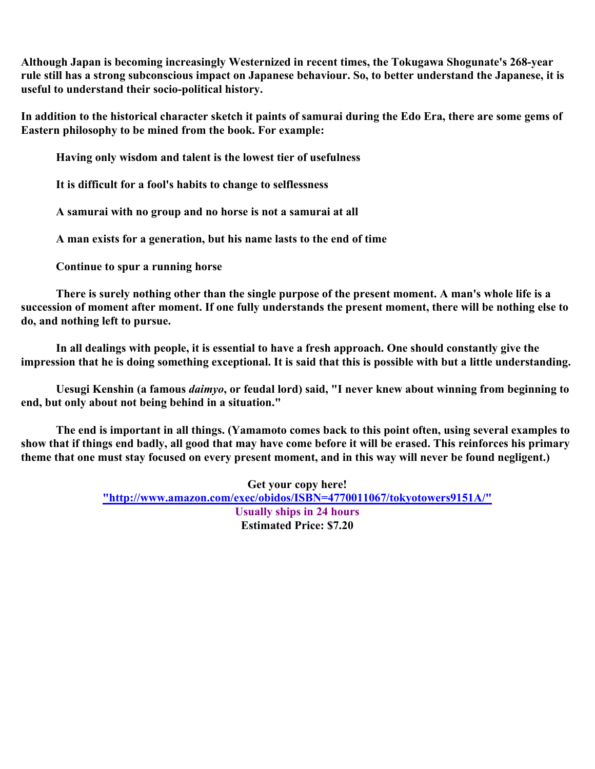**Although Japan is becoming increasingly Westernized in recent times, the Tokugawa Shogunate's 268-year rule still has a strong subconscious impact on Japanese behaviour. So, to better understand the Japanese, it is useful to understand their socio-political history.**

**In addition to the historical character sketch it paints of samurai during the Edo Era, there are some gems of Eastern philosophy to be mined from the book. For example:**

> **Having only wisdom and talent is the lowest tier of usefulness**
>
> **It is difficult for a fool's habits to change to selflessness**
>
> **A samurai with no group and no horse is not a samurai at all**
>
> **A man exists for a generation, but his name lasts to the end of time**
>
> **Continue to spur a running horse**

**There is surely nothing other than the single purpose of the present moment. A man's whole life is a succession of moment after moment. If one fully understands the present moment, there will be nothing else to do, and nothing left to pursue.**

**In all dealings with people, it is essential to have a fresh approach. One should constantly give the impression that he is doing something exceptional. It is said that this is possible with but a little understanding.**

**Uesugi Kenshin (a famous *daimyo*, or feudal lord) said, "I never knew about winning from beginning to end, but only about not being behind in a situation."**

**The end is important in all things. (Yamamoto comes back to this point often, using several examples to show that if things end badly, all good that may have come before it will be erased. This reinforces his primary theme that one must stay focused on every present moment, and in this way will never be found negligent.)**

**Get your copy here!**
**"http://www.amazon.com/exec/obidos/ISBN=4770011067/tokyotowers9151A/"**
**Usually ships in 24 hours**
**Estimated Price: $7.20**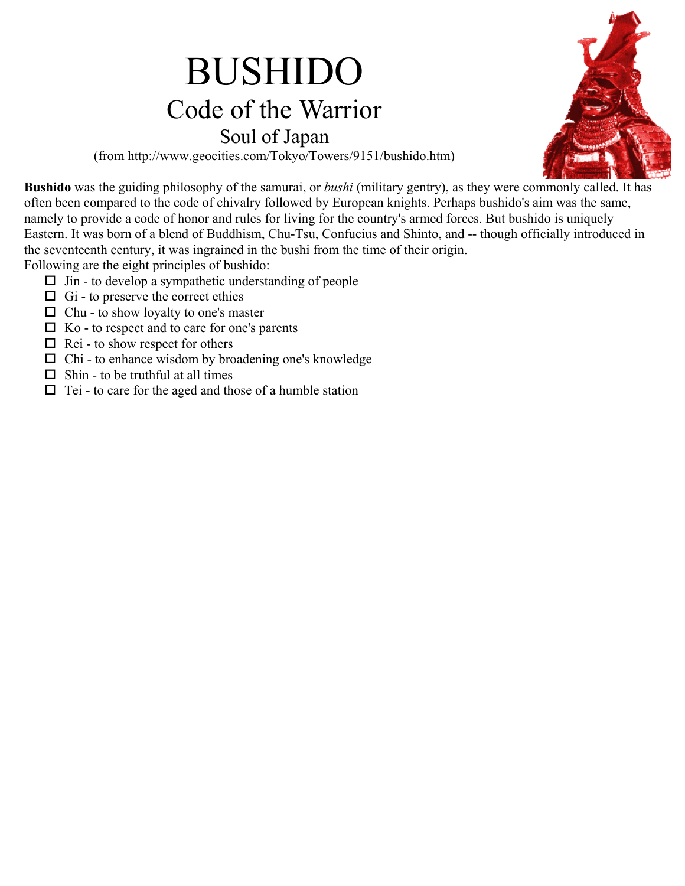# BUSHIDO

## Code of the Warrior

### Soul of Japan

(from http://www.geocities.com/Tokyo/Towers/9151/bushido.htm)

**Bushido** was the guiding philosophy of the samurai, or *bushi* (military gentry), as they were commonly called. It has often been compared to the code of chivalry followed by European knights. Perhaps bushido's aim was the same, namely to provide a code of honor and rules for living for the country's armed forces. But bushido is uniquely Eastern. It was born of a blend of Buddhism, Chu-Tsu, Confucius and Shinto, and -- though officially introduced in the seventeenth century, it was ingrained in the bushi from the time of their origin.

Following are the eight principles of bushido:

- Jin - to develop a sympathetic understanding of people
- Gi - to preserve the correct ethics
- Chu - to show loyalty to one's master
- Ko - to respect and to care for one's parents
- Rei - to show respect for others
- Chi - to enhance wisdom by broadening one's knowledge
- Shin - to be truthful at all times
- Tei - to care for the aged and those of a humble station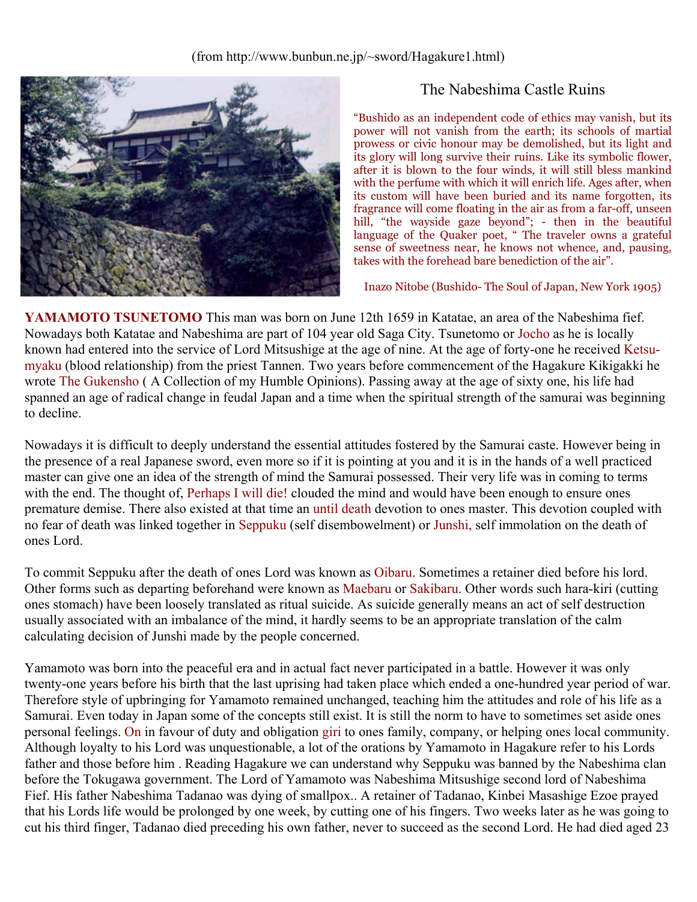(from http://www.bunbun.ne.jp/~sword/Hagakure1.html)

## The Nabeshima Castle Ruins

"Bushido as an independent code of ethics may vanish, but its power will not vanish from the earth; its schools of martial prowess or civic honour may be demolished, but its light and its glory will long survive their ruins. Like its symbolic flower, after it is blown to the four winds, it will still bless mankind with the perfume with which it will enrich life. Ages after, when its custom will have been buried and its name forgotten, its fragrance will come floating in the air as from a far-off, unseen hill, "the wayside gaze beyond"; - then in the beautiful language of the Quaker poet, " The traveler owns a grateful sense of sweetness near, he knows not whence, and, pausing, takes with the forehead bare benediction of the air".

Inazo Nitobe (Bushido- The Soul of Japan, New York 1905)

**YAMAMOTO TSUNETOMO** This man was born on June 12th 1659 in Katatae, an area of the Nabeshima fief. Nowadays both Katatae and Nabeshima are part of 104 year old Saga City. Tsunetomo or Jocho as he is locally known had entered into the service of Lord Mitsushige at the age of nine. At the age of forty-one he received Ketsu-myaku (blood relationship) from the priest Tannen. Two years before commencement of the Hagakure Kikigakki he wrote The Gukensho ( A Collection of my Humble Opinions). Passing away at the age of sixty one, his life had spanned an age of radical change in feudal Japan and a time when the spiritual strength of the samurai was beginning to decline.

Nowadays it is difficult to deeply understand the essential attitudes fostered by the Samurai caste. However being in the presence of a real Japanese sword, even more so if it is pointing at you and it is in the hands of a well practiced master can give one an idea of the strength of mind the Samurai possessed. Their very life was in coming to terms with the end. The thought of, Perhaps I will die! clouded the mind and would have been enough to ensure ones premature demise. There also existed at that time an until death devotion to ones master. This devotion coupled with no fear of death was linked together in Seppuku (self disembowelment) or Junshi, self immolation on the death of ones Lord.

To commit Seppuku after the death of ones Lord was known as Oibaru. Sometimes a retainer died before his lord. Other forms such as departing beforehand were known as Maebaru or Sakibaru. Other words such hara-kiri (cutting ones stomach) have been loosely translated as ritual suicide. As suicide generally means an act of self destruction usually associated with an imbalance of the mind, it hardly seems to be an appropriate translation of the calm calculating decision of Junshi made by the people concerned.

Yamamoto was born into the peaceful era and in actual fact never participated in a battle. However it was only twenty-one years before his birth that the last uprising had taken place which ended a one-hundred year period of war. Therefore style of upbringing for Yamamoto remained unchanged, teaching him the attitudes and role of his life as a Samurai. Even today in Japan some of the concepts still exist. It is still the norm to have to sometimes set aside ones personal feelings. On in favour of duty and obligation giri to ones family, company, or helping ones local community. Although loyalty to his Lord was unquestionable, a lot of the orations by Yamamoto in Hagakure refer to his Lords father and those before him . Reading Hagakure we can understand why Seppuku was banned by the Nabeshima clan before the Tokugawa government. The Lord of Yamamoto was Nabeshima Mitsushige second lord of Nabeshima Fief. His father Nabeshima Tadanao was dying of smallpox.. A retainer of Tadanao, Kinbei Masashige Ezoe prayed that his Lords life would be prolonged by one week, by cutting one of his fingers. Two weeks later as he was going to cut his third finger, Tadanao died preceding his own father, never to succeed as the second Lord. He had died aged 23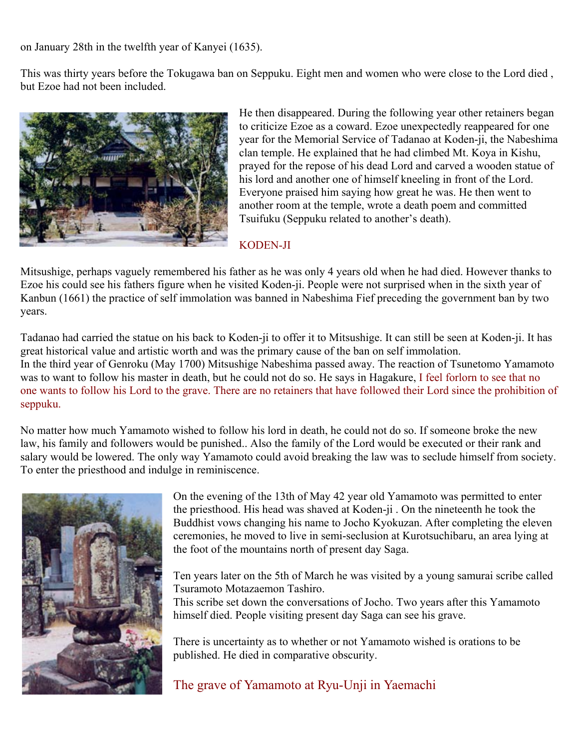on January 28th in the twelfth year of Kanyei (1635).

This was thirty years before the Tokugawa ban on Seppuku. Eight men and women who were close to the Lord died , but Ezoe had not been included.

He then disappeared. During the following year other retainers began to criticize Ezoe as a coward. Ezoe unexpectedly reappeared for one year for the Memorial Service of Tadanao at Koden-ji, the Nabeshima clan temple. He explained that he had climbed Mt. Koya in Kishu, prayed for the repose of his dead Lord and carved a wooden statue of his lord and another one of himself kneeling in front of the Lord. Everyone praised him saying how great he was. He then went to another room at the temple, wrote a death poem and committed Tsuifuku (Seppuku related to another's death).

KODEN-JI

Mitsushige, perhaps vaguely remembered his father as he was only 4 years old when he had died. However thanks to Ezoe his could see his fathers figure when he visited Koden-ji. People were not surprised when in the sixth year of Kanbun (1661) the practice of self immolation was banned in Nabeshima Fief preceding the government ban by two years.

Tadanao had carried the statue on his back to Koden-ji to offer it to Mitsushige. It can still be seen at Koden-ji. It has great historical value and artistic worth and was the primary cause of the ban on self immolation.
In the third year of Genroku (May 1700) Mitsushige Nabeshima passed away. The reaction of Tsunetomo Yamamoto was to want to follow his master in death, but he could not do so. He says in Hagakure, I feel forlorn to see that no one wants to follow his Lord to the grave. There are no retainers that have followed their Lord since the prohibition of seppuku.

No matter how much Yamamoto wished to follow his lord in death, he could not do so. If someone broke the new law, his family and followers would be punished.. Also the family of the Lord would be executed or their rank and salary would be lowered. The only way Yamamoto could avoid breaking the law was to seclude himself from society. To enter the priesthood and indulge in reminiscence.

On the evening of the 13th of May 42 year old Yamamoto was permitted to enter the priesthood. His head was shaved at Koden-ji . On the nineteenth he took the Buddhist vows changing his name to Jocho Kyokuzan. After completing the eleven ceremonies, he moved to live in semi-seclusion at Kurotsuchibaru, an area lying at the foot of the mountains north of present day Saga.

Ten years later on the 5th of March he was visited by a young samurai scribe called Tsuramoto Motazaemon Tashiro.
This scribe set down the conversations of Jocho. Two years after this Yamamoto himself died. People visiting present day Saga can see his grave.

There is uncertainty as to whether or not Yamamoto wished is orations to be published. He died in comparative obscurity.

The grave of Yamamoto at Ryu-Unji in Yaemachi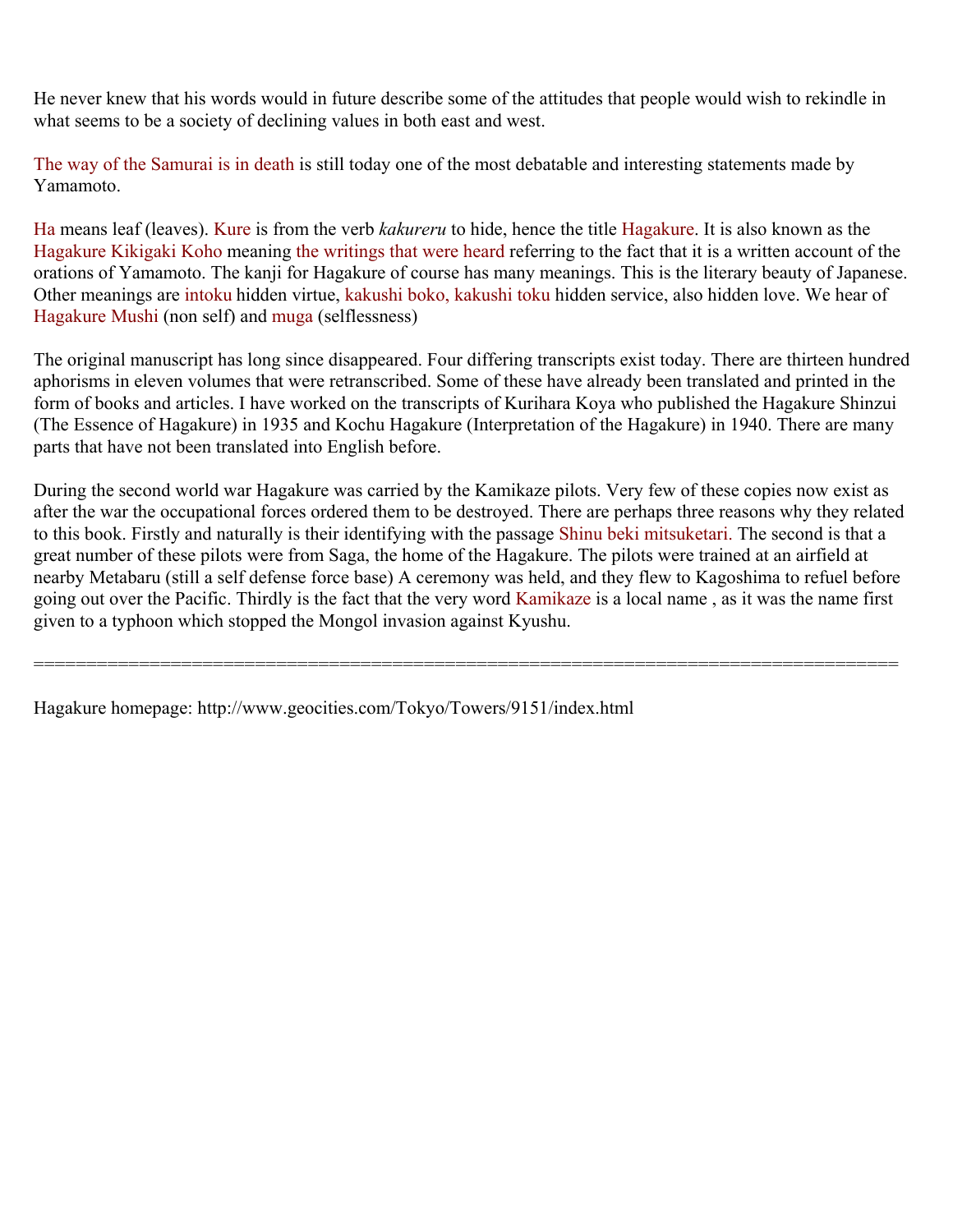He never knew that his words would in future describe some of the attitudes that people would wish to rekindle in what seems to be a society of declining values in both east and west.

The way of the Samurai is in death is still today one of the most debatable and interesting statements made by Yamamoto.

Ha means leaf (leaves). Kure is from the verb *kakureru* to hide, hence the title Hagakure. It is also known as the Hagakure Kikigaki Koho meaning the writings that were heard referring to the fact that it is a written account of the orations of Yamamoto. The kanji for Hagakure of course has many meanings. This is the literary beauty of Japanese. Other meanings are intoku hidden virtue, kakushi boko, kakushi toku hidden service, also hidden love. We hear of Hagakure Mushi (non self) and muga (selflessness)

The original manuscript has long since disappeared. Four differing transcripts exist today. There are thirteen hundred aphorisms in eleven volumes that were retranscribed. Some of these have already been translated and printed in the form of books and articles. I have worked on the transcripts of Kurihara Koya who published the Hagakure Shinzui (The Essence of Hagakure) in 1935 and Kochu Hagakure (Interpretation of the Hagakure) in 1940. There are many parts that have not been translated into English before.

During the second world war Hagakure was carried by the Kamikaze pilots. Very few of these copies now exist as after the war the occupational forces ordered them to be destroyed. There are perhaps three reasons why they related to this book. Firstly and naturally is their identifying with the passage Shinu beki mitsuketari. The second is that a great number of these pilots were from Saga, the home of the Hagakure. The pilots were trained at an airfield at nearby Metabaru (still a self defense force base) A ceremony was held, and they flew to Kagoshima to refuel before going out over the Pacific. Thirdly is the fact that the very word Kamikaze is a local name , as it was the name first given to a typhoon which stopped the Mongol invasion against Kyushu.

================================================================================

Hagakure homepage: http://www.geocities.com/Tokyo/Towers/9151/index.html